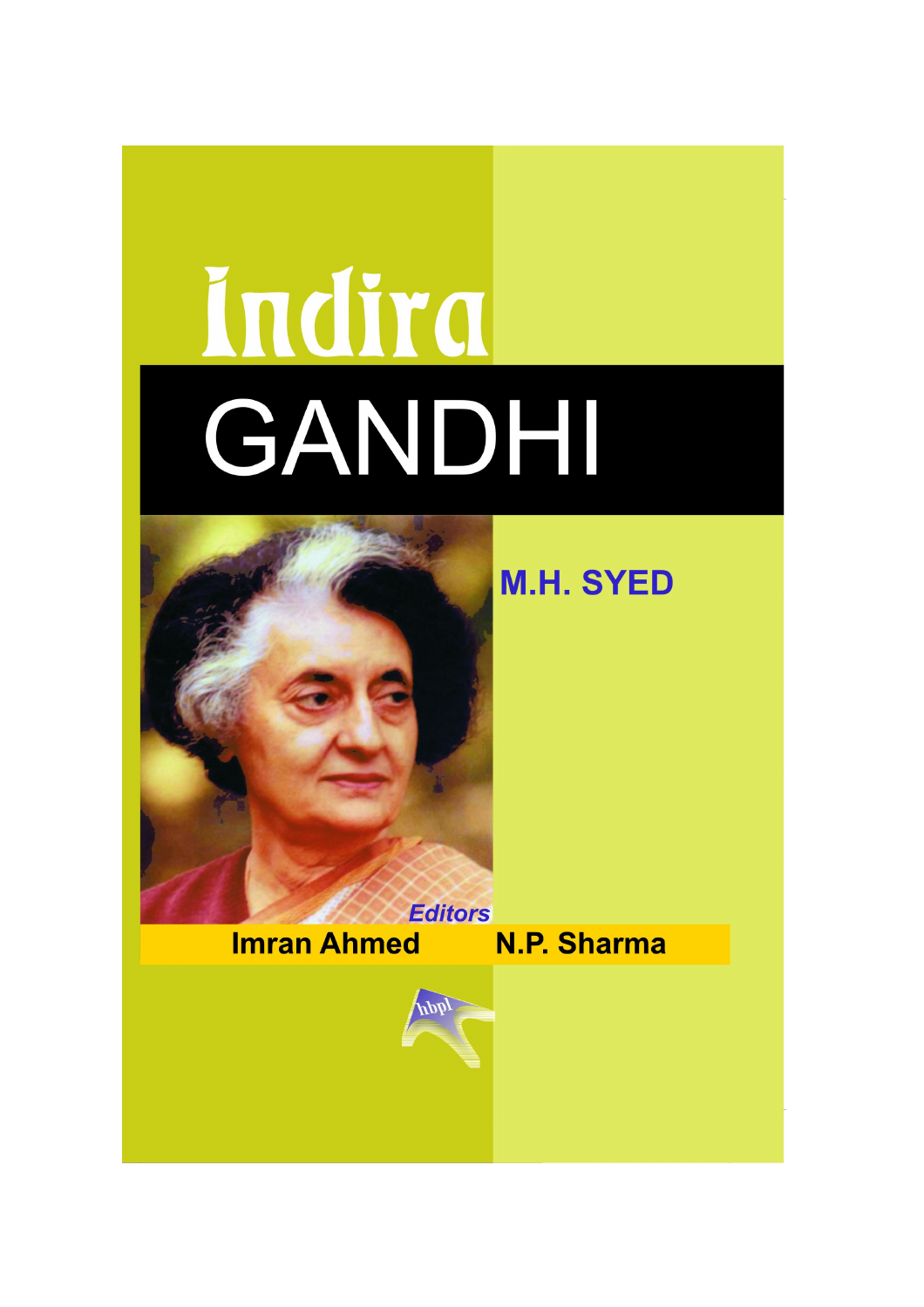# Indira GANDHI

**M.H. SYED**

*Editors*

**Imran Ahmed** **N.P. Sharma**

hbpl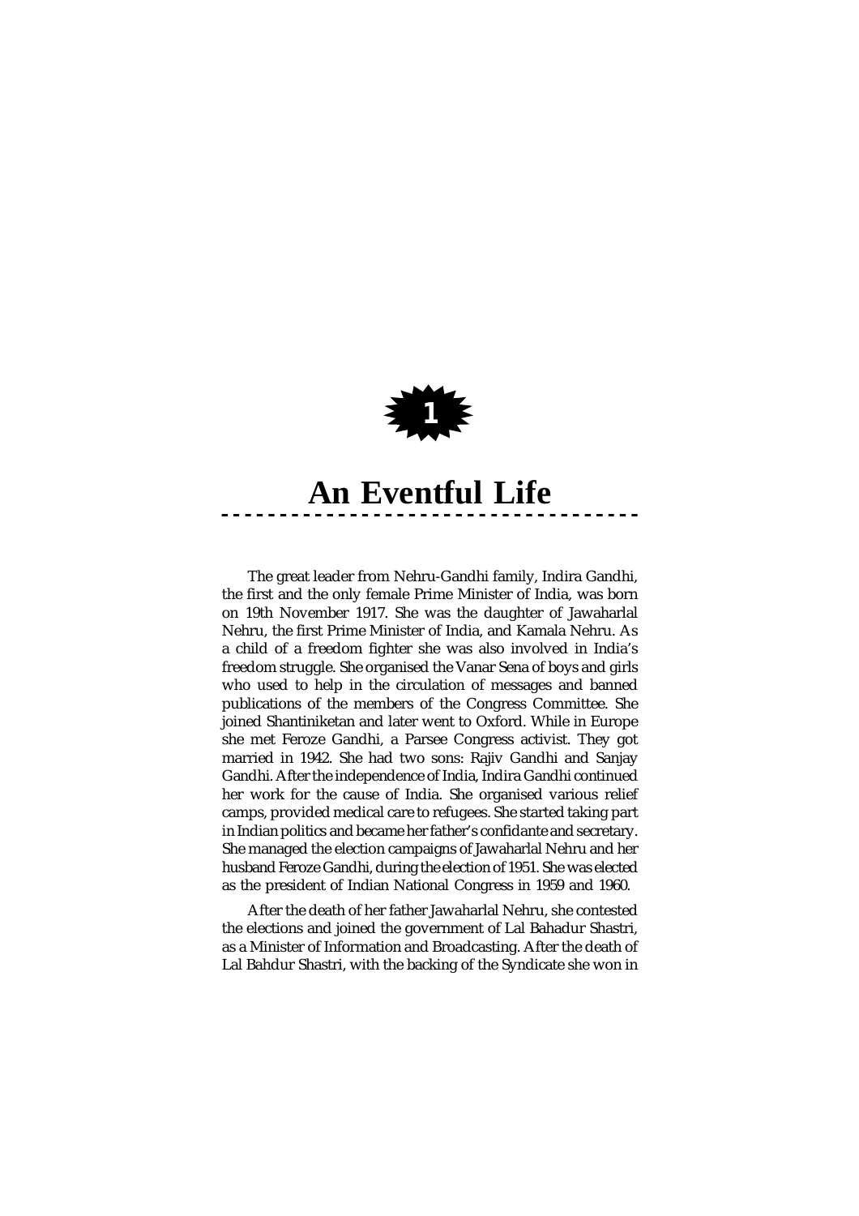1

# An Eventful Life

The great leader from Nehru-Gandhi family, Indira Gandhi, the first and the only female Prime Minister of India, was born on 19th November 1917. She was the daughter of Jawaharlal Nehru, the first Prime Minister of India, and Kamala Nehru. As a child of a freedom fighter she was also involved in India's freedom struggle. She organised the Vanar Sena of boys and girls who used to help in the circulation of messages and banned publications of the members of the Congress Committee. She joined Shantiniketan and later went to Oxford. While in Europe she met Feroze Gandhi, a Parsee Congress activist. They got married in 1942. She had two sons: Rajiv Gandhi and Sanjay Gandhi. After the independence of India, Indira Gandhi continued her work for the cause of India. She organised various relief camps, provided medical care to refugees. She started taking part in Indian politics and became her father's confidante and secretary. She managed the election campaigns of Jawaharlal Nehru and her husband Feroze Gandhi, during the election of 1951. She was elected as the president of Indian National Congress in 1959 and 1960.

After the death of her father Jawaharlal Nehru, she contested the elections and joined the government of Lal Bahadur Shastri, as a Minister of Information and Broadcasting. After the death of Lal Bahdur Shastri, with the backing of the Syndicate she won in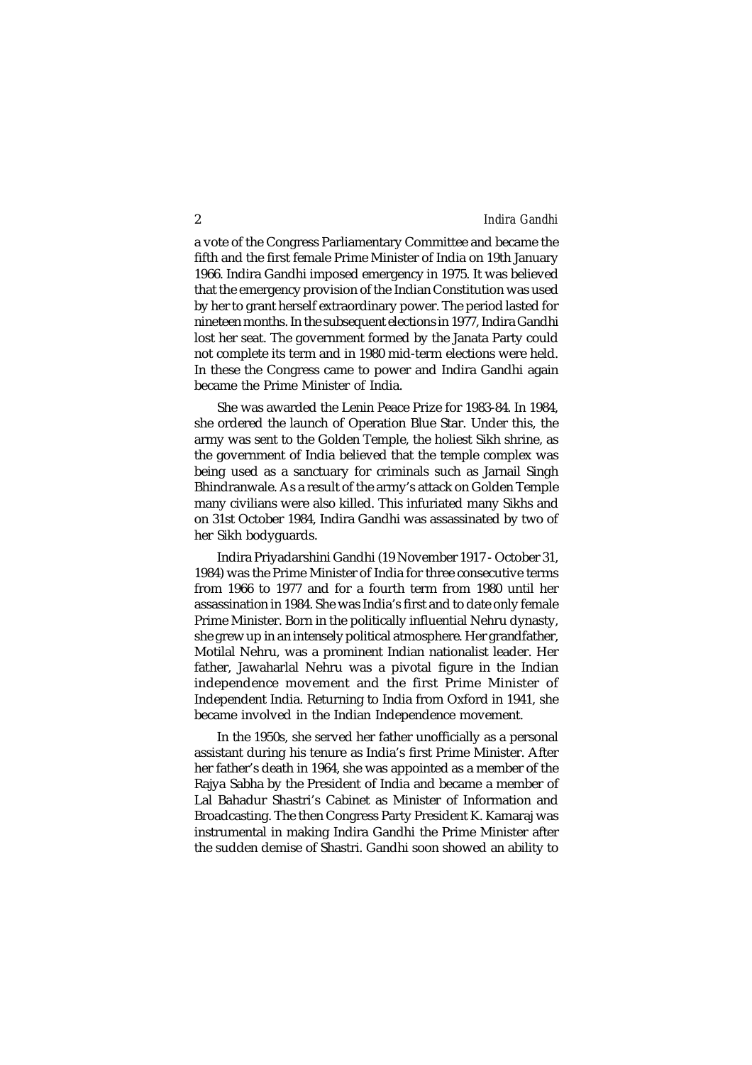a vote of the Congress Parliamentary Committee and became the fifth and the first female Prime Minister of India on 19th January 1966. Indira Gandhi imposed emergency in 1975. It was believed that the emergency provision of the Indian Constitution was used by her to grant herself extraordinary power. The period lasted for nineteen months. In the subsequent elections in 1977, Indira Gandhi lost her seat. The government formed by the Janata Party could not complete its term and in 1980 mid-term elections were held. In these the Congress came to power and Indira Gandhi again became the Prime Minister of India.

She was awarded the Lenin Peace Prize for 1983-84. In 1984, she ordered the launch of Operation Blue Star. Under this, the army was sent to the Golden Temple, the holiest Sikh shrine, as the government of India believed that the temple complex was being used as a sanctuary for criminals such as Jarnail Singh Bhindranwale. As a result of the army's attack on Golden Temple many civilians were also killed. This infuriated many Sikhs and on 31st October 1984, Indira Gandhi was assassinated by two of her Sikh bodyguards.

Indira Priyadarshini Gandhi (19 November 1917 - October 31, 1984) was the Prime Minister of India for three consecutive terms from 1966 to 1977 and for a fourth term from 1980 until her assassination in 1984. She was India's first and to date only female Prime Minister. Born in the politically influential Nehru dynasty, she grew up in an intensely political atmosphere. Her grandfather, Motilal Nehru, was a prominent Indian nationalist leader. Her father, Jawaharlal Nehru was a pivotal figure in the Indian independence movement and the first Prime Minister of Independent India. Returning to India from Oxford in 1941, she became involved in the Indian Independence movement.

In the 1950s, she served her father unofficially as a personal assistant during his tenure as India's first Prime Minister. After her father's death in 1964, she was appointed as a member of the Rajya Sabha by the President of India and became a member of Lal Bahadur Shastri's Cabinet as Minister of Information and Broadcasting. The then Congress Party President K. Kamaraj was instrumental in making Indira Gandhi the Prime Minister after the sudden demise of Shastri. Gandhi soon showed an ability to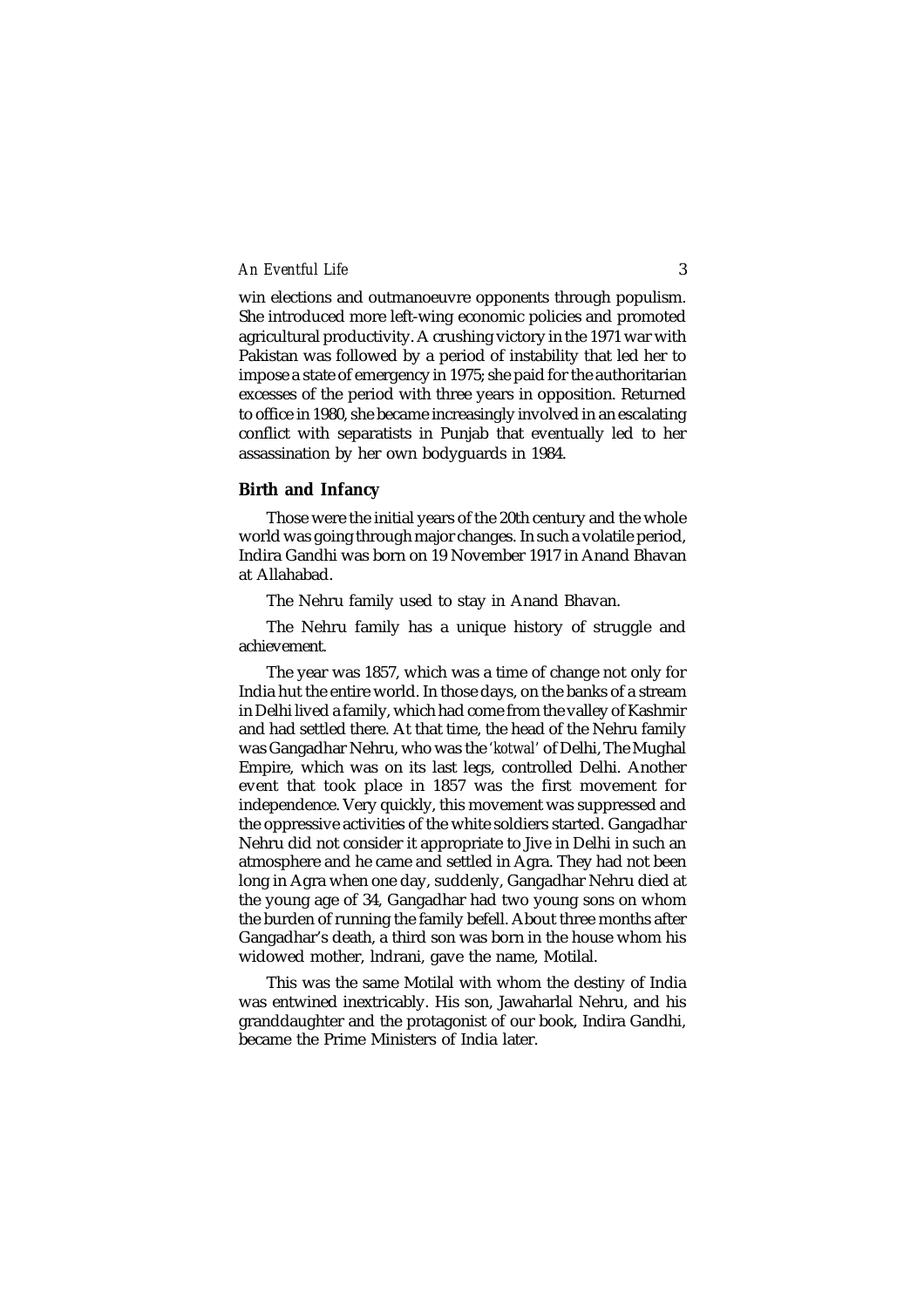win elections and outmanoeuvre opponents through populism. She introduced more left-wing economic policies and promoted agricultural productivity. A crushing victory in the 1971 war with Pakistan was followed by a period of instability that led her to impose a state of emergency in 1975; she paid for the authoritarian excesses of the period with three years in opposition. Returned to office in 1980, she became increasingly involved in an escalating conflict with separatists in Punjab that eventually led to her assassination by her own bodyguards in 1984.

## Birth and Infancy

Those were the initial years of the 20th century and the whole world was going through major changes. In such a volatile period, Indira Gandhi was born on 19 November 1917 in Anand Bhavan at Allahabad.

The Nehru family used to stay in Anand Bhavan.

The Nehru family has a unique history of struggle and achievement.

The year was 1857, which was a time of change not only for India hut the entire world. In those days, on the banks of a stream in Delhi lived a family, which had come from the valley of Kashmir and had settled there. At that time, the head of the Nehru family was Gangadhar Nehru, who was the *'kotwal'* of Delhi, The Mughal Empire, which was on its last legs, controlled Delhi. Another event that took place in 1857 was the first movement for independence. Very quickly, this movement was suppressed and the oppressive activities of the white soldiers started. Gangadhar Nehru did not consider it appropriate to Jive in Delhi in such an atmosphere and he came and settled in Agra. They had not been long in Agra when one day, suddenly, Gangadhar Nehru died at the young age of 34, Gangadhar had two young sons on whom the burden of running the family befell. About three months after Gangadhar's death, a third son was born in the house whom his widowed mother, lndrani, gave the name, Motilal.

This was the same Motilal with whom the destiny of India was entwined inextricably. His son, Jawaharlal Nehru, and his granddaughter and the protagonist of our book, Indira Gandhi, became the Prime Ministers of India later.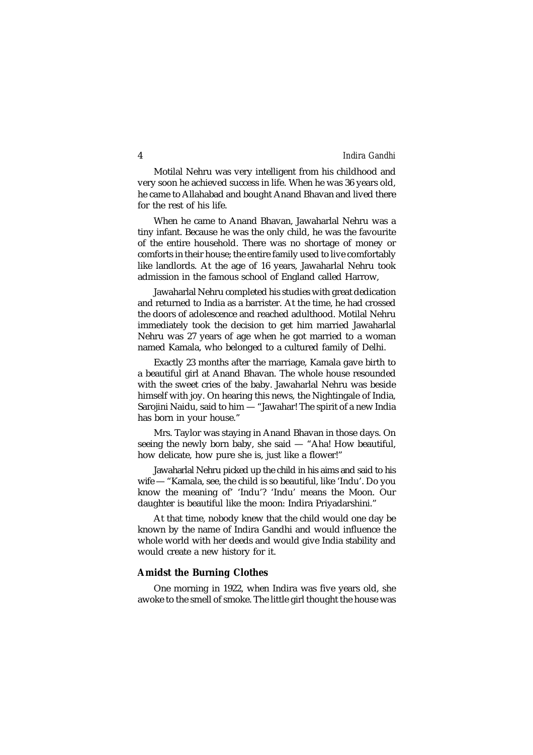Motilal Nehru was very intelligent from his childhood and very soon he achieved success in life. When he was 36 years old, he came to Allahabad and bought Anand Bhavan and lived there for the rest of his life.

When he came to Anand Bhavan, Jawaharlal Nehru was a tiny infant. Because he was the only child, he was the favourite of the entire household. There was no shortage of money or comforts in their house; the entire family used to live comfortably like landlords. At the age of 16 years, Jawaharlal Nehru took admission in the famous school of England called Harrow,

Jawaharlal Nehru completed his studies with great dedication and returned to India as a barrister. At the time, he had crossed the doors of adolescence and reached adulthood. Motilal Nehru immediately took the decision to get him married Jawaharlal Nehru was 27 years of age when he got married to a woman named Kamala, who belonged to a cultured family of Delhi.

Exactly 23 months after the marriage, Kamala gave birth to a beautiful girl at Anand Bhavan. The whole house resounded with the sweet cries of the baby. Jawaharlal Nehru was beside himself with joy. On hearing this news, the Nightingale of India, Sarojini Naidu, said to him — "Jawahar! The spirit of a new India has born in your house."

Mrs. Taylor was staying in Anand Bhavan in those days. On seeing the newly born baby, she said — "Aha! How beautiful, how delicate, how pure she is, just like a flower!"

Jawaharlal Nehru picked up the child in his aims and said to his wife — "Kamala, see, the child is so beautiful, like 'Indu'. Do you know the meaning of' 'Indu'? 'Indu' means the Moon. Our daughter is beautiful like the moon: Indira Priyadarshini."

At that time, nobody knew that the child would one day be known by the name of Indira Gandhi and would influence the whole world with her deeds and would give India stability and would create a new history for it.

### Amidst the Burning Clothes

One morning in 1922, when Indira was five years old, she awoke to the smell of smoke. The little girl thought the house was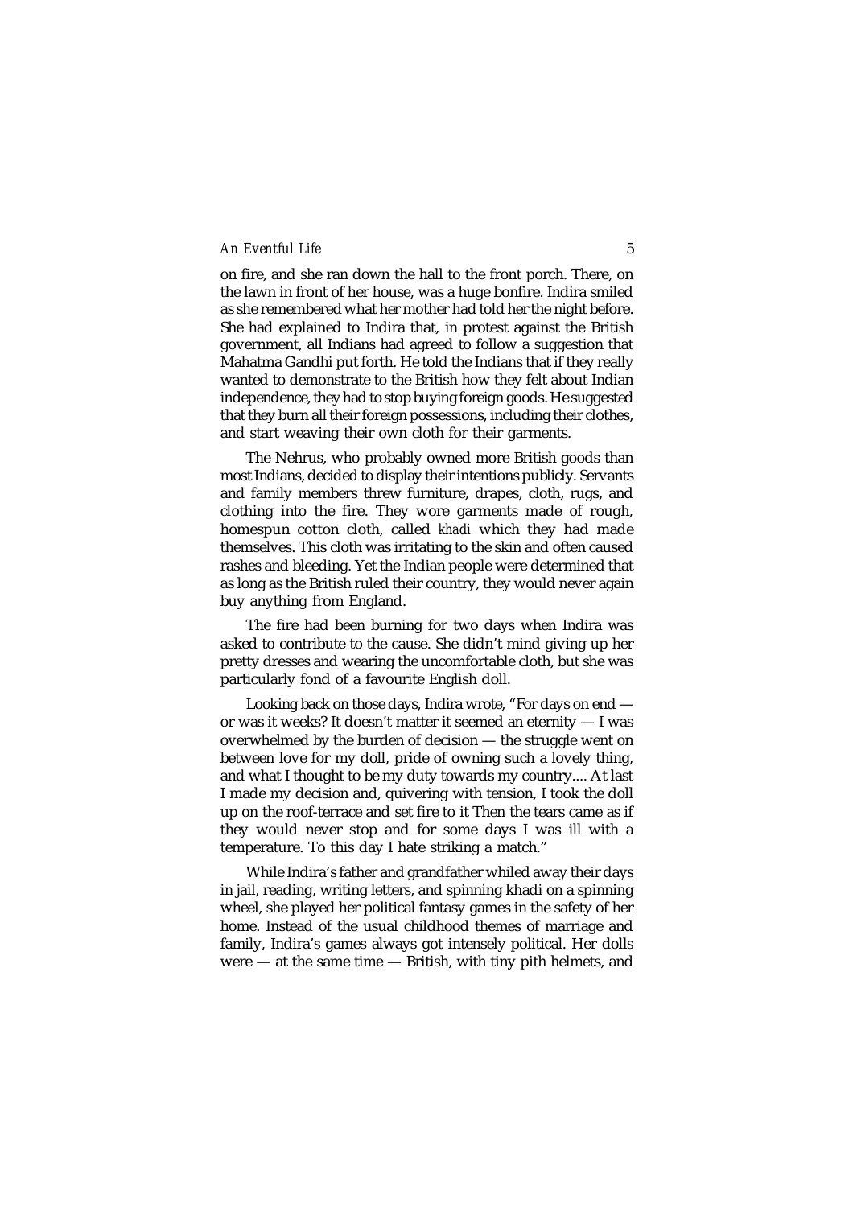on fire, and she ran down the hall to the front porch. There, on the lawn in front of her house, was a huge bonfire. Indira smiled as she remembered what her mother had told her the night before. She had explained to Indira that, in protest against the British government, all Indians had agreed to follow a suggestion that Mahatma Gandhi put forth. He told the Indians that if they really wanted to demonstrate to the British how they felt about Indian independence, they had to stop buying foreign goods. He suggested that they burn all their foreign possessions, including their clothes, and start weaving their own cloth for their garments.

The Nehrus, who probably owned more British goods than most Indians, decided to display their intentions publicly. Servants and family members threw furniture, drapes, cloth, rugs, and clothing into the fire. They wore garments made of rough, homespun cotton cloth, called *khadi* which they had made themselves. This cloth was irritating to the skin and often caused rashes and bleeding. Yet the Indian people were determined that as long as the British ruled their country, they would never again buy anything from England.

The fire had been burning for two days when Indira was asked to contribute to the cause. She didn't mind giving up her pretty dresses and wearing the uncomfortable cloth, but she was particularly fond of a favourite English doll.

Looking back on those days, Indira wrote, "For days on end — or was it weeks? It doesn't matter it seemed an eternity — I was overwhelmed by the burden of decision — the struggle went on between love for my doll, pride of owning such a lovely thing, and what I thought to be my duty towards my country.... At last I made my decision and, quivering with tension, I took the doll up on the roof-terrace and set fire to it Then the tears came as if they would never stop and for some days I was ill with a temperature. To this day I hate striking a match."

While Indira's father and grandfather whiled away their days in jail, reading, writing letters, and spinning khadi on a spinning wheel, she played her political fantasy games in the safety of her home. Instead of the usual childhood themes of marriage and family, Indira's games always got intensely political. Her dolls were — at the same time — British, with tiny pith helmets, and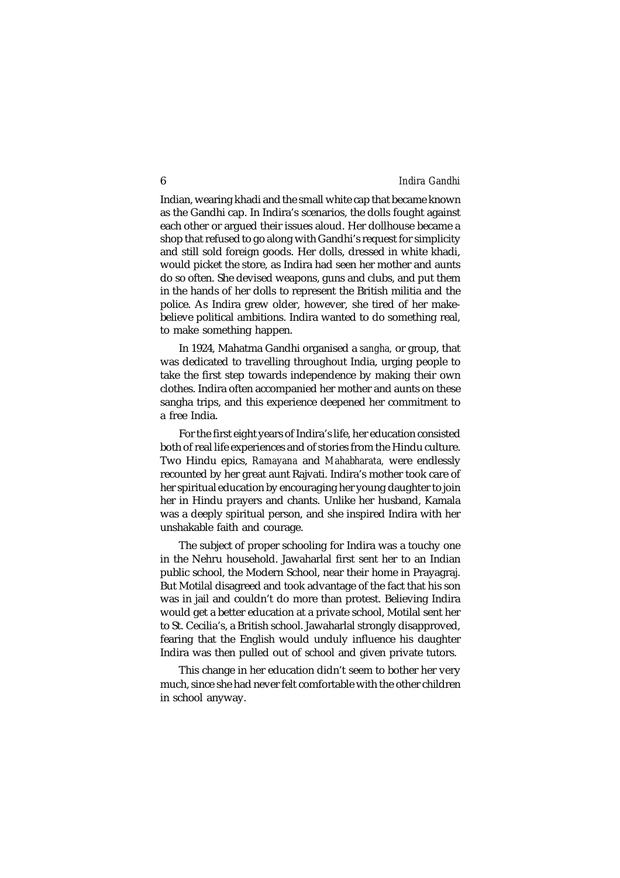Indian, wearing khadi and the small white cap that became known as the Gandhi cap. In Indira's scenarios, the dolls fought against each other or argued their issues aloud. Her dollhouse became a shop that refused to go along with Gandhi's request for simplicity and still sold foreign goods. Her dolls, dressed in white khadi, would picket the store, as Indira had seen her mother and aunts do so often. She devised weapons, guns and clubs, and put them in the hands of her dolls to represent the British militia and the police. As Indira grew older, however, she tired of her make-believe political ambitions. Indira wanted to do something real, to make something happen.

In 1924, Mahatma Gandhi organised a *sangha,* or group, that was dedicated to travelling throughout India, urging people to take the first step towards independence by making their own clothes. Indira often accompanied her mother and aunts on these sangha trips, and this experience deepened her commitment to a free India.

For the first eight years of Indira's life, her education consisted both of real life experiences and of stories from the Hindu culture. Two Hindu epics, *Ramayana* and *Mahabharata,* were endlessly recounted by her great aunt Rajvati. Indira's mother took care of her spiritual education by encouraging her young daughter to join her in Hindu prayers and chants. Unlike her husband, Kamala was a deeply spiritual person, and she inspired Indira with her unshakable faith and courage.

The subject of proper schooling for Indira was a touchy one in the Nehru household. Jawaharlal first sent her to an Indian public school, the Modern School, near their home in Prayagraj. But Motilal disagreed and took advantage of the fact that his son was in jail and couldn't do more than protest. Believing Indira would get a better education at a private school, Motilal sent her to St. Cecilia's, a British school. Jawaharlal strongly disapproved, fearing that the English would unduly influence his daughter Indira was then pulled out of school and given private tutors.

This change in her education didn't seem to bother her very much, since she had never felt comfortable with the other children in school anyway.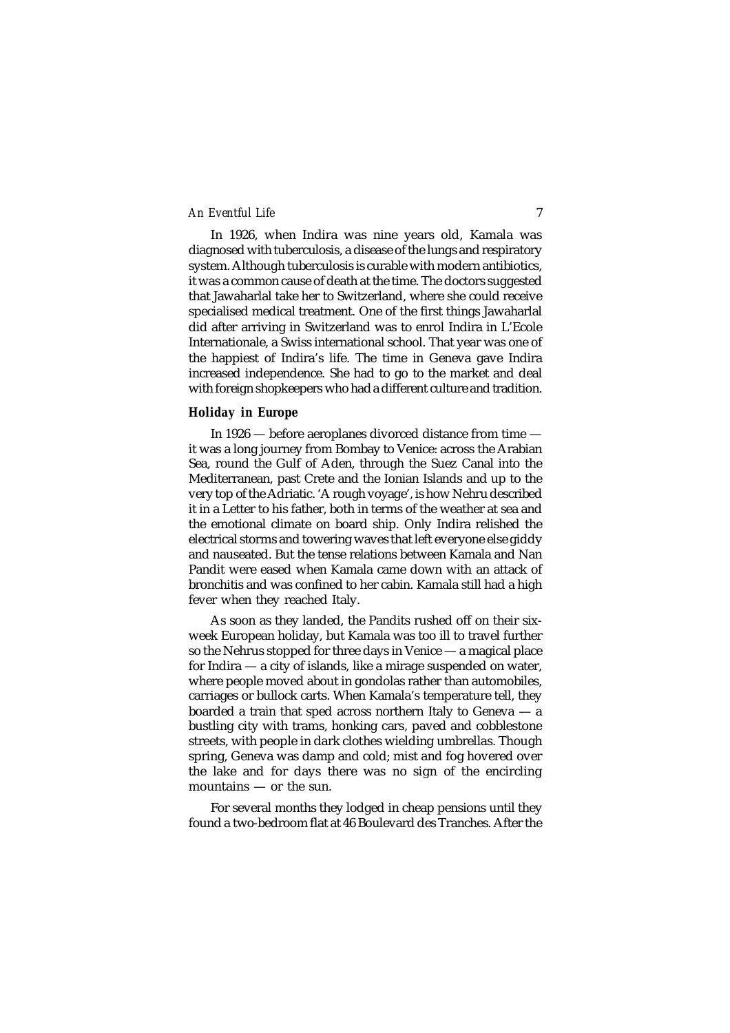In 1926, when Indira was nine years old, Kamala was diagnosed with tuberculosis, a disease of the lungs and respiratory system. Although tuberculosis is curable with modern antibiotics, it was a common cause of death at the time. The doctors suggested that Jawaharlal take her to Switzerland, where she could receive specialised medical treatment. One of the first things Jawaharlal did after arriving in Switzerland was to enrol Indira in L'Ecole Internationale, a Swiss international school. That year was one of the happiest of Indira's life. The time in Geneva gave Indira increased independence. She had to go to the market and deal with foreign shopkeepers who had a different culture and tradition.

### Holiday in Europe

In 1926 — before aeroplanes divorced distance from time — it was a long journey from Bombay to Venice: across the Arabian Sea, round the Gulf of Aden, through the Suez Canal into the Mediterranean, past Crete and the Ionian Islands and up to the very top of the Adriatic. 'A rough voyage', is how Nehru described it in a Letter to his father, both in terms of the weather at sea and the emotional climate on board ship. Only Indira relished the electrical storms and towering waves that left everyone else giddy and nauseated. But the tense relations between Kamala and Nan Pandit were eased when Kamala came down with an attack of bronchitis and was confined to her cabin. Kamala still had a high fever when they reached Italy.

As soon as they landed, the Pandits rushed off on their six-week European holiday, but Kamala was too ill to travel further so the Nehrus stopped for three days in Venice — a magical place for Indira — a city of islands, like a mirage suspended on water, where people moved about in gondolas rather than automobiles, carriages or bullock carts. When Kamala's temperature tell, they boarded a train that sped across northern Italy to Geneva — a bustling city with trams, honking cars, paved and cobblestone streets, with people in dark clothes wielding umbrellas. Though spring, Geneva was damp and cold; mist and fog hovered over the lake and for days there was no sign of the encircling mountains — or the sun.

For several months they lodged in cheap pensions until they found a two-bedroom flat at 46 Boulevard des Tranches. After the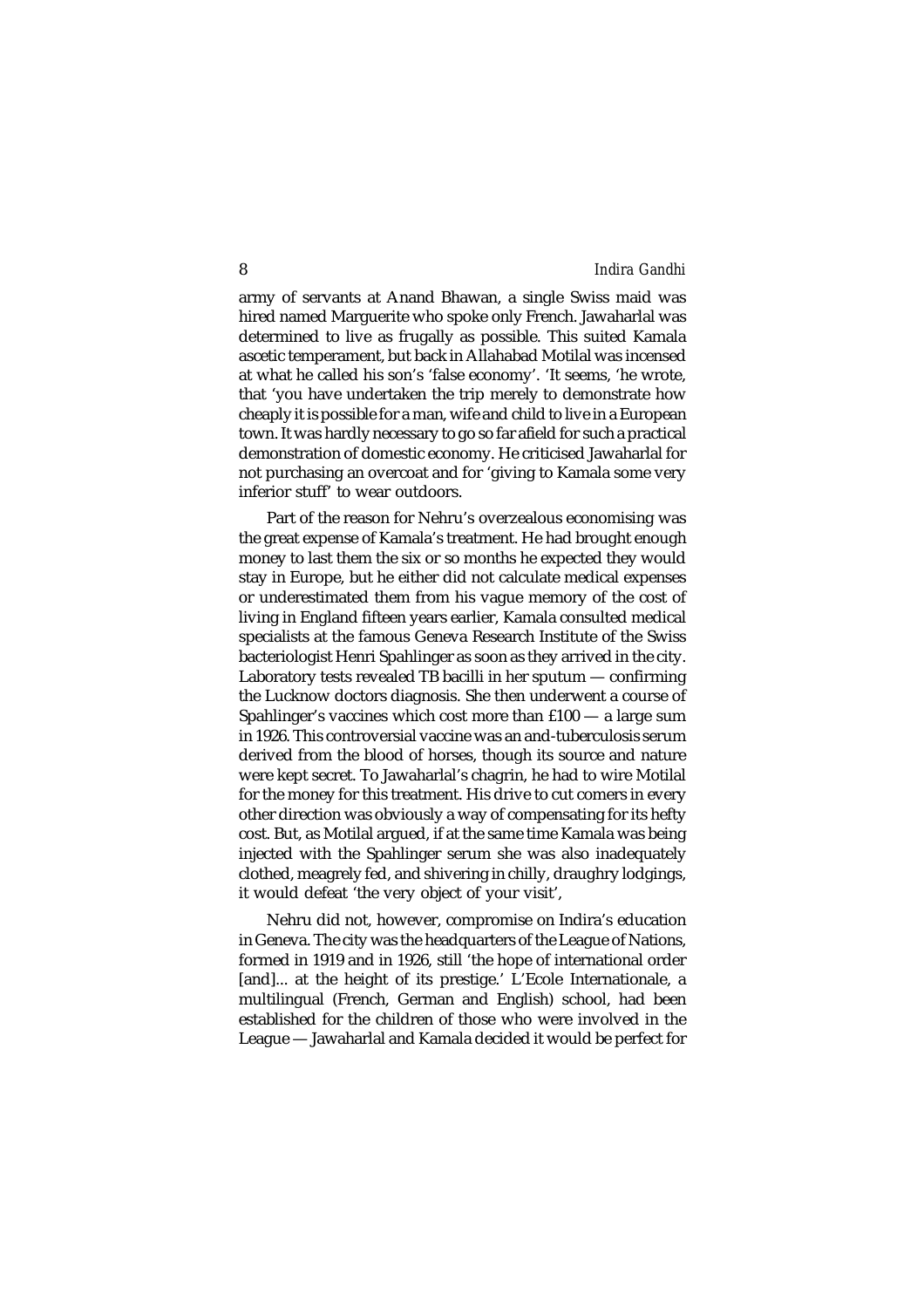army of servants at Anand Bhawan, a single Swiss maid was hired named Marguerite who spoke only French. Jawaharlal was determined to live as frugally as possible. This suited Kamala ascetic temperament, but back in Allahabad Motilal was incensed at what he called his son's 'false economy'. 'It seems, 'he wrote, that 'you have undertaken the trip merely to demonstrate how cheaply it is possible for a man, wife and child to live in a European town. It was hardly necessary to go so far afield for such a practical demonstration of domestic economy. He criticised Jawaharlal for not purchasing an overcoat and for 'giving to Kamala some very inferior stuff' to wear outdoors.

Part of the reason for Nehru's overzealous economising was the great expense of Kamala's treatment. He had brought enough money to last them the six or so months he expected they would stay in Europe, but he either did not calculate medical expenses or underestimated them from his vague memory of the cost of living in England fifteen years earlier, Kamala consulted medical specialists at the famous Geneva Research Institute of the Swiss bacteriologist Henri Spahlinger as soon as they arrived in the city. Laboratory tests revealed TB bacilli in her sputum — confirming the Lucknow doctors diagnosis. She then underwent a course of Spahlinger's vaccines which cost more than £100 — a large sum in 1926. This controversial vaccine was an and-tuberculosis serum derived from the blood of horses, though its source and nature were kept secret. To Jawaharlal's chagrin, he had to wire Motilal for the money for this treatment. His drive to cut comers in every other direction was obviously a way of compensating for its hefty cost. But, as Motilal argued, if at the same time Kamala was being injected with the Spahlinger serum she was also inadequately clothed, meagrely fed, and shivering in chilly, draughry lodgings, it would defeat 'the very object of your visit',

Nehru did not, however, compromise on Indira's education in Geneva. The city was the headquarters of the League of Nations, formed in 1919 and in 1926, still 'the hope of international order [and]... at the height of its prestige.' L'Ecole Internationale, a multilingual (French, German and English) school, had been established for the children of those who were involved in the League — Jawaharlal and Kamala decided it would be perfect for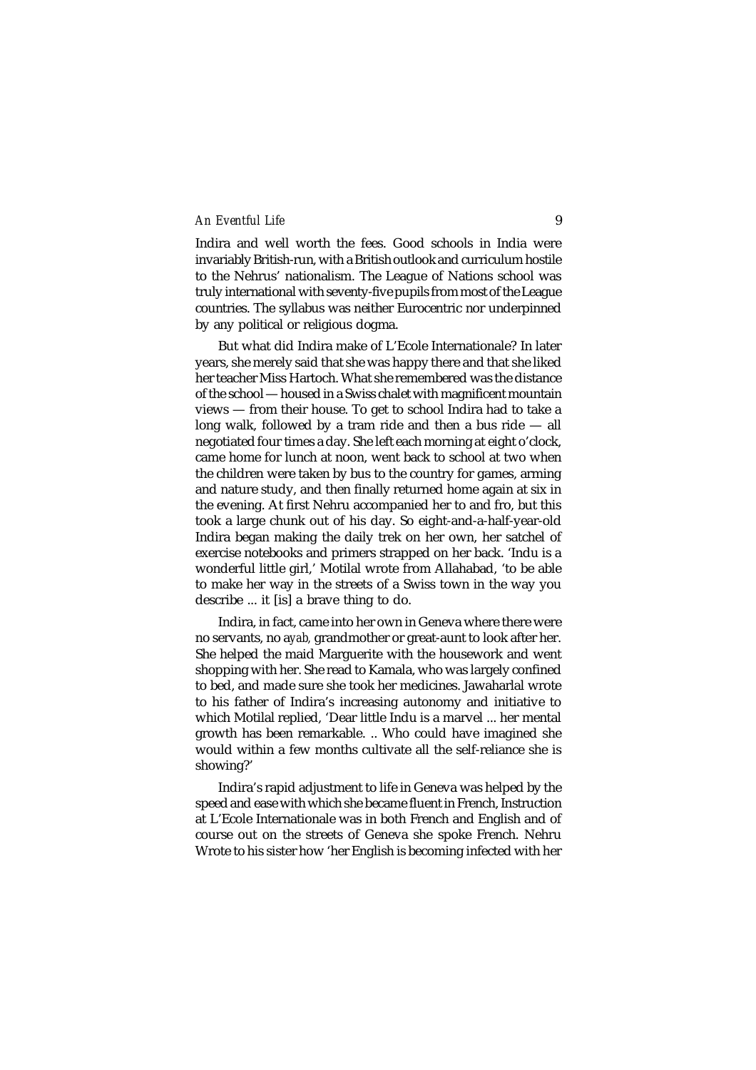Indira and well worth the fees. Good schools in India were invariably British-run, with a British outlook and curriculum hostile to the Nehrus' nationalism. The League of Nations school was truly international with seventy-five pupils from most of the League countries. The syllabus was neither Eurocentric nor underpinned by any political or religious dogma.

But what did Indira make of L'Ecole Internationale? In later years, she merely said that she was happy there and that she liked her teacher Miss Hartoch. What she remembered was the distance of the school — housed in a Swiss chalet with magnificent mountain views — from their house. To get to school Indira had to take a long walk, followed by a tram ride and then a bus ride — all negotiated four times a day. She left each morning at eight o'clock, came home for lunch at noon, went back to school at two when the children were taken by bus to the country for games, arming and nature study, and then finally returned home again at six in the evening. At first Nehru accompanied her to and fro, but this took a large chunk out of his day. So eight-and-a-half-year-old Indira began making the daily trek on her own, her satchel of exercise notebooks and primers strapped on her back. 'Indu is a wonderful little girl,' Motilal wrote from Allahabad, 'to be able to make her way in the streets of a Swiss town in the way you describe ... it [is] a brave thing to do.

Indira, in fact, came into her own in Geneva where there were no servants, no *ayab,* grandmother or great-aunt to look after her. She helped the maid Marguerite with the housework and went shopping with her. She read to Kamala, who was largely confined to bed, and made sure she took her medicines. Jawaharlal wrote to his father of Indira's increasing autonomy and initiative to which Motilal replied, 'Dear little Indu is a marvel ... her mental growth has been remarkable. .. Who could have imagined she would within a few months cultivate all the self-reliance she is showing?'

Indira's rapid adjustment to life in Geneva was helped by the speed and ease with which she became fluent in French, Instruction at L'Ecole Internationale was in both French and English and of course out on the streets of Geneva she spoke French. Nehru Wrote to his sister how 'her English is becoming infected with her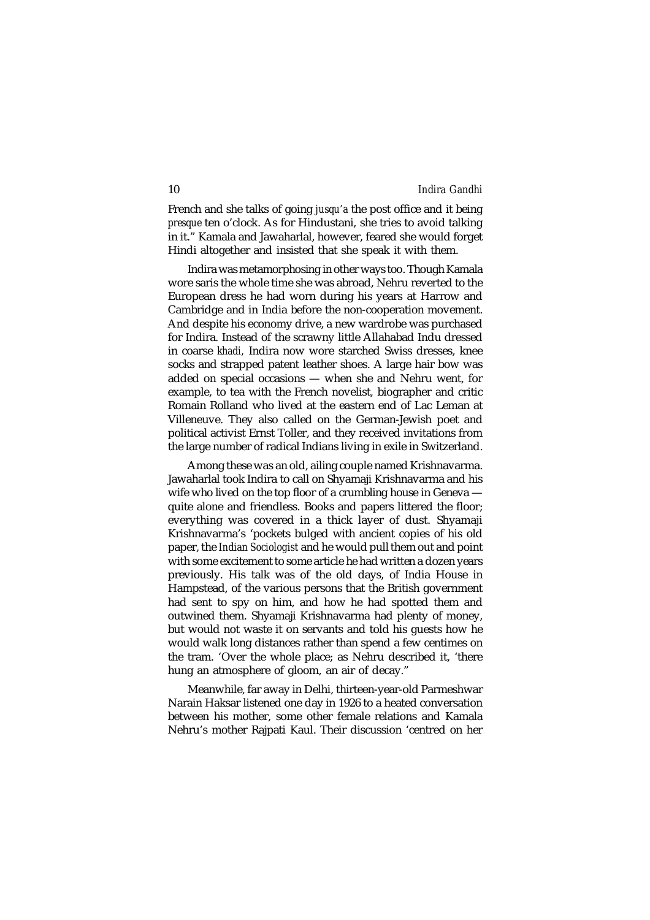French and she talks of going *jusqu'a* the post office and it being *presque* ten o'clock. As for Hindustani, she tries to avoid talking in it." Kamala and Jawaharlal, however, feared she would forget Hindi altogether and insisted that she speak it with them.

Indira was metamorphosing in other ways too. Though Kamala wore saris the whole time she was abroad, Nehru reverted to the European dress he had worn during his years at Harrow and Cambridge and in India before the non-cooperation movement. And despite his economy drive, a new wardrobe was purchased for Indira. Instead of the scrawny little Allahabad Indu dressed in coarse *khadi*, Indira now wore starched Swiss dresses, knee socks and strapped patent leather shoes. A large hair bow was added on special occasions — when she and Nehru went, for example, to tea with the French novelist, biographer and critic Romain Rolland who lived at the eastern end of Lac Leman at Villeneuve. They also called on the German-Jewish poet and political activist Ernst Toller, and they received invitations from the large number of radical Indians living in exile in Switzerland.

Among these was an old, ailing couple named Krishnavarma. Jawaharlal took Indira to call on Shyamaji Krishnavarma and his wife who lived on the top floor of a crumbling house in Geneva — quite alone and friendless. Books and papers littered the floor; everything was covered in a thick layer of dust. Shyamaji Krishnavarma's 'pockets bulged with ancient copies of his old paper, the *Indian Sociologist* and he would pull them out and point with some excitement to some article he had written a dozen years previously. His talk was of the old days, of India House in Hampstead, of the various persons that the British government had sent to spy on him, and how he had spotted them and outwitted them. Shyamaji Krishnavarma had plenty of money, but would not waste it on servants and told his guests how he would walk long distances rather than spend a few centimes on the tram. 'Over the whole place; as Nehru described it, 'there hung an atmosphere of gloom, an air of decay."

Meanwhile, far away in Delhi, thirteen-year-old Parmeshwar Narain Haksar listened one day in 1926 to a heated conversation between his mother, some other female relations and Kamala Nehru's mother Rajpati Kaul. Their discussion 'centred on her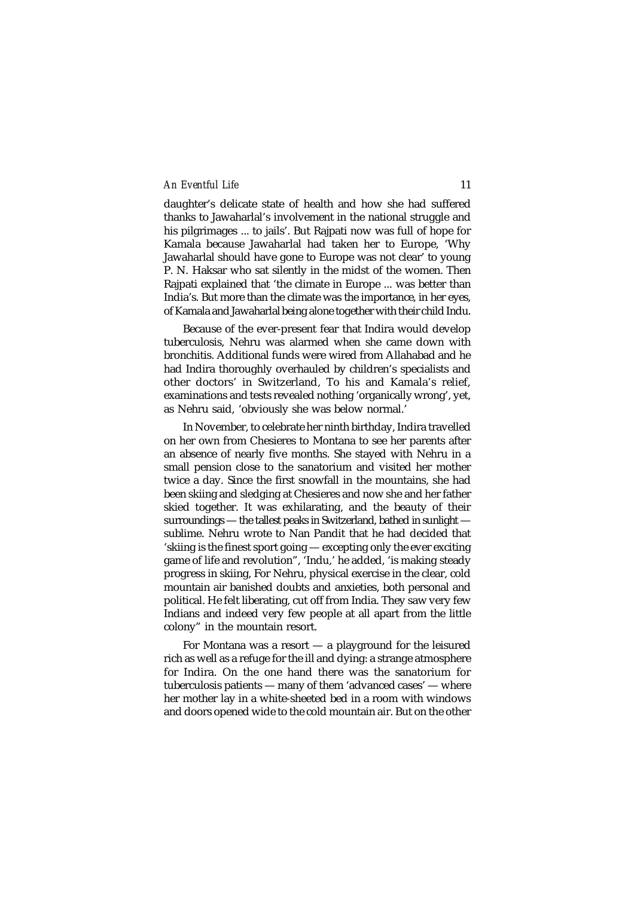daughter's delicate state of health and how she had suffered thanks to Jawaharlal's involvement in the national struggle and his pilgrimages ... to jails'. But Rajpati now was full of hope for Kamala because Jawaharlal had taken her to Europe, 'Why Jawaharlal should have gone to Europe was not clear' to young P. N. Haksar who sat silently in the midst of the women. Then Rajpati explained that 'the climate in Europe ... was better than India's. But more than the climate was the importance, in her eyes, of Kamala and Jawaharlal being alone together with their child Indu.

Because of the ever-present fear that Indira would develop tuberculosis, Nehru was alarmed when she came down with bronchitis. Additional funds were wired from Allahabad and he had Indira thoroughly overhauled by children's specialists and other doctors' in Switzerland, To his and Kamala's relief, examinations and tests revealed nothing 'organically wrong', yet, as Nehru said, 'obviously she was below normal.'

In November, to celebrate her ninth birthday, Indira travelled on her own from Chesieres to Montana to see her parents after an absence of nearly five months. She stayed with Nehru in a small pension close to the sanatorium and visited her mother twice a day. Since the first snowfall in the mountains, she had been skiing and sledging at Chesieres and now she and her father skied together. It was exhilarating, and the beauty of their surroundings — the tallest peaks in Switzerland, bathed in sunlight — sublime. Nehru wrote to Nan Pandit that he had decided that 'skiing is the finest sport going — excepting only the ever exciting game of life and revolution", 'Indu,' he added, 'is making steady progress in skiing, For Nehru, physical exercise in the clear, cold mountain air banished doubts and anxieties, both personal and political. He felt liberating, cut off from India. They saw very few Indians and indeed very few people at all apart from the little colony" in the mountain resort.

For Montana was a resort — a playground for the leisured rich as well as a refuge for the ill and dying: a strange atmosphere for Indira. On the one hand there was the sanatorium for tuberculosis patients — many of them 'advanced cases' — where her mother lay in a white-sheeted bed in a room with windows and doors opened wide to the cold mountain air. But on the other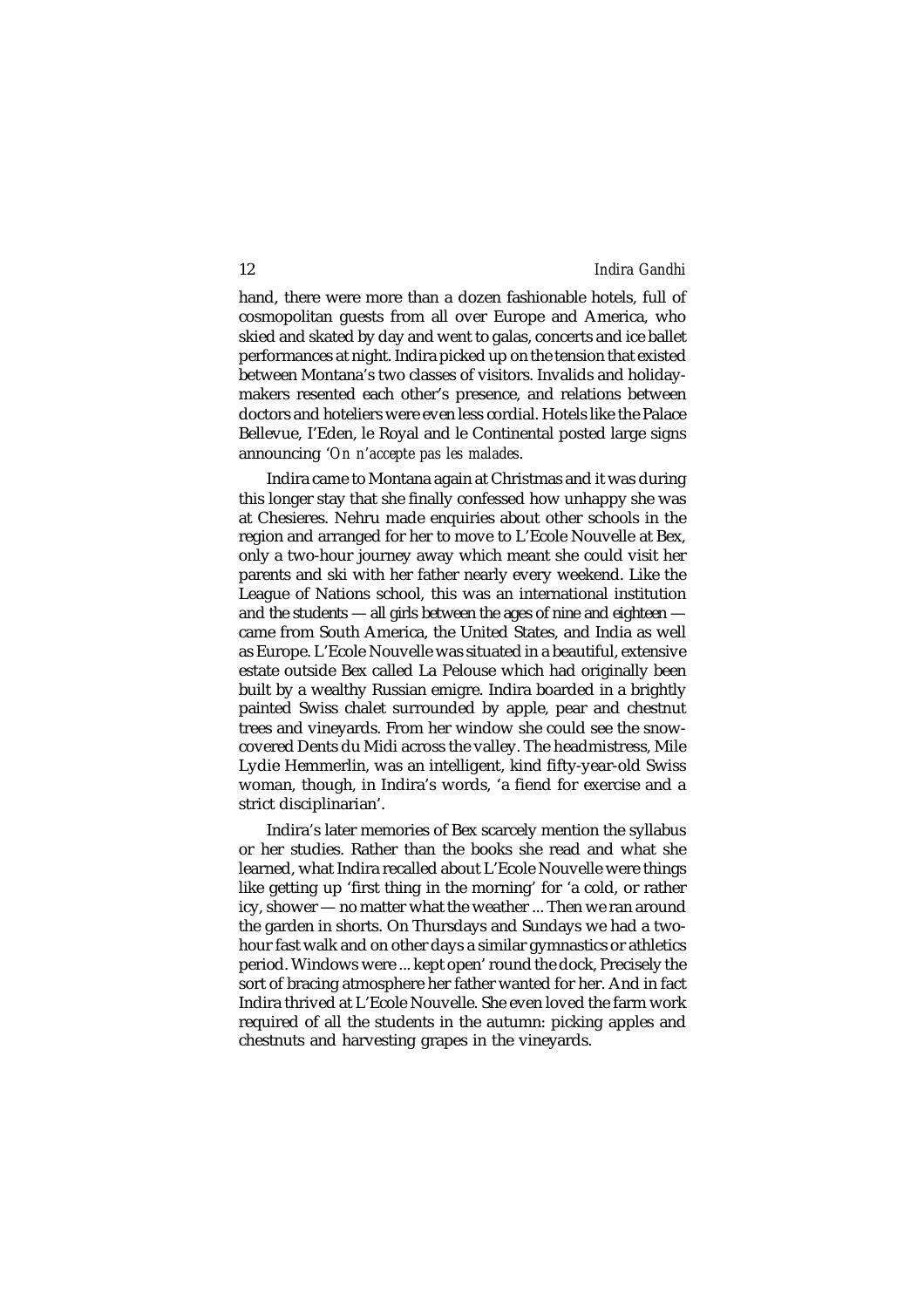hand, there were more than a dozen fashionable hotels, full of cosmopolitan guests from all over Europe and America, who skied and skated by day and went to galas, concerts and ice ballet performances at night. Indira picked up on the tension that existed between Montana's two classes of visitors. Invalids and holiday-makers resented each other's presence, and relations between doctors and hoteliers were even less cordial. Hotels like the Palace Bellevue, I'Eden, le Royal and le Continental posted large signs announcing '*On n'accepte pas les malades*.

Indira came to Montana again at Christmas and it was during this longer stay that she finally confessed how unhappy she was at Chesieres. Nehru made enquiries about other schools in the region and arranged for her to move to L'Ecole Nouvelle at Bex, only a two-hour journey away which meant she could visit her parents and ski with her father nearly every weekend. Like the League of Nations school, this was an international institution and the students — all girls between the ages of nine and eighteen — came from South America, the United States, and India as well as Europe. L'Ecole Nouvelle was situated in a beautiful, extensive estate outside Bex called La Pelouse which had originally been built by a wealthy Russian emigre. Indira boarded in a brightly painted Swiss chalet surrounded by apple, pear and chestnut trees and vineyards. From her window she could see the snow-covered Dents du Midi across the valley. The headmistress, Mile Lydie Hemmerlin, was an intelligent, kind fifty-year-old Swiss woman, though, in Indira's words, 'a fiend for exercise and a strict disciplinarian'.

Indira's later memories of Bex scarcely mention the syllabus or her studies. Rather than the books she read and what she learned, what Indira recalled about L'Ecole Nouvelle were things like getting up 'first thing in the morning' for 'a cold, or rather icy, shower — no matter what the weather ... Then we ran around the garden in shorts. On Thursdays and Sundays we had a two-hour fast walk and on other days a similar gymnastics or athletics period. Windows were ... kept open' round the dock, Precisely the sort of bracing atmosphere her father wanted for her. And in fact Indira thrived at L'Ecole Nouvelle. She even loved the farm work required of all the students in the autumn: picking apples and chestnuts and harvesting grapes in the vineyards.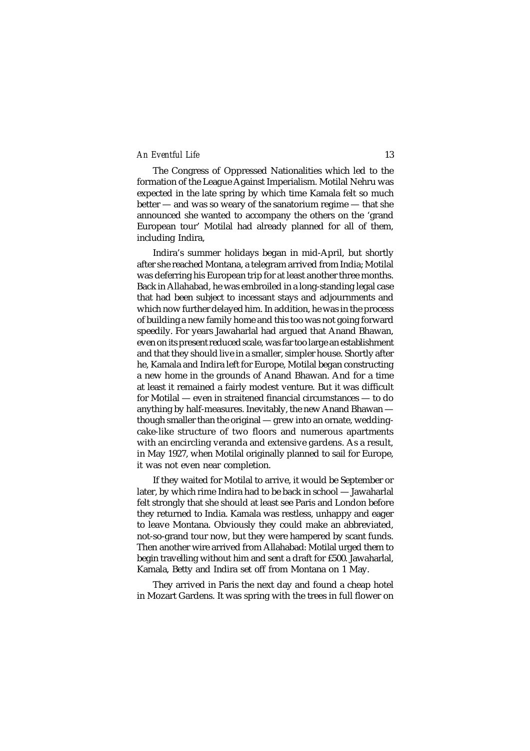The Congress of Oppressed Nationalities which led to the formation of the League Against Imperialism. Motilal Nehru was expected in the late spring by which time Kamala felt so much better — and was so weary of the sanatorium regime — that she announced she wanted to accompany the others on the 'grand European tour' Motilal had already planned for all of them, including Indira,

Indira's summer holidays began in mid-April, but shortly after she reached Montana, a telegram arrived from India; Motilal was deferring his European trip for at least another three months. Back in Allahabad, he was embroiled in a long-standing legal case that had been subject to incessant stays and adjournments and which now further delayed him. In addition, he was in the process of building a new family home and this too was not going forward speedily. For years Jawaharlal had argued that Anand Bhawan, even on its present reduced scale, was far too large an establishment and that they should live in a smaller, simpler house. Shortly after he, Kamala and Indira left for Europe, Motilal began constructing a new home in the grounds of Anand Bhawan. And for a time at least it remained a fairly modest venture. But it was difficult for Motilal — even in straitened financial circumstances — to do anything by half-measures. Inevitably, the new Anand Bhawan — though smaller than the original — grew into an ornate, wedding-cake-like structure of two floors and numerous apartments with an encircling veranda and extensive gardens. As a result, in May 1927, when Motilal originally planned to sail for Europe, it was not even near completion.

If they waited for Motilal to arrive, it would be September or later, by which rime Indira had to be back in school — Jawaharlal felt strongly that she should at least see Paris and London before they returned to India. Kamala was restless, unhappy and eager to leave Montana. Obviously they could make an abbreviated, not-so-grand tour now, but they were hampered by scant funds. Then another wire arrived from Allahabad: Motilal urged them to begin travelling without him and sent a draft for £500. Jawaharlal, Kamala, Betty and Indira set off from Montana on 1 May.

They arrived in Paris the next day and found a cheap hotel in Mozart Gardens. It was spring with the trees in full flower on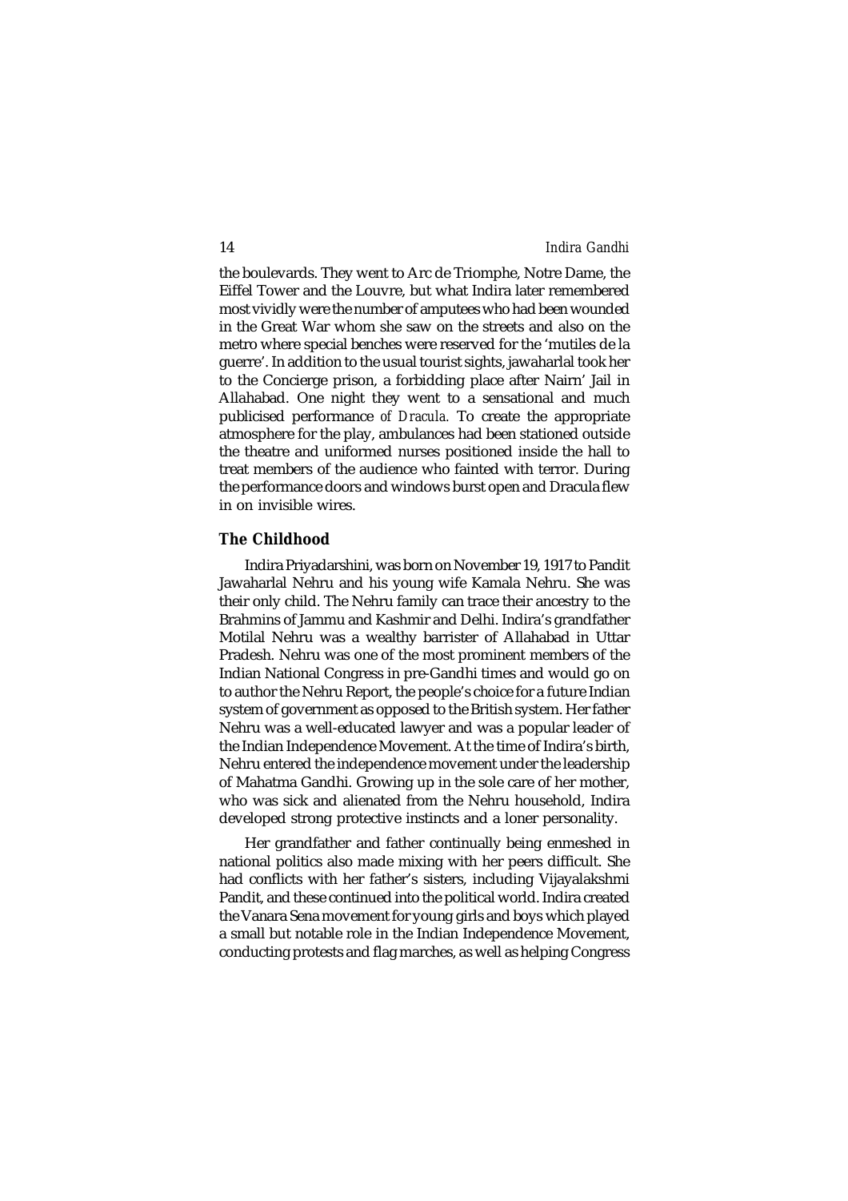the boulevards. They went to Arc de Triomphe, Notre Dame, the Eiffel Tower and the Louvre, but what Indira later remembered most vividly were the number of amputees who had been wounded in the Great War whom she saw on the streets and also on the metro where special benches were reserved for the 'mutiles de la guerre'. In addition to the usual tourist sights, jawaharlal took her to the Concierge prison, a forbidding place after Nairn' Jail in Allahabad. One night they went to a sensational and much publicised performance *of Dracula.* To create the appropriate atmosphere for the play, ambulances had been stationed outside the theatre and uniformed nurses positioned inside the hall to treat members of the audience who fainted with terror. During the performance doors and windows burst open and Dracula flew in on invisible wires.

## The Childhood

Indira Priyadarshini, was born on November 19, 1917 to Pandit Jawaharlal Nehru and his young wife Kamala Nehru. She was their only child. The Nehru family can trace their ancestry to the Brahmins of Jammu and Kashmir and Delhi. Indira's grandfather Motilal Nehru was a wealthy barrister of Allahabad in Uttar Pradesh. Nehru was one of the most prominent members of the Indian National Congress in pre-Gandhi times and would go on to author the Nehru Report, the people's choice for a future Indian system of government as opposed to the British system. Her father Nehru was a well-educated lawyer and was a popular leader of the Indian Independence Movement. At the time of Indira's birth, Nehru entered the independence movement under the leadership of Mahatma Gandhi. Growing up in the sole care of her mother, who was sick and alienated from the Nehru household, Indira developed strong protective instincts and a loner personality.

Her grandfather and father continually being enmeshed in national politics also made mixing with her peers difficult. She had conflicts with her father's sisters, including Vijayalakshmi Pandit, and these continued into the political world. Indira created the Vanara Sena movement for young girls and boys which played a small but notable role in the Indian Independence Movement, conducting protests and flag marches, as well as helping Congress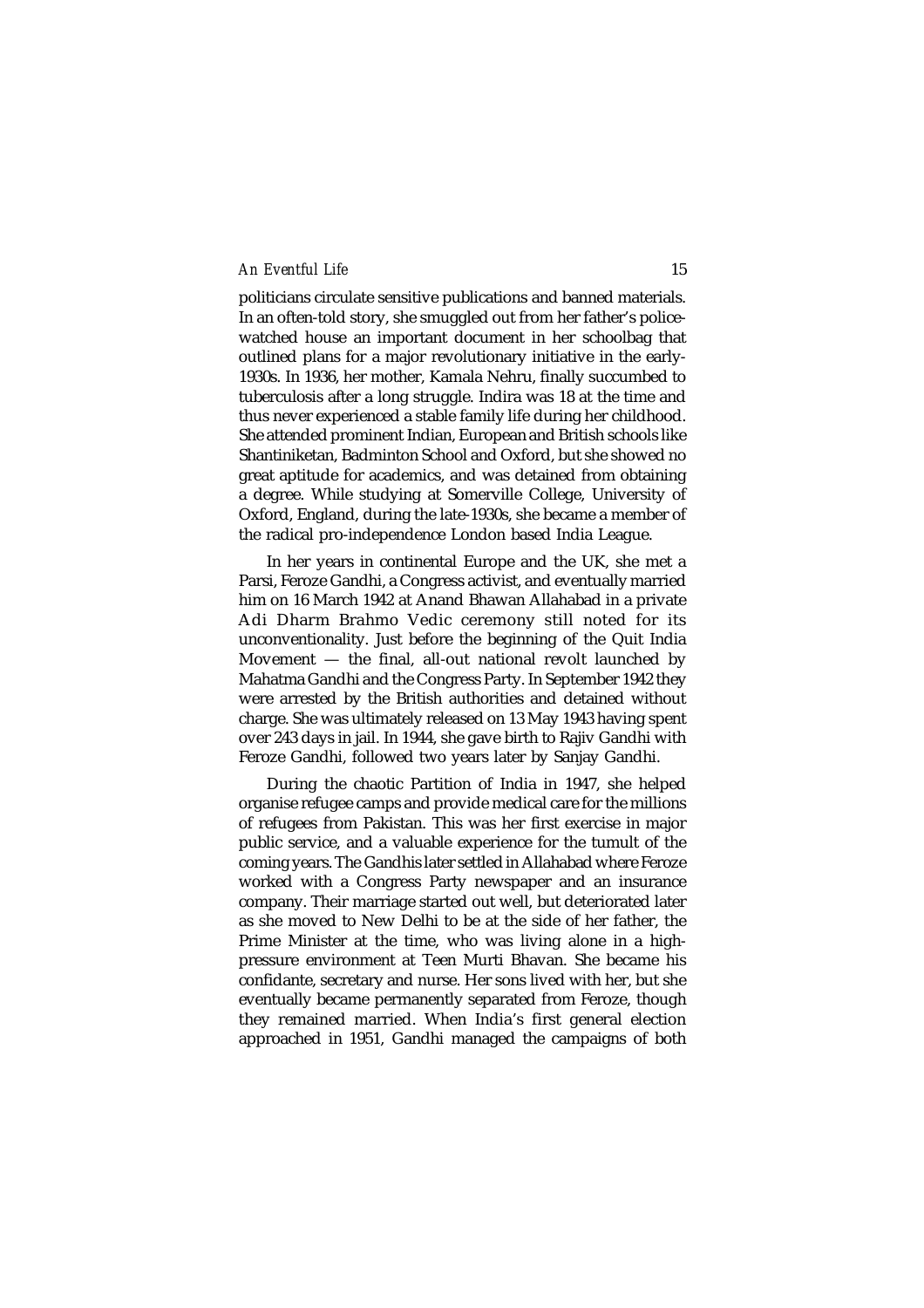politicians circulate sensitive publications and banned materials. In an often-told story, she smuggled out from her father's police-watched house an important document in her schoolbag that outlined plans for a major revolutionary initiative in the early-1930s. In 1936, her mother, Kamala Nehru, finally succumbed to tuberculosis after a long struggle. Indira was 18 at the time and thus never experienced a stable family life during her childhood. She attended prominent Indian, European and British schools like Shantiniketan, Badminton School and Oxford, but she showed no great aptitude for academics, and was detained from obtaining a degree. While studying at Somerville College, University of Oxford, England, during the late-1930s, she became a member of the radical pro-independence London based India League.

In her years in continental Europe and the UK, she met a Parsi, Feroze Gandhi, a Congress activist, and eventually married him on 16 March 1942 at Anand Bhawan Allahabad in a private Adi Dharm Brahmo Vedic ceremony still noted for its unconventionality. Just before the beginning of the Quit India Movement — the final, all-out national revolt launched by Mahatma Gandhi and the Congress Party. In September 1942 they were arrested by the British authorities and detained without charge. She was ultimately released on 13 May 1943 having spent over 243 days in jail. In 1944, she gave birth to Rajiv Gandhi with Feroze Gandhi, followed two years later by Sanjay Gandhi.

During the chaotic Partition of India in 1947, she helped organise refugee camps and provide medical care for the millions of refugees from Pakistan. This was her first exercise in major public service, and a valuable experience for the tumult of the coming years. The Gandhis later settled in Allahabad where Feroze worked with a Congress Party newspaper and an insurance company. Their marriage started out well, but deteriorated later as she moved to New Delhi to be at the side of her father, the Prime Minister at the time, who was living alone in a high-pressure environment at Teen Murti Bhavan. She became his confidante, secretary and nurse. Her sons lived with her, but she eventually became permanently separated from Feroze, though they remained married. When India's first general election approached in 1951, Gandhi managed the campaigns of both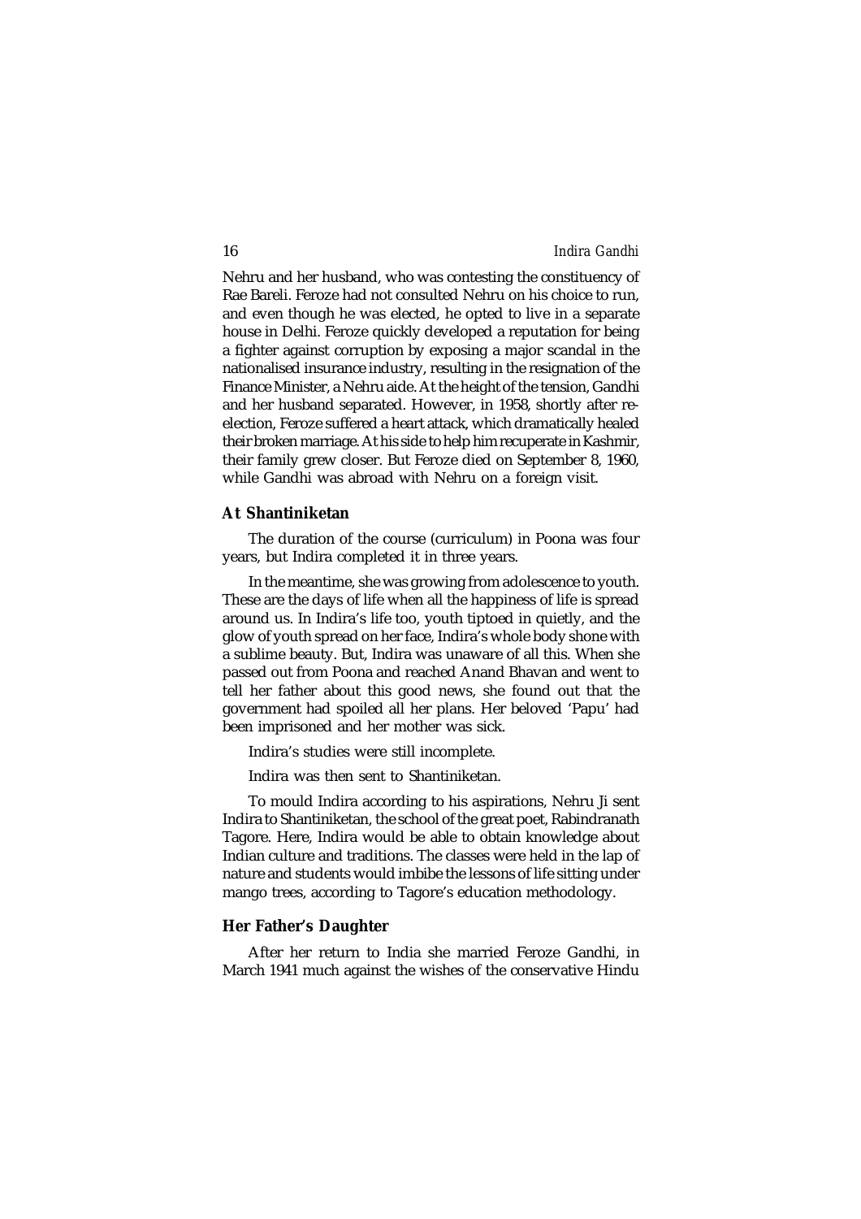Nehru and her husband, who was contesting the constituency of Rae Bareli. Feroze had not consulted Nehru on his choice to run, and even though he was elected, he opted to live in a separate house in Delhi. Feroze quickly developed a reputation for being a fighter against corruption by exposing a major scandal in the nationalised insurance industry, resulting in the resignation of the Finance Minister, a Nehru aide. At the height of the tension, Gandhi and her husband separated. However, in 1958, shortly after re-election, Feroze suffered a heart attack, which dramatically healed their broken marriage. At his side to help him recuperate in Kashmir, their family grew closer. But Feroze died on September 8, 1960, while Gandhi was abroad with Nehru on a foreign visit.

### At Shantiniketan

The duration of the course (curriculum) in Poona was four years, but Indira completed it in three years.

In the meantime, she was growing from adolescence to youth. These are the days of life when all the happiness of life is spread around us. In Indira's life too, youth tiptoed in quietly, and the glow of youth spread on her face, Indira's whole body shone with a sublime beauty. But, Indira was unaware of all this. When she passed out from Poona and reached Anand Bhavan and went to tell her father about this good news, she found out that the government had spoiled all her plans. Her beloved 'Papu' had been imprisoned and her mother was sick.

Indira's studies were still incomplete.

Indira was then sent to Shantiniketan.

To mould Indira according to his aspirations, Nehru Ji sent Indira to Shantiniketan, the school of the great poet, Rabindranath Tagore. Here, Indira would be able to obtain knowledge about Indian culture and traditions. The classes were held in the lap of nature and students would imbibe the lessons of life sitting under mango trees, according to Tagore's education methodology.

### Her Father's Daughter

After her return to India she married Feroze Gandhi, in March 1941 much against the wishes of the conservative Hindu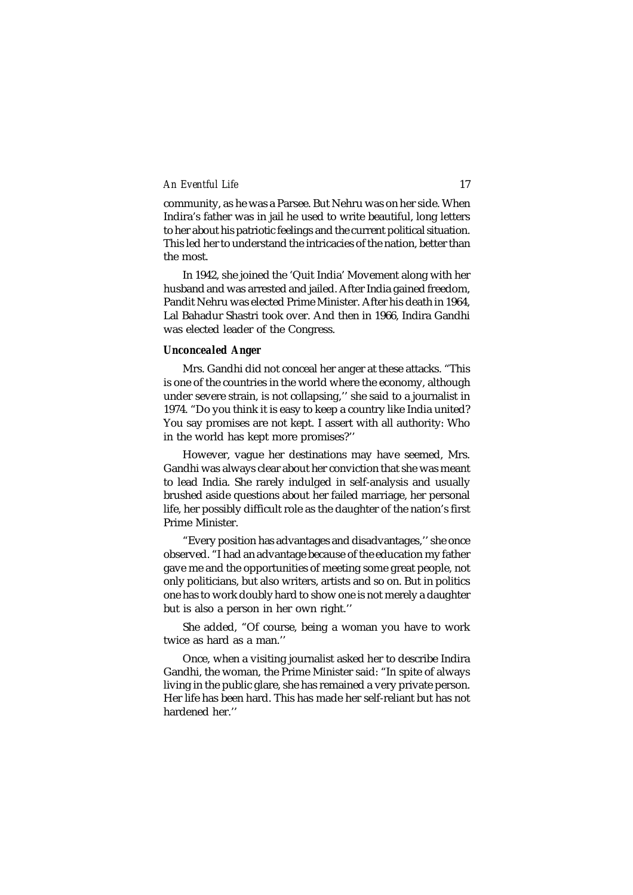community, as he was a Parsee. But Nehru was on her side. When Indira's father was in jail he used to write beautiful, long letters to her about his patriotic feelings and the current political situation. This led her to understand the intricacies of the nation, better than the most.

In 1942, she joined the 'Quit India' Movement along with her husband and was arrested and jailed. After India gained freedom, Pandit Nehru was elected Prime Minister. After his death in 1964, Lal Bahadur Shastri took over. And then in 1966, Indira Gandhi was elected leader of the Congress.

### *Unconcealed Anger*

Mrs. Gandhi did not conceal her anger at these attacks. "This is one of the countries in the world where the economy, although under severe strain, is not collapsing,'' she said to a journalist in 1974. "Do you think it is easy to keep a country like India united? You say promises are not kept. I assert with all authority: Who in the world has kept more promises?''

However, vague her destinations may have seemed, Mrs. Gandhi was always clear about her conviction that she was meant to lead India. She rarely indulged in self-analysis and usually brushed aside questions about her failed marriage, her personal life, her possibly difficult role as the daughter of the nation's first Prime Minister.

"Every position has advantages and disadvantages,'' she once observed. "I had an advantage because of the education my father gave me and the opportunities of meeting some great people, not only politicians, but also writers, artists and so on. But in politics one has to work doubly hard to show one is not merely a daughter but is also a person in her own right.''

She added, "Of course, being a woman you have to work twice as hard as a man.''

Once, when a visiting journalist asked her to describe Indira Gandhi, the woman, the Prime Minister said: "In spite of always living in the public glare, she has remained a very private person. Her life has been hard. This has made her self-reliant but has not hardened her.''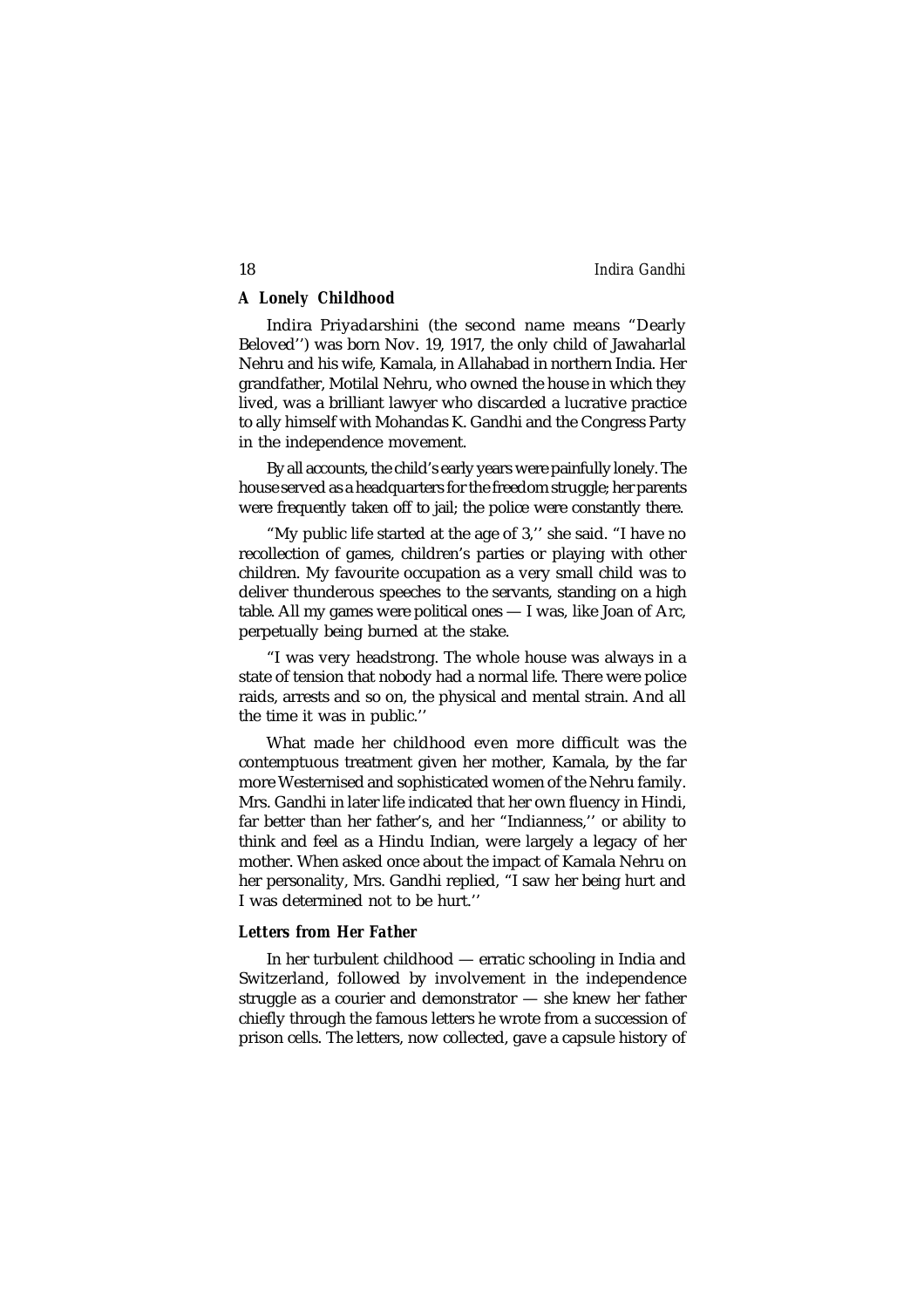### *A Lonely Childhood*

Indira Priyadarshini (the second name means "Dearly Beloved'') was born Nov. 19, 1917, the only child of Jawaharlal Nehru and his wife, Kamala, in Allahabad in northern India. Her grandfather, Motilal Nehru, who owned the house in which they lived, was a brilliant lawyer who discarded a lucrative practice to ally himself with Mohandas K. Gandhi and the Congress Party in the independence movement.

By all accounts, the child's early years were painfully lonely. The house served as a headquarters for the freedom struggle; her parents were frequently taken off to jail; the police were constantly there.

"My public life started at the age of 3,'' she said. "I have no recollection of games, children's parties or playing with other children. My favourite occupation as a very small child was to deliver thunderous speeches to the servants, standing on a high table. All my games were political ones — I was, like Joan of Arc, perpetually being burned at the stake.

"I was very headstrong. The whole house was always in a state of tension that nobody had a normal life. There were police raids, arrests and so on, the physical and mental strain. And all the time it was in public.''

What made her childhood even more difficult was the contemptuous treatment given her mother, Kamala, by the far more Westernised and sophisticated women of the Nehru family. Mrs. Gandhi in later life indicated that her own fluency in Hindi, far better than her father's, and her "Indianness,'' or ability to think and feel as a Hindu Indian, were largely a legacy of her mother. When asked once about the impact of Kamala Nehru on her personality, Mrs. Gandhi replied, "I saw her being hurt and I was determined not to be hurt.''

### *Letters from Her Father*

In her turbulent childhood — erratic schooling in India and Switzerland, followed by involvement in the independence struggle as a courier and demonstrator — she knew her father chiefly through the famous letters he wrote from a succession of prison cells. The letters, now collected, gave a capsule history of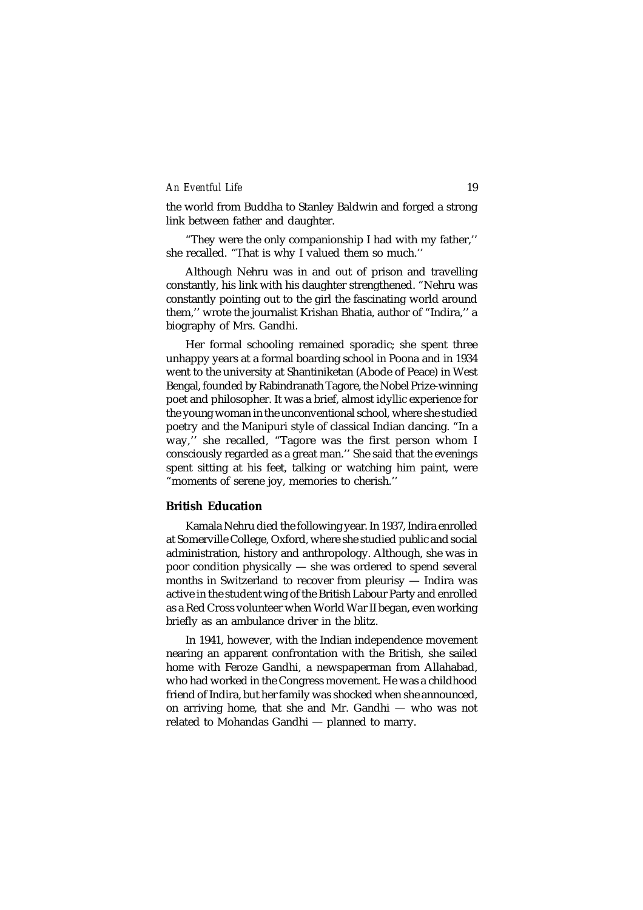the world from Buddha to Stanley Baldwin and forged a strong link between father and daughter.

"They were the only companionship I had with my father,'' she recalled. "That is why I valued them so much.''

Although Nehru was in and out of prison and travelling constantly, his link with his daughter strengthened. "Nehru was constantly pointing out to the girl the fascinating world around them,'' wrote the journalist Krishan Bhatia, author of "Indira,'' a biography of Mrs. Gandhi.

Her formal schooling remained sporadic; she spent three unhappy years at a formal boarding school in Poona and in 1934 went to the university at Shantiniketan (Abode of Peace) in West Bengal, founded by Rabindranath Tagore, the Nobel Prize-winning poet and philosopher. It was a brief, almost idyllic experience for the young woman in the unconventional school, where she studied poetry and the Manipuri style of classical Indian dancing. "In a way,'' she recalled, "Tagore was the first person whom I consciously regarded as a great man.'' She said that the evenings spent sitting at his feet, talking or watching him paint, were "moments of serene joy, memories to cherish.''

### British Education

Kamala Nehru died the following year. In 1937, Indira enrolled at Somerville College, Oxford, where she studied public and social administration, history and anthropology. Although, she was in poor condition physically — she was ordered to spend several months in Switzerland to recover from pleurisy — Indira was active in the student wing of the British Labour Party and enrolled as a Red Cross volunteer when World War II began, even working briefly as an ambulance driver in the blitz.

In 1941, however, with the Indian independence movement nearing an apparent confrontation with the British, she sailed home with Feroze Gandhi, a newspaperman from Allahabad, who had worked in the Congress movement. He was a childhood friend of Indira, but her family was shocked when she announced, on arriving home, that she and Mr. Gandhi — who was not related to Mohandas Gandhi — planned to marry.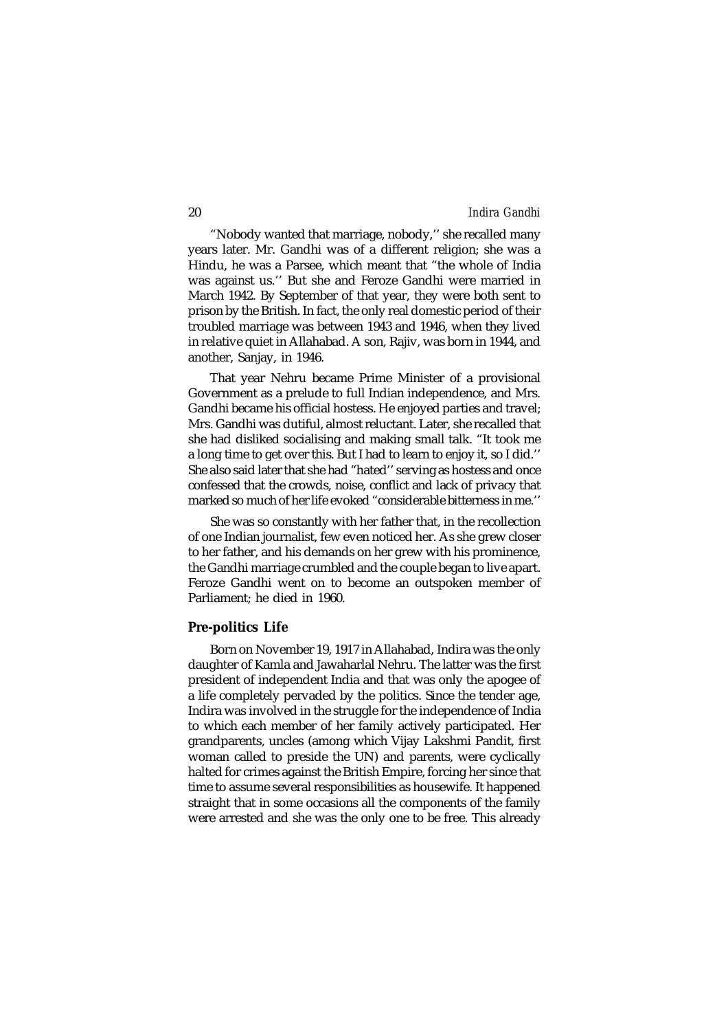"Nobody wanted that marriage, nobody,'' she recalled many years later. Mr. Gandhi was of a different religion; she was a Hindu, he was a Parsee, which meant that "the whole of India was against us.'' But she and Feroze Gandhi were married in March 1942. By September of that year, they were both sent to prison by the British. In fact, the only real domestic period of their troubled marriage was between 1943 and 1946, when they lived in relative quiet in Allahabad. A son, Rajiv, was born in 1944, and another, Sanjay, in 1946.

That year Nehru became Prime Minister of a provisional Government as a prelude to full Indian independence, and Mrs. Gandhi became his official hostess. He enjoyed parties and travel; Mrs. Gandhi was dutiful, almost reluctant. Later, she recalled that she had disliked socialising and making small talk. "It took me a long time to get over this. But I had to learn to enjoy it, so I did.'' She also said later that she had "hated'' serving as hostess and once confessed that the crowds, noise, conflict and lack of privacy that marked so much of her life evoked "considerable bitterness in me.''

She was so constantly with her father that, in the recollection of one Indian journalist, few even noticed her. As she grew closer to her father, and his demands on her grew with his prominence, the Gandhi marriage crumbled and the couple began to live apart. Feroze Gandhi went on to become an outspoken member of Parliament; he died in 1960.

## Pre-politics Life

Born on November 19, 1917 in Allahabad, Indira was the only daughter of Kamla and Jawaharlal Nehru. The latter was the first president of independent India and that was only the apogee of a life completely pervaded by the politics. Since the tender age, Indira was involved in the struggle for the independence of India to which each member of her family actively participated. Her grandparents, uncles (among which Vijay Lakshmi Pandit, first woman called to preside the UN) and parents, were cyclically halted for crimes against the British Empire, forcing her since that time to assume several responsibilities as housewife. It happened straight that in some occasions all the components of the family were arrested and she was the only one to be free. This already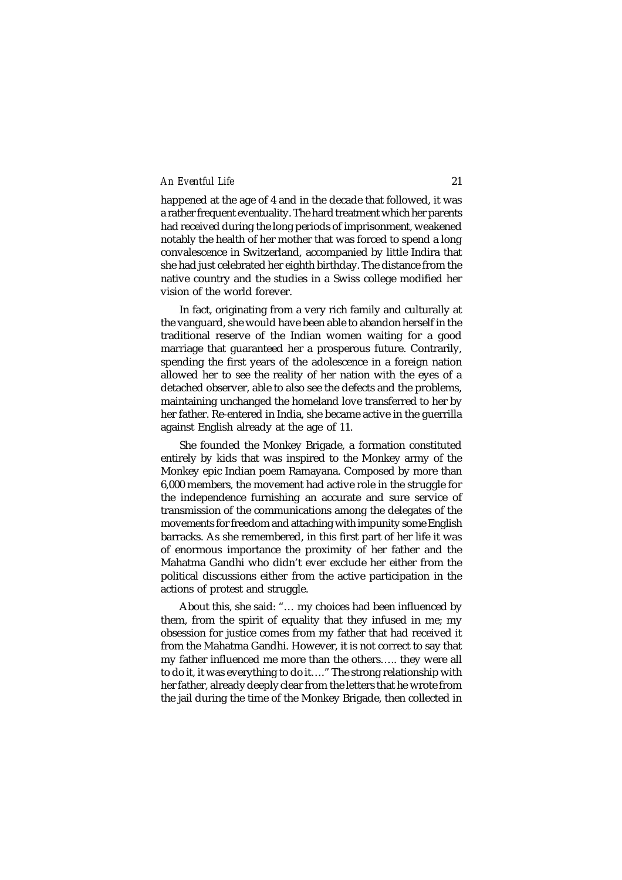happened at the age of 4 and in the decade that followed, it was a rather frequent eventuality. The hard treatment which her parents had received during the long periods of imprisonment, weakened notably the health of her mother that was forced to spend a long convalescence in Switzerland, accompanied by little Indira that she had just celebrated her eighth birthday. The distance from the native country and the studies in a Swiss college modified her vision of the world forever.

In fact, originating from a very rich family and culturally at the vanguard, she would have been able to abandon herself in the traditional reserve of the Indian women waiting for a good marriage that guaranteed her a prosperous future. Contrarily, spending the first years of the adolescence in a foreign nation allowed her to see the reality of her nation with the eyes of a detached observer, able to also see the defects and the problems, maintaining unchanged the homeland love transferred to her by her father. Re-entered in India, she became active in the guerrilla against English already at the age of 11.

She founded the Monkey Brigade, a formation constituted entirely by kids that was inspired to the Monkey army of the Monkey epic Indian poem Ramayana. Composed by more than 6,000 members, the movement had active role in the struggle for the independence furnishing an accurate and sure service of transmission of the communications among the delegates of the movements for freedom and attaching with impunity some English barracks. As she remembered, in this first part of her life it was of enormous importance the proximity of her father and the Mahatma Gandhi who didn't ever exclude her either from the political discussions either from the active participation in the actions of protest and struggle.

About this, she said: "… my choices had been influenced by them, from the spirit of equality that they infused in me; my obsession for justice comes from my father that had received it from the Mahatma Gandhi. However, it is not correct to say that my father influenced me more than the others….. they were all to do it, it was everything to do it…." The strong relationship with her father, already deeply clear from the letters that he wrote from the jail during the time of the Monkey Brigade, then collected in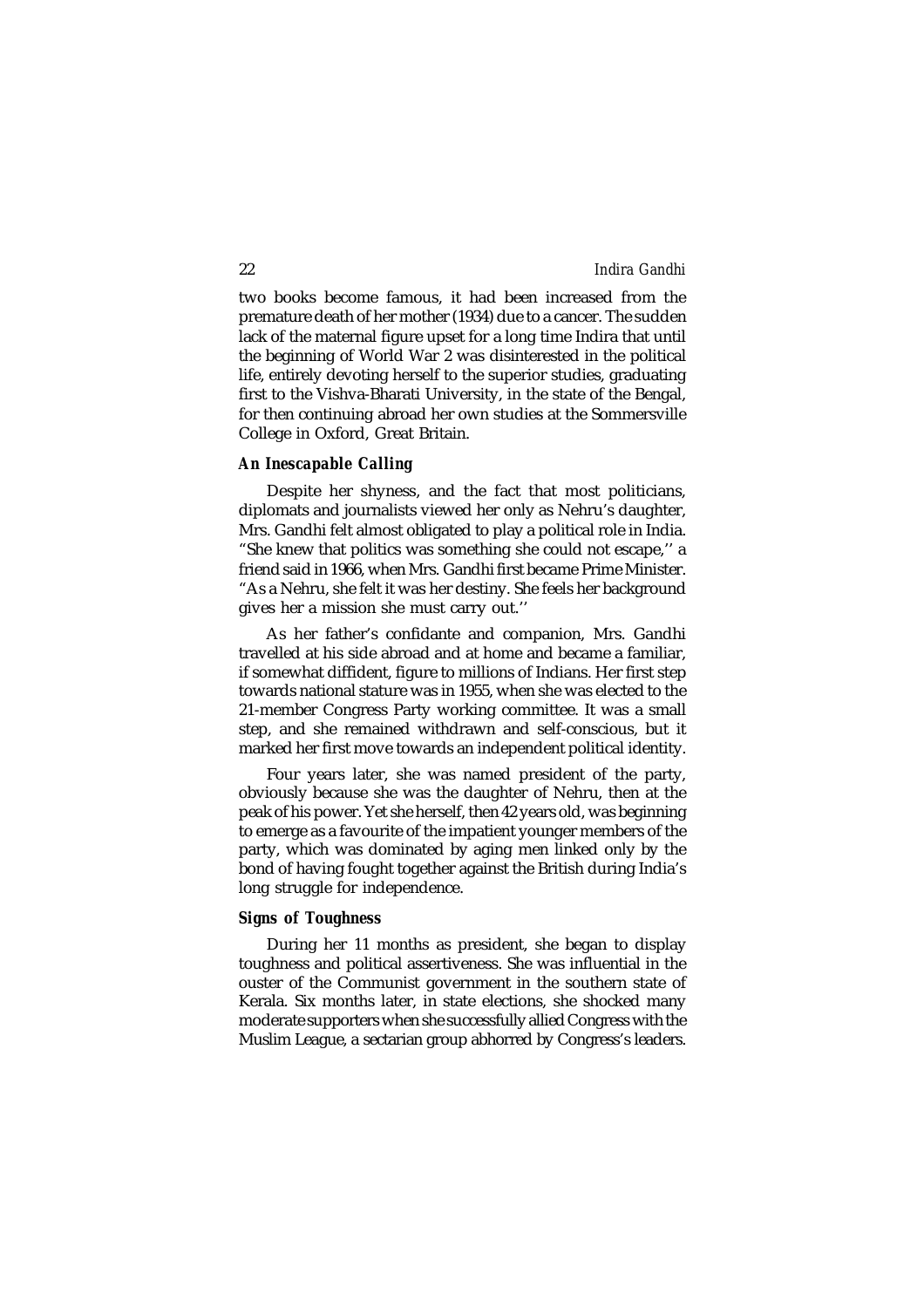two books become famous, it had been increased from the premature death of her mother (1934) due to a cancer. The sudden lack of the maternal figure upset for a long time Indira that until the beginning of World War 2 was disinterested in the political life, entirely devoting herself to the superior studies, graduating first to the Vishva-Bharati University, in the state of the Bengal, for then continuing abroad her own studies at the Sommersville College in Oxford, Great Britain.

### An Inescapable Calling

Despite her shyness, and the fact that most politicians, diplomats and journalists viewed her only as Nehru's daughter, Mrs. Gandhi felt almost obligated to play a political role in India. "She knew that politics was something she could not escape,'' a friend said in 1966, when Mrs. Gandhi first became Prime Minister. "As a Nehru, she felt it was her destiny. She feels her background gives her a mission she must carry out.''

As her father's confidante and companion, Mrs. Gandhi travelled at his side abroad and at home and became a familiar, if somewhat diffident, figure to millions of Indians. Her first step towards national stature was in 1955, when she was elected to the 21-member Congress Party working committee. It was a small step, and she remained withdrawn and self-conscious, but it marked her first move towards an independent political identity.

Four years later, she was named president of the party, obviously because she was the daughter of Nehru, then at the peak of his power. Yet she herself, then 42 years old, was beginning to emerge as a favourite of the impatient younger members of the party, which was dominated by aging men linked only by the bond of having fought together against the British during India's long struggle for independence.

### Signs of Toughness

During her 11 months as president, she began to display toughness and political assertiveness. She was influential in the ouster of the Communist government in the southern state of Kerala. Six months later, in state elections, she shocked many moderate supporters when she successfully allied Congress with the Muslim League, a sectarian group abhorred by Congress's leaders.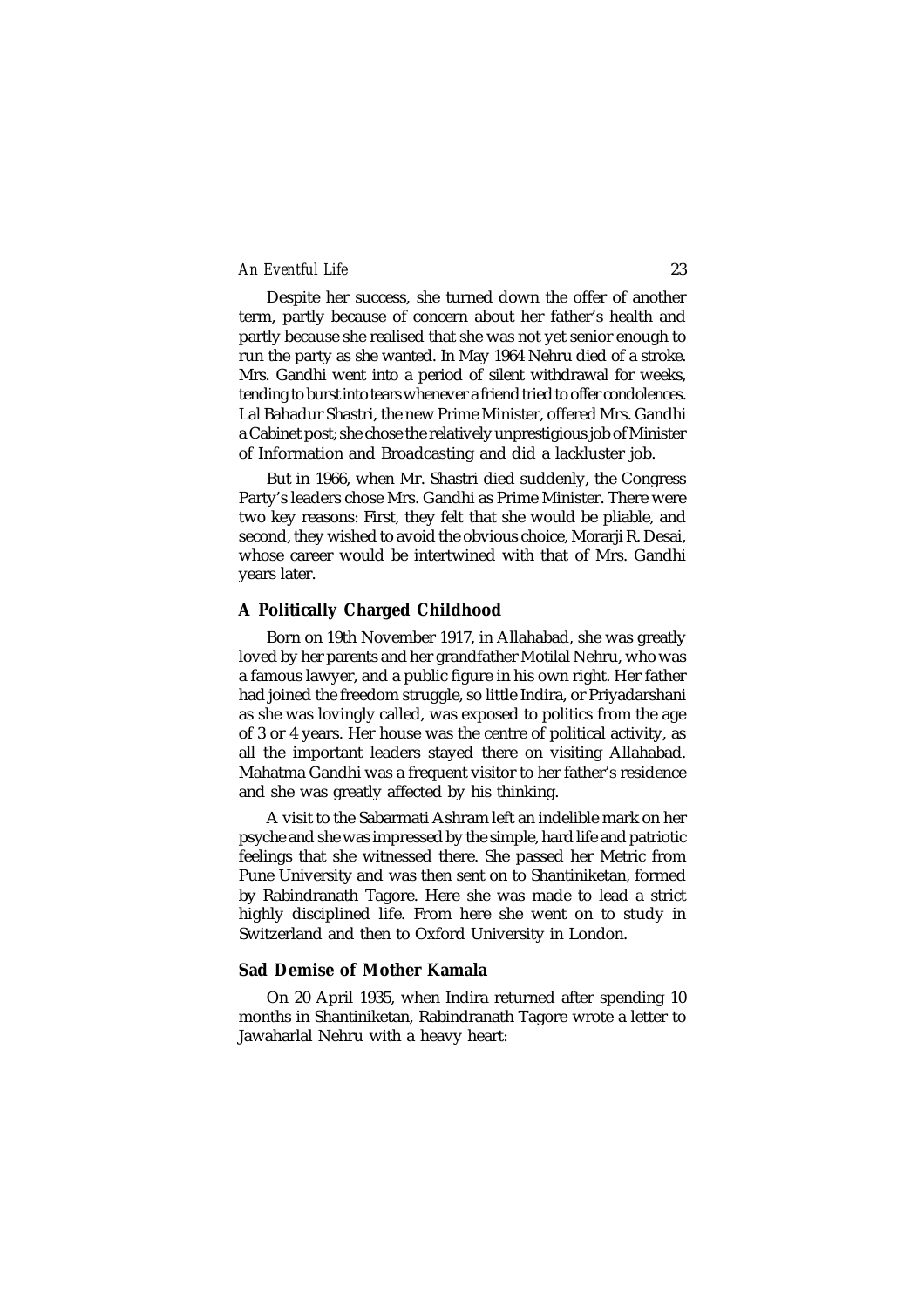Despite her success, she turned down the offer of another term, partly because of concern about her father's health and partly because she realised that she was not yet senior enough to run the party as she wanted. In May 1964 Nehru died of a stroke. Mrs. Gandhi went into a period of silent withdrawal for weeks, tending to burst into tears whenever a friend tried to offer condolences. Lal Bahadur Shastri, the new Prime Minister, offered Mrs. Gandhi a Cabinet post; she chose the relatively unprestigious job of Minister of Information and Broadcasting and did a lackluster job.

But in 1966, when Mr. Shastri died suddenly, the Congress Party's leaders chose Mrs. Gandhi as Prime Minister. There were two key reasons: First, they felt that she would be pliable, and second, they wished to avoid the obvious choice, Morarji R. Desai, whose career would be intertwined with that of Mrs. Gandhi years later.

## A Politically Charged Childhood

Born on 19th November 1917, in Allahabad, she was greatly loved by her parents and her grandfather Motilal Nehru, who was a famous lawyer, and a public figure in his own right. Her father had joined the freedom struggle, so little Indira, or Priyadarshani as she was lovingly called, was exposed to politics from the age of 3 or 4 years. Her house was the centre of political activity, as all the important leaders stayed there on visiting Allahabad. Mahatma Gandhi was a frequent visitor to her father's residence and she was greatly affected by his thinking.

A visit to the Sabarmati Ashram left an indelible mark on her psyche and she was impressed by the simple, hard life and patriotic feelings that she witnessed there. She passed her Metric from Pune University and was then sent on to Shantiniketan, formed by Rabindranath Tagore. Here she was made to lead a strict highly disciplined life. From here she went on to study in Switzerland and then to Oxford University in London.

## Sad Demise of Mother Kamala

On 20 April 1935, when Indira returned after spending 10 months in Shantiniketan, Rabindranath Tagore wrote a letter to Jawaharlal Nehru with a heavy heart: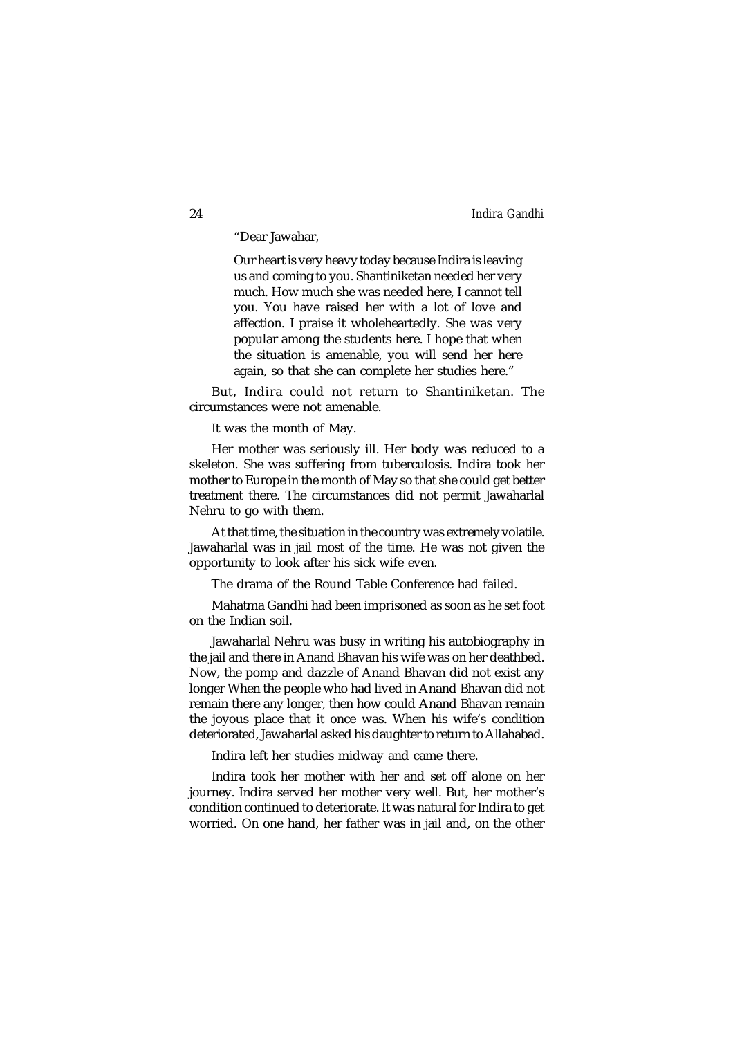"Dear Jawahar,

> Our heart is very heavy today because Indira is leaving us and coming to you. Shantiniketan needed her very much. How much she was needed here, I cannot tell you. You have raised her with a lot of love and affection. I praise it wholeheartedly. She was very popular among the students here. I hope that when the situation is amenable, you will send her here again, so that she can complete her studies here."

But, Indira could not return to Shantiniketan. The circumstances were not amenable.

It was the month of May.

Her mother was seriously ill. Her body was reduced to a skeleton. She was suffering from tuberculosis. Indira took her mother to Europe in the month of May so that she could get better treatment there. The circumstances did not permit Jawaharlal Nehru to go with them.

At that time, the situation in the country was extremely volatile. Jawaharlal was in jail most of the time. He was not given the opportunity to look after his sick wife even.

The drama of the Round Table Conference had failed.

Mahatma Gandhi had been imprisoned as soon as he set foot on the Indian soil.

Jawaharlal Nehru was busy in writing his autobiography in the jail and there in Anand Bhavan his wife was on her deathbed. Now, the pomp and dazzle of Anand Bhavan did not exist any longer When the people who had lived in Anand Bhavan did not remain there any longer, then how could Anand Bhavan remain the joyous place that it once was. When his wife's condition deteriorated, Jawaharlal asked his daughter to return to Allahabad.

Indira left her studies midway and came there.

Indira took her mother with her and set off alone on her journey. Indira served her mother very well. But, her mother's condition continued to deteriorate. It was natural for Indira to get worried. On one hand, her father was in jail and, on the other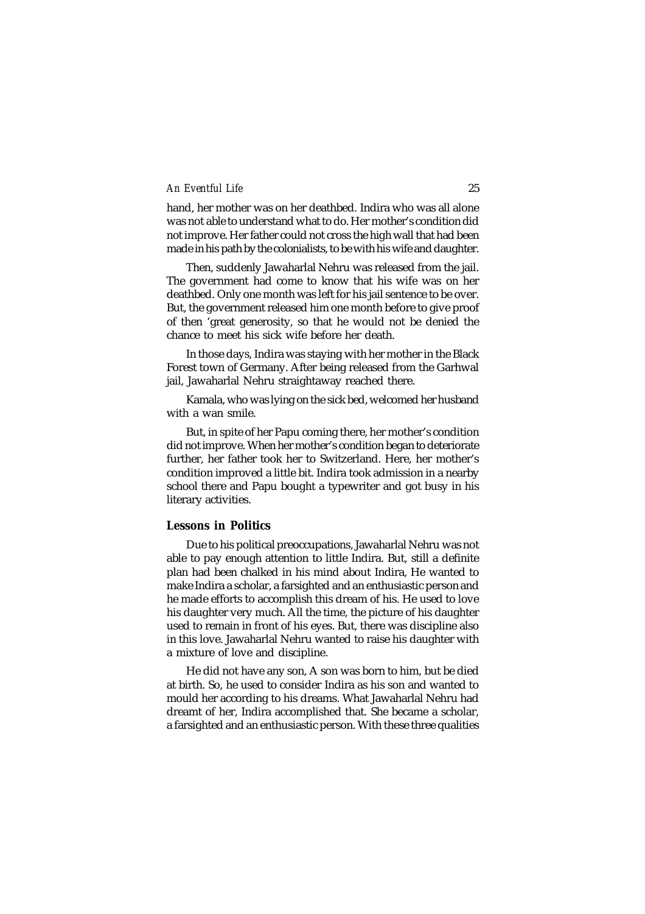hand, her mother was on her deathbed. Indira who was all alone was not able to understand what to do. Her mother's condition did not improve. Her father could not cross the high wall that had been made in his path by the colonialists, to be with his wife and daughter.

Then, suddenly Jawaharlal Nehru was released from the jail. The government had come to know that his wife was on her deathbed. Only one month was left for his jail sentence to be over. But, the government released him one month before to give proof of then 'great generosity, so that he would not be denied the chance to meet his sick wife before her death.

In those days, Indira was staying with her mother in the Black Forest town of Germany. After being released from the Garhwal jail, Jawaharlal Nehru straightaway reached there.

Kamala, who was lying on the sick bed, welcomed her husband with a wan smile.

But, in spite of her Papu coming there, her mother's condition did not improve. When her mother's condition began to deteriorate further, her father took her to Switzerland. Here, her mother's condition improved a little bit. Indira took admission in a nearby school there and Papu bought a typewriter and got busy in his literary activities.

### Lessons in Politics

Due to his political preoccupations, Jawaharlal Nehru was not able to pay enough attention to little Indira. But, still a definite plan had been chalked in his mind about Indira, He wanted to make Indira a scholar, a farsighted and an enthusiastic person and he made efforts to accomplish this dream of his. He used to love his daughter very much. All the time, the picture of his daughter used to remain in front of his eyes. But, there was discipline also in this love. Jawaharlal Nehru wanted to raise his daughter with a mixture of love and discipline.

He did not have any son, A son was born to him, but be died at birth. So, he used to consider Indira as his son and wanted to mould her according to his dreams. What Jawaharlal Nehru had dreamt of her, Indira accomplished that. She became a scholar, a farsighted and an enthusiastic person. With these three qualities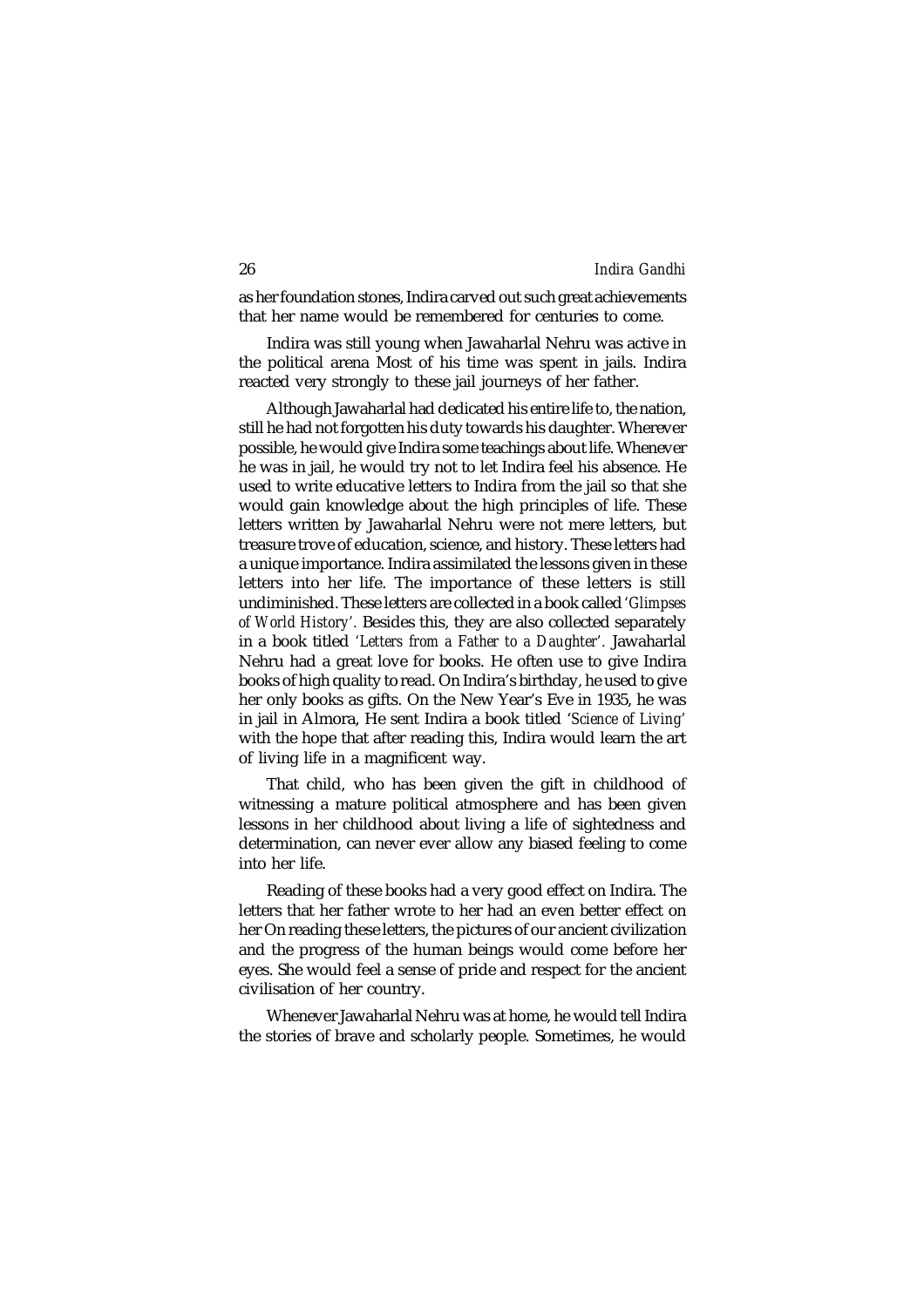as her foundation stones, Indira carved out such great achievements that her name would be remembered for centuries to come.

Indira was still young when Jawaharlal Nehru was active in the political arena Most of his time was spent in jails. Indira reacted very strongly to these jail journeys of her father.

Although Jawaharlal had dedicated his entire life to, the nation, still he had not forgotten his duty towards his daughter. Wherever possible, he would give Indira some teachings about life. Whenever he was in jail, he would try not to let Indira feel his absence. He used to write educative letters to Indira from the jail so that she would gain knowledge about the high principles of life. These letters written by Jawaharlal Nehru were not mere letters, but treasure trove of education, science, and history. These letters had a unique importance. Indira assimilated the lessons given in these letters into her life. The importance of these letters is still undiminished. These letters are collected in a book called *'Glimpses of World History'.* Besides this, they are also collected separately in a book titled *'Letters from a Father to a Daughter'*. Jawaharlal Nehru had a great love for books. He often use to give Indira books of high quality to read. On Indira's birthday, he used to give her only books as gifts. On the New Year's Eve in 1935, he was in jail in Almora, He sent Indira a book titled *'Science of Living'* with the hope that after reading this, Indira would learn the art of living life in a magnificent way.

That child, who has been given the gift in childhood of witnessing a mature political atmosphere and has been given lessons in her childhood about living a life of sightedness and determination, can never ever allow any biased feeling to come into her life.

Reading of these books had a very good effect on Indira. The letters that her father wrote to her had an even better effect on her On reading these letters, the pictures of our ancient civilization and the progress of the human beings would come before her eyes. She would feel a sense of pride and respect for the ancient civilisation of her country.

Whenever Jawaharlal Nehru was at home, he would tell Indira the stories of brave and scholarly people. Sometimes, he would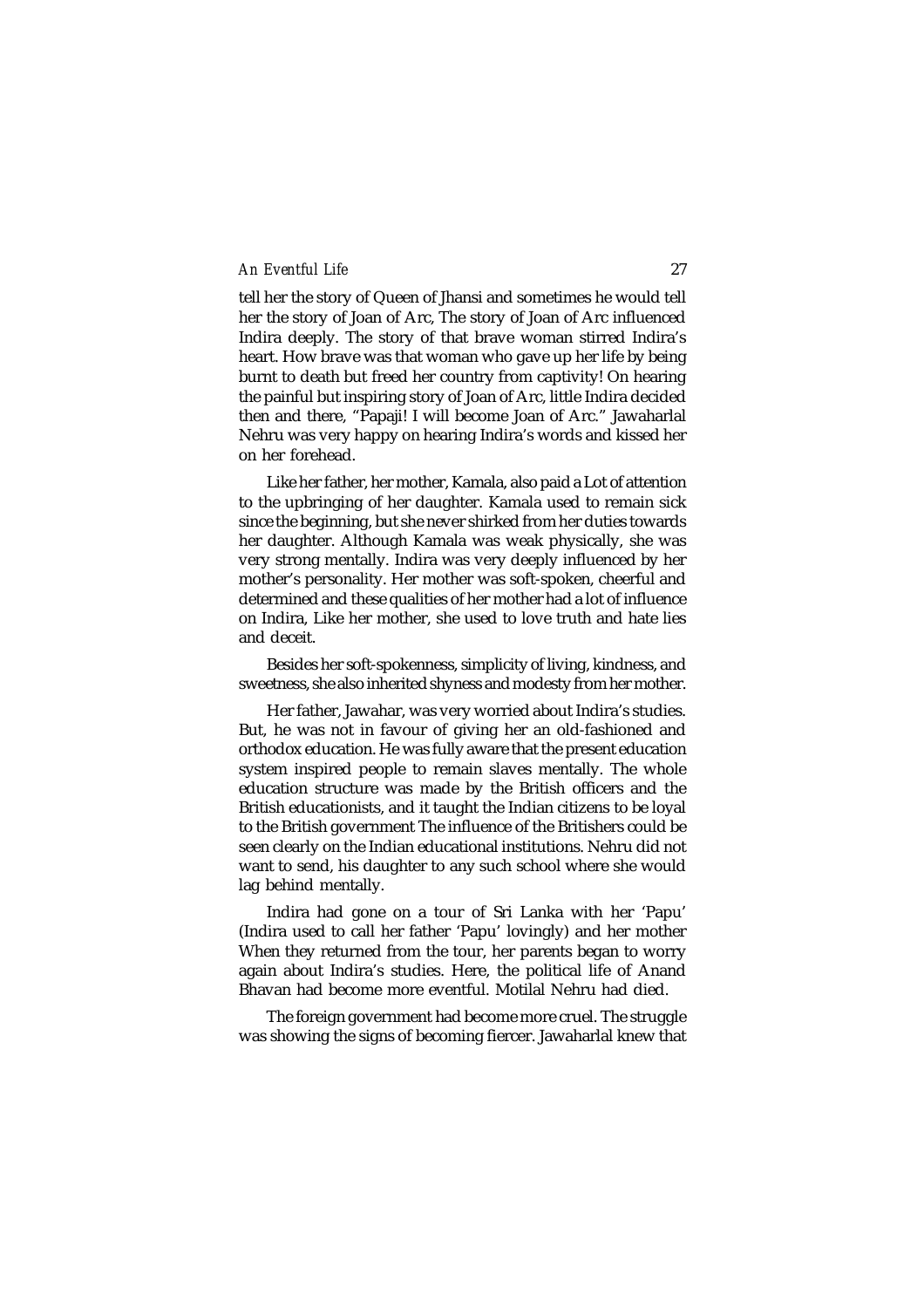tell her the story of Queen of Jhansi and sometimes he would tell her the story of Joan of Arc, The story of Joan of Arc influenced Indira deeply. The story of that brave woman stirred Indira's heart. How brave was that woman who gave up her life by being burnt to death but freed her country from captivity! On hearing the painful but inspiring story of Joan of Arc, little Indira decided then and there, "Papaji! I will become Joan of Arc." Jawaharlal Nehru was very happy on hearing Indira's words and kissed her on her forehead.

Like her father, her mother, Kamala, also paid a Lot of attention to the upbringing of her daughter. Kamala used to remain sick since the beginning, but she never shirked from her duties towards her daughter. Although Kamala was weak physically, she was very strong mentally. Indira was very deeply influenced by her mother's personality. Her mother was soft-spoken, cheerful and determined and these qualities of her mother had a lot of influence on Indira, Like her mother, she used to love truth and hate lies and deceit.

Besides her soft-spokenness, simplicity of living, kindness, and sweetness, she also inherited shyness and modesty from her mother.

Her father, Jawahar, was very worried about Indira's studies. But, he was not in favour of giving her an old-fashioned and orthodox education. He was fully aware that the present education system inspired people to remain slaves mentally. The whole education structure was made by the British officers and the British educationists, and it taught the Indian citizens to be loyal to the British government The influence of the Britishers could be seen clearly on the Indian educational institutions. Nehru did not want to send, his daughter to any such school where she would lag behind mentally.

Indira had gone on a tour of Sri Lanka with her 'Papu' (Indira used to call her father 'Papu' lovingly) and her mother When they returned from the tour, her parents began to worry again about Indira's studies. Here, the political life of Anand Bhavan had become more eventful. Motilal Nehru had died.

The foreign government had become more cruel. The struggle was showing the signs of becoming fiercer. Jawaharlal knew that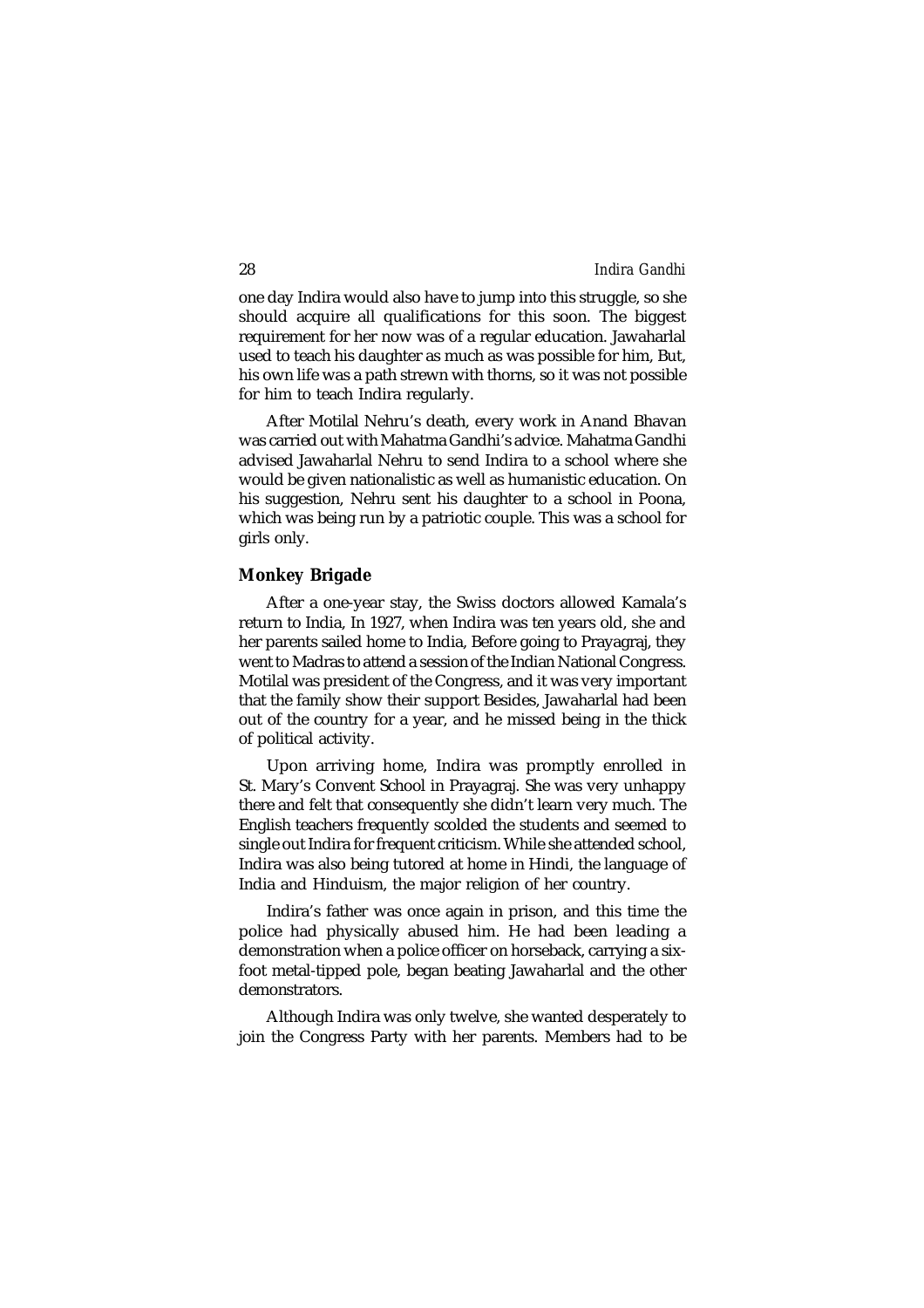one day Indira would also have to jump into this struggle, so she should acquire all qualifications for this soon. The biggest requirement for her now was of a regular education. Jawaharlal used to teach his daughter as much as was possible for him, But, his own life was a path strewn with thorns, so it was not possible for him to teach Indira regularly.

After Motilal Nehru's death, every work in Anand Bhavan was carried out with Mahatma Gandhi's advice. Mahatma Gandhi advised Jawaharlal Nehru to send Indira to a school where she would be given nationalistic as well as humanistic education. On his suggestion, Nehru sent his daughter to a school in Poona, which was being run by a patriotic couple. This was a school for girls only.

### Monkey Brigade

After a one-year stay, the Swiss doctors allowed Kamala's return to India, In 1927, when Indira was ten years old, she and her parents sailed home to India, Before going to Prayagraj, they went to Madras to attend a session of the Indian National Congress. Motilal was president of the Congress, and it was very important that the family show their support Besides, Jawaharlal had been out of the country for a year, and he missed being in the thick of political activity.

Upon arriving home, Indira was promptly enrolled in St. Mary's Convent School in Prayagraj. She was very unhappy there and felt that consequently she didn't learn very much. The English teachers frequently scolded the students and seemed to single out Indira for frequent criticism. While she attended school, Indira was also being tutored at home in Hindi, the language of India and Hinduism, the major religion of her country.

Indira's father was once again in prison, and this time the police had physically abused him. He had been leading a demonstration when a police officer on horseback, carrying a six-foot metal-tipped pole, began beating Jawaharlal and the other demonstrators.

Although Indira was only twelve, she wanted desperately to join the Congress Party with her parents. Members had to be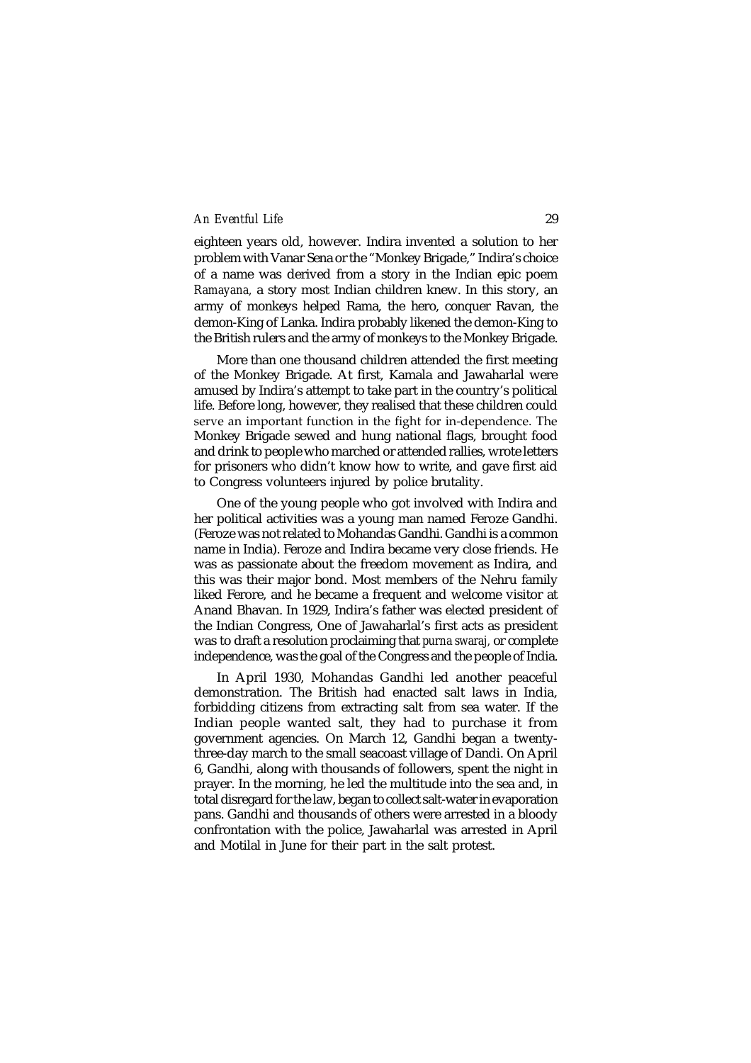eighteen years old, however. Indira invented a solution to her problem with Vanar Sena or the "Monkey Brigade," Indira's choice of a name was derived from a story in the Indian epic poem *Ramayana,* a story most Indian children knew. In this story, an army of monkeys helped Rama, the hero, conquer Ravan, the demon-King of Lanka. Indira probably likened the demon-King to the British rulers and the army of monkeys to the Monkey Brigade.

More than one thousand children attended the first meeting of the Monkey Brigade. At first, Kamala and Jawaharlal were amused by Indira's attempt to take part in the country's political life. Before long, however, they realised that these children could serve an important function in the fight for in-dependence. The Monkey Brigade sewed and hung national flags, brought food and drink to people who marched or attended rallies, wrote letters for prisoners who didn't know how to write, and gave first aid to Congress volunteers injured by police brutality.

One of the young people who got involved with Indira and her political activities was a young man named Feroze Gandhi. (Feroze was not related to Mohandas Gandhi. Gandhi is a common name in India). Feroze and Indira became very close friends. He was as passionate about the freedom movement as Indira, and this was their major bond. Most members of the Nehru family liked Ferore, and he became a frequent and welcome visitor at Anand Bhavan. In 1929, Indira's father was elected president of the Indian Congress, One of Jawaharlal's first acts as president was to draft a resolution proclaiming that *purna swaraj,* or complete independence, was the goal of the Congress and the people of India.

In April 1930, Mohandas Gandhi led another peaceful demonstration. The British had enacted salt laws in India, forbidding citizens from extracting salt from sea water. If the Indian people wanted salt, they had to purchase it from government agencies. On March 12, Gandhi began a twenty-three-day march to the small seacoast village of Dandi. On April 6, Gandhi, along with thousands of followers, spent the night in prayer. In the morning, he led the multitude into the sea and, in total disregard for the law, began to collect salt-water in evaporation pans. Gandhi and thousands of others were arrested in a bloody confrontation with the police, Jawaharlal was arrested in April and Motilal in June for their part in the salt protest.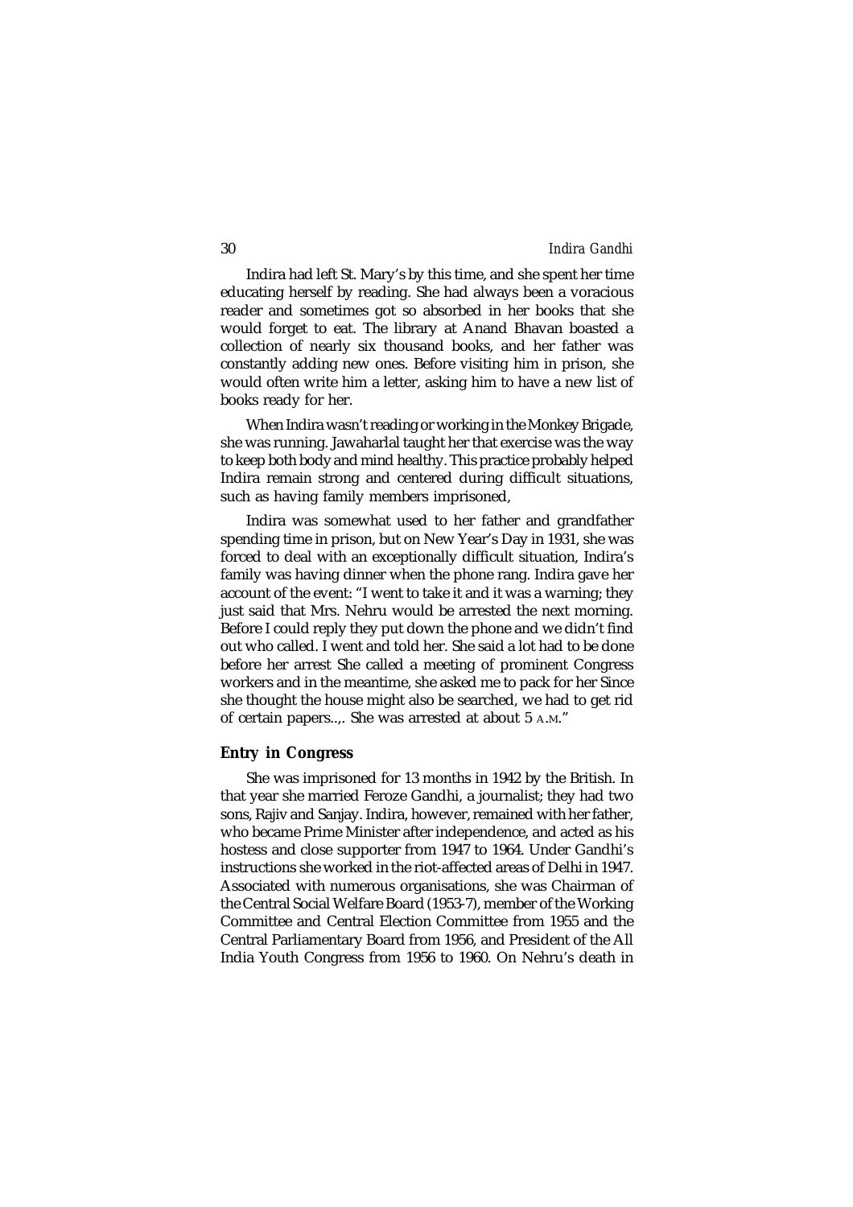Indira had left St. Mary's by this time, and she spent her time educating herself by reading. She had always been a voracious reader and sometimes got so absorbed in her books that she would forget to eat. The library at Anand Bhavan boasted a collection of nearly six thousand books, and her father was constantly adding new ones. Before visiting him in prison, she would often write him a letter, asking him to have a new list of books ready for her.

When Indira wasn't reading or working in the Monkey Brigade, she was running. Jawaharlal taught her that exercise was the way to keep both body and mind healthy. This practice probably helped Indira remain strong and centered during difficult situations, such as having family members imprisoned,

Indira was somewhat used to her father and grandfather spending time in prison, but on New Year's Day in 1931, she was forced to deal with an exceptionally difficult situation, Indira's family was having dinner when the phone rang. Indira gave her account of the event: "I went to take it and it was a warning; they just said that Mrs. Nehru would be arrested the next morning. Before I could reply they put down the phone and we didn't find out who called. I went and told her. She said a lot had to be done before her arrest She called a meeting of prominent Congress workers and in the meantime, she asked me to pack for her Since she thought the house might also be searched, we had to get rid of certain papers..,. She was arrested at about 5 A.M."

## Entry in Congress

She was imprisoned for 13 months in 1942 by the British. In that year she married Feroze Gandhi, a journalist; they had two sons, Rajiv and Sanjay. Indira, however, remained with her father, who became Prime Minister after independence, and acted as his hostess and close supporter from 1947 to 1964. Under Gandhi's instructions she worked in the riot-affected areas of Delhi in 1947. Associated with numerous organisations, she was Chairman of the Central Social Welfare Board (1953-7), member of the Working Committee and Central Election Committee from 1955 and the Central Parliamentary Board from 1956, and President of the All India Youth Congress from 1956 to 1960. On Nehru's death in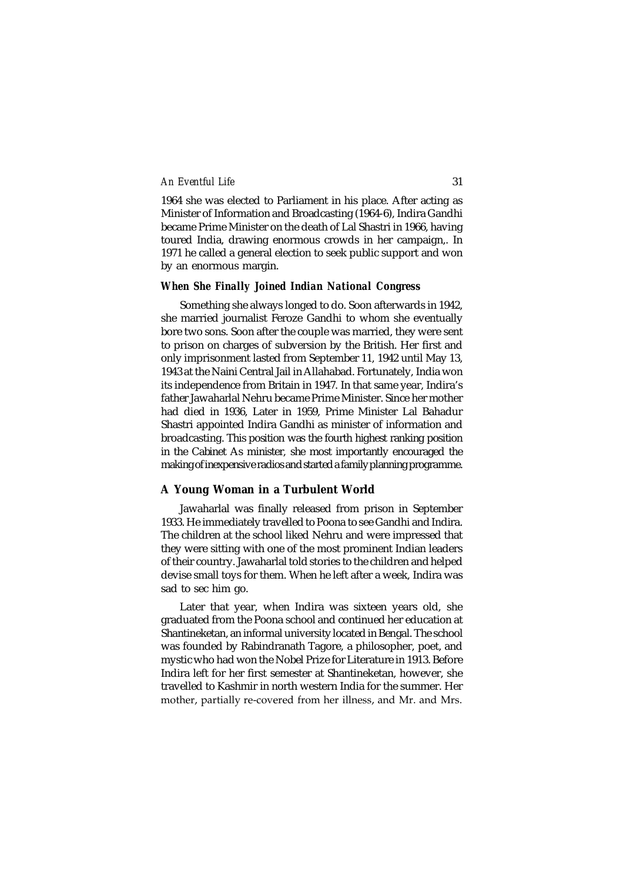1964 she was elected to Parliament in his place. After acting as Minister of Information and Broadcasting (1964-6), Indira Gandhi became Prime Minister on the death of Lal Shastri in 1966, having toured India, drawing enormous crowds in her campaign,. In 1971 he called a general election to seek public support and won by an enormous margin.

### *When She Finally Joined Indian National Congress*

Something she always longed to do. Soon afterwards in 1942, she married journalist Feroze Gandhi to whom she eventually bore two sons. Soon after the couple was married, they were sent to prison on charges of subversion by the British. Her first and only imprisonment lasted from September 11, 1942 until May 13, 1943 at the Naini Central Jail in Allahabad. Fortunately, India won its independence from Britain in 1947. In that same year, Indira's father Jawaharlal Nehru became Prime Minister. Since her mother had died in 1936, Later in 1959, Prime Minister Lal Bahadur Shastri appointed Indira Gandhi as minister of information and broadcasting. This position was the fourth highest ranking position in the Cabinet As minister, she most importantly encouraged the making of inexpensive radios and started a family planning programme.

## A Young Woman in a Turbulent World

Jawaharlal was finally released from prison in September 1933. He immediately travelled to Poona to see Gandhi and Indira. The children at the school liked Nehru and were impressed that they were sitting with one of the most prominent Indian leaders of their country. Jawaharlal told stories to the children and helped devise small toys for them. When he left after a week, Indira was sad to sec him go.

Later that year, when Indira was sixteen years old, she graduated from the Poona school and continued her education at Shantineketan, an informal university located in Bengal. The school was founded by Rabindranath Tagore, a philosopher, poet, and mystic who had won the Nobel Prize for Literature in 1913. Before Indira left for her first semester at Shantineketan, however, she travelled to Kashmir in north western India for the summer. Her mother, partially re-covered from her illness, and Mr. and Mrs.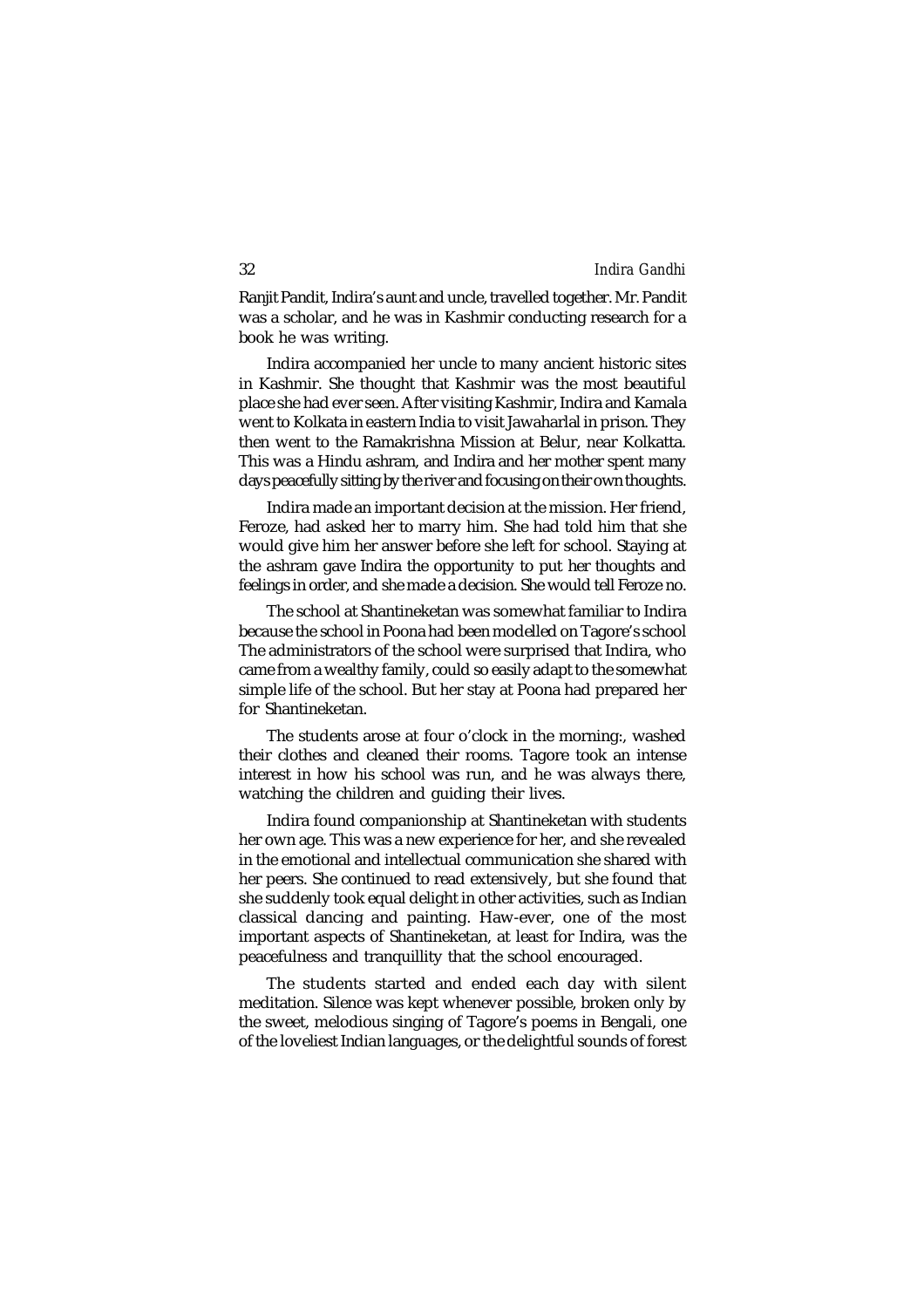Ranjit Pandit, Indira's aunt and uncle, travelled together. Mr. Pandit was a scholar, and he was in Kashmir conducting research for a book he was writing.

Indira accompanied her uncle to many ancient historic sites in Kashmir. She thought that Kashmir was the most beautiful place she had ever seen. After visiting Kashmir, Indira and Kamala went to Kolkata in eastern India to visit Jawaharlal in prison. They then went to the Ramakrishna Mission at Belur, near Kolkatta. This was a Hindu ashram, and Indira and her mother spent many days peacefully sitting by the river and focusing on their own thoughts.

Indira made an important decision at the mission. Her friend, Feroze, had asked her to marry him. She had told him that she would give him her answer before she left for school. Staying at the ashram gave Indira the opportunity to put her thoughts and feelings in order, and she made a decision. She would tell Feroze no.

The school at Shantineketan was somewhat familiar to Indira because the school in Poona had been modelled on Tagore's school The administrators of the school were surprised that Indira, who came from a wealthy family, could so easily adapt to the somewhat simple life of the school. But her stay at Poona had prepared her for Shantineketan.

The students arose at four o'clock in the morning:, washed their clothes and cleaned their rooms. Tagore took an intense interest in how his school was run, and he was always there, watching the children and guiding their lives.

Indira found companionship at Shantineketan with students her own age. This was a new experience for her, and she revealed in the emotional and intellectual communication she shared with her peers. She continued to read extensively, but she found that she suddenly took equal delight in other activities, such as Indian classical dancing and painting. Haw-ever, one of the most important aspects of Shantineketan, at least for Indira, was the peacefulness and tranquillity that the school encouraged.

The students started and ended each day with silent meditation. Silence was kept whenever possible, broken only by the sweet, melodious singing of Tagore's poems in Bengali, one of the loveliest Indian languages, or the delightful sounds of forest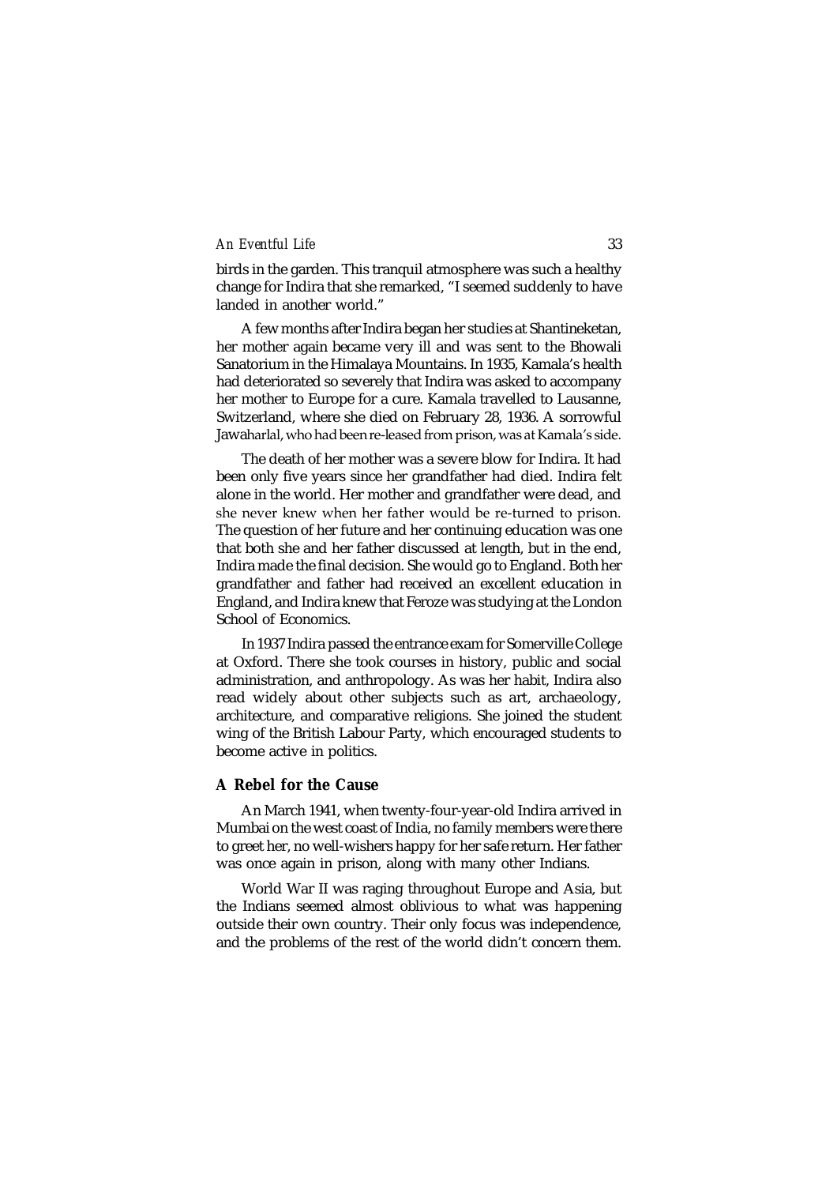birds in the garden. This tranquil atmosphere was such a healthy change for Indira that she remarked, "I seemed suddenly to have landed in another world."

A few months after Indira began her studies at Shantineketan, her mother again became very ill and was sent to the Bhowali Sanatorium in the Himalaya Mountains. In 1935, Kamala's health had deteriorated so severely that Indira was asked to accompany her mother to Europe for a cure. Kamala travelled to Lausanne, Switzerland, where she died on February 28, 1936. A sorrowful Jawaharlal, who had been re-leased from prison, was at Kamala's side.

The death of her mother was a severe blow for Indira. It had been only five years since her grandfather had died. Indira felt alone in the world. Her mother and grandfather were dead, and she never knew when her father would be re-turned to prison. The question of her future and her continuing education was one that both she and her father discussed at length, but in the end, Indira made the final decision. She would go to England. Both her grandfather and father had received an excellent education in England, and Indira knew that Feroze was studying at the London School of Economics.

In 1937 Indira passed the entrance exam for Somerville College at Oxford. There she took courses in history, public and social administration, and anthropology. As was her habit, Indira also read widely about other subjects such as art, archaeology, architecture, and comparative religions. She joined the student wing of the British Labour Party, which encouraged students to become active in politics.

## A Rebel for the Cause

An March 1941, when twenty-four-year-old Indira arrived in Mumbai on the west coast of India, no family members were there to greet her, no well-wishers happy for her safe return. Her father was once again in prison, along with many other Indians.

World War II was raging throughout Europe and Asia, but the Indians seemed almost oblivious to what was happening outside their own country. Their only focus was independence, and the problems of the rest of the world didn't concern them.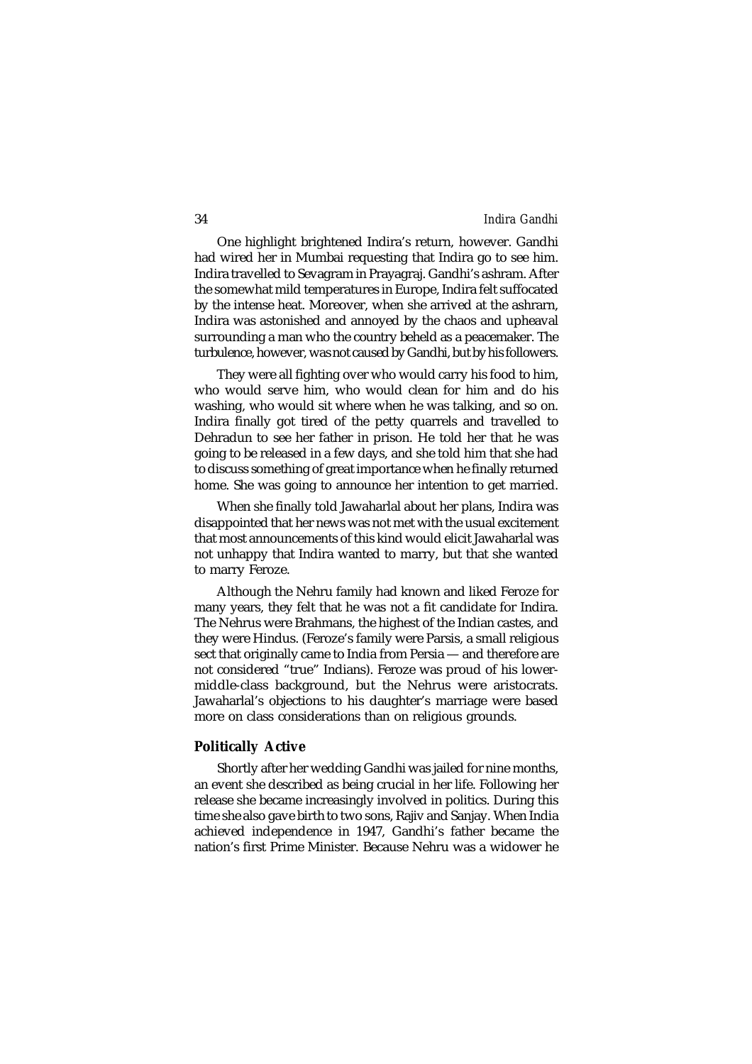One highlight brightened Indira's return, however. Gandhi had wired her in Mumbai requesting that Indira go to see him. Indira travelled to Sevagram in Prayagraj. Gandhi's ashram. After the somewhat mild temperatures in Europe, Indira felt suffocated by the intense heat. Moreover, when she arrived at the ashrarn, Indira was astonished and annoyed by the chaos and upheaval surrounding a man who the country beheld as a peacemaker. The turbulence, however, was not caused by Gandhi, but by his followers.

They were all fighting over who would carry his food to him, who would serve him, who would clean for him and do his washing, who would sit where when he was talking, and so on. Indira finally got tired of the petty quarrels and travelled to Dehradun to see her father in prison. He told her that he was going to be released in a few days, and she told him that she had to discuss something of great importance when he finally returned home. She was going to announce her intention to get married.

When she finally told Jawaharlal about her plans, Indira was disappointed that her news was not met with the usual excitement that most announcements of this kind would elicit Jawaharlal was not unhappy that Indira wanted to marry, but that she wanted to marry Feroze.

Although the Nehru family had known and liked Feroze for many years, they felt that he was not a fit candidate for Indira. The Nehrus were Brahmans, the highest of the Indian castes, and they were Hindus. (Feroze's family were Parsis, a small religious sect that originally came to India from Persia — and therefore are not considered "true" Indians). Feroze was proud of his lower-middle-class background, but the Nehrus were aristocrats. Jawaharlal's objections to his daughter's marriage were based more on class considerations than on religious grounds.

### Politically Active

Shortly after her wedding Gandhi was jailed for nine months, an event she described as being crucial in her life. Following her release she became increasingly involved in politics. During this time she also gave birth to two sons, Rajiv and Sanjay. When India achieved independence in 1947, Gandhi's father became the nation's first Prime Minister. Because Nehru was a widower he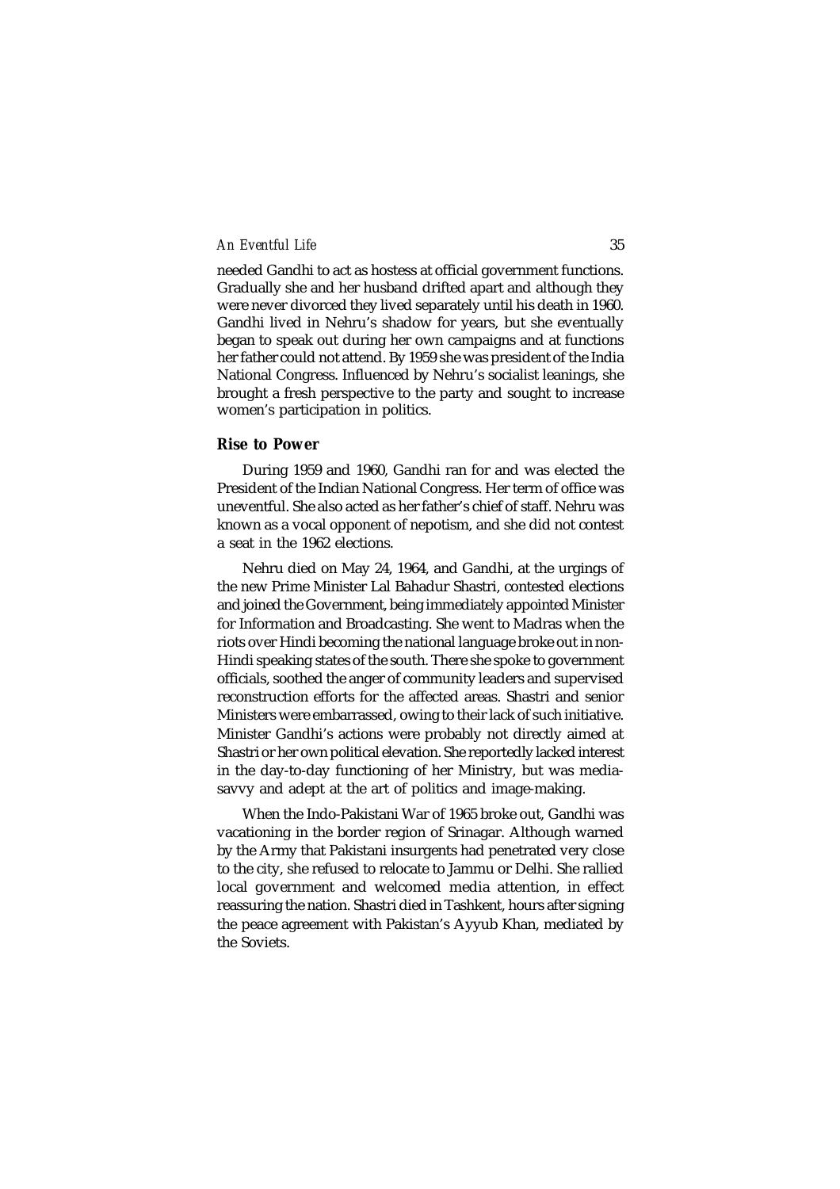needed Gandhi to act as hostess at official government functions. Gradually she and her husband drifted apart and although they were never divorced they lived separately until his death in 1960. Gandhi lived in Nehru's shadow for years, but she eventually began to speak out during her own campaigns and at functions her father could not attend. By 1959 she was president of the India National Congress. Influenced by Nehru's socialist leanings, she brought a fresh perspective to the party and sought to increase women's participation in politics.

## Rise to Power

During 1959 and 1960, Gandhi ran for and was elected the President of the Indian National Congress. Her term of office was uneventful. She also acted as her father's chief of staff. Nehru was known as a vocal opponent of nepotism, and she did not contest a seat in the 1962 elections.

Nehru died on May 24, 1964, and Gandhi, at the urgings of the new Prime Minister Lal Bahadur Shastri, contested elections and joined the Government, being immediately appointed Minister for Information and Broadcasting. She went to Madras when the riots over Hindi becoming the national language broke out in non-Hindi speaking states of the south. There she spoke to government officials, soothed the anger of community leaders and supervised reconstruction efforts for the affected areas. Shastri and senior Ministers were embarrassed, owing to their lack of such initiative. Minister Gandhi's actions were probably not directly aimed at Shastri or her own political elevation. She reportedly lacked interest in the day-to-day functioning of her Ministry, but was media-savvy and adept at the art of politics and image-making.

When the Indo-Pakistani War of 1965 broke out, Gandhi was vacationing in the border region of Srinagar. Although warned by the Army that Pakistani insurgents had penetrated very close to the city, she refused to relocate to Jammu or Delhi. She rallied local government and welcomed media attention, in effect reassuring the nation. Shastri died in Tashkent, hours after signing the peace agreement with Pakistan's Ayyub Khan, mediated by the Soviets.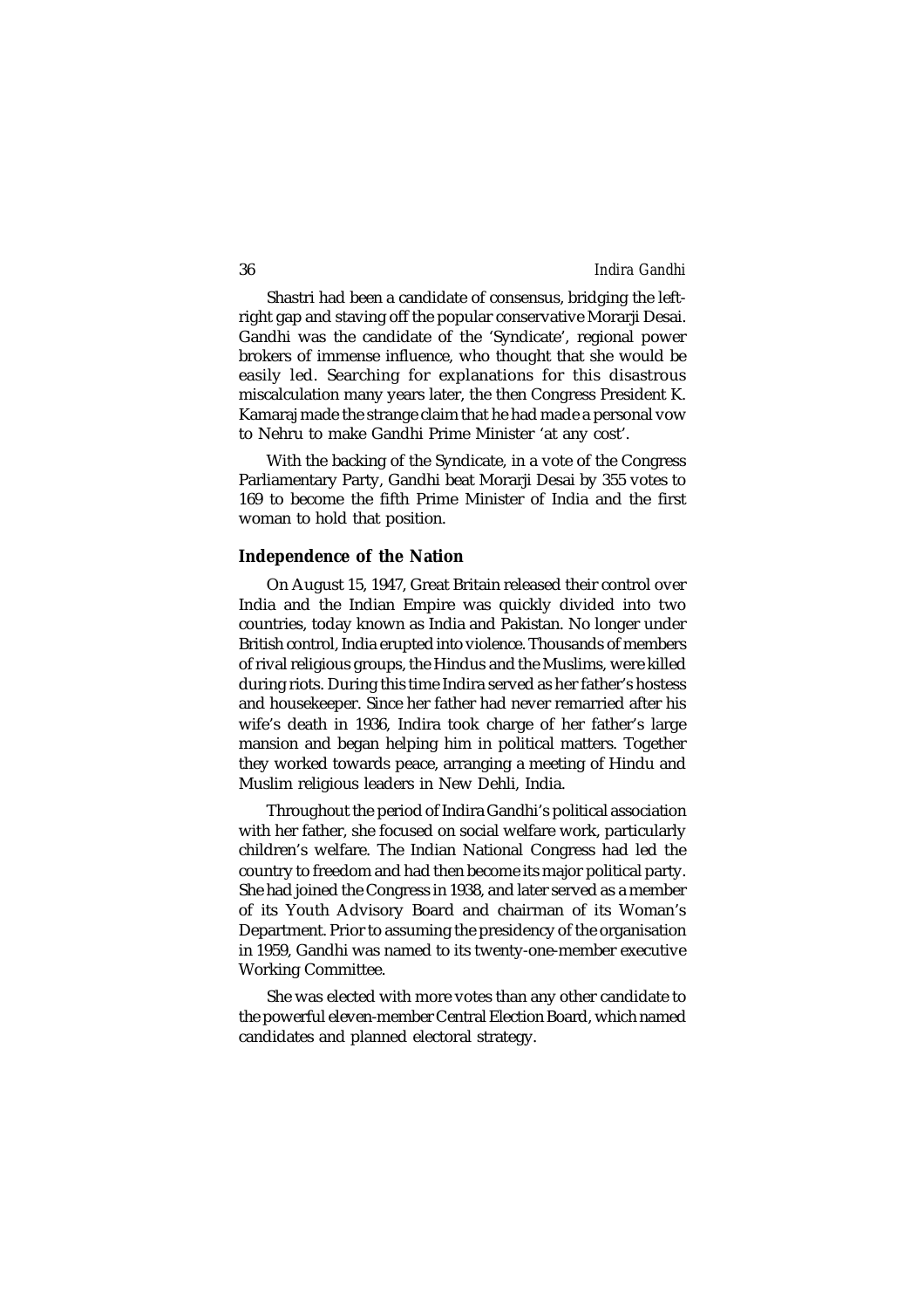Shastri had been a candidate of consensus, bridging the left-right gap and staving off the popular conservative Morarji Desai. Gandhi was the candidate of the 'Syndicate', regional power brokers of immense influence, who thought that she would be easily led. Searching for explanations for this disastrous miscalculation many years later, the then Congress President K. Kamaraj made the strange claim that he had made a personal vow to Nehru to make Gandhi Prime Minister 'at any cost'.

With the backing of the Syndicate, in a vote of the Congress Parliamentary Party, Gandhi beat Morarji Desai by 355 votes to 169 to become the fifth Prime Minister of India and the first woman to hold that position.

## Independence of the Nation

On August 15, 1947, Great Britain released their control over India and the Indian Empire was quickly divided into two countries, today known as India and Pakistan. No longer under British control, India erupted into violence. Thousands of members of rival religious groups, the Hindus and the Muslims, were killed during riots. During this time Indira served as her father's hostess and housekeeper. Since her father had never remarried after his wife's death in 1936, Indira took charge of her father's large mansion and began helping him in political matters. Together they worked towards peace, arranging a meeting of Hindu and Muslim religious leaders in New Dehli, India.

Throughout the period of Indira Gandhi's political association with her father, she focused on social welfare work, particularly children's welfare. The Indian National Congress had led the country to freedom and had then become its major political party. She had joined the Congress in 1938, and later served as a member of its Youth Advisory Board and chairman of its Woman's Department. Prior to assuming the presidency of the organisation in 1959, Gandhi was named to its twenty-one-member executive Working Committee.

She was elected with more votes than any other candidate to the powerful eleven-member Central Election Board, which named candidates and planned electoral strategy.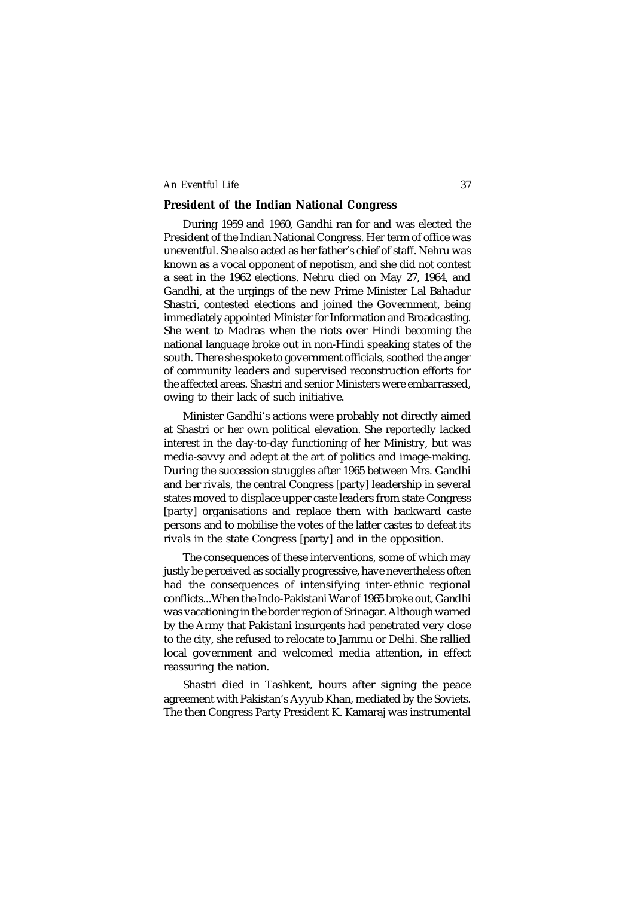## President of the Indian National Congress

During 1959 and 1960, Gandhi ran for and was elected the President of the Indian National Congress. Her term of office was uneventful. She also acted as her father's chief of staff. Nehru was known as a vocal opponent of nepotism, and she did not contest a seat in the 1962 elections. Nehru died on May 27, 1964, and Gandhi, at the urgings of the new Prime Minister Lal Bahadur Shastri, contested elections and joined the Government, being immediately appointed Minister for Information and Broadcasting. She went to Madras when the riots over Hindi becoming the national language broke out in non-Hindi speaking states of the south. There she spoke to government officials, soothed the anger of community leaders and supervised reconstruction efforts for the affected areas. Shastri and senior Ministers were embarrassed, owing to their lack of such initiative.

Minister Gandhi's actions were probably not directly aimed at Shastri or her own political elevation. She reportedly lacked interest in the day-to-day functioning of her Ministry, but was media-savvy and adept at the art of politics and image-making. During the succession struggles after 1965 between Mrs. Gandhi and her rivals, the central Congress [party] leadership in several states moved to displace upper caste leaders from state Congress [party] organisations and replace them with backward caste persons and to mobilise the votes of the latter castes to defeat its rivals in the state Congress [party] and in the opposition.

The consequences of these interventions, some of which may justly be perceived as socially progressive, have nevertheless often had the consequences of intensifying inter-ethnic regional conflicts...When the Indo-Pakistani War of 1965 broke out, Gandhi was vacationing in the border region of Srinagar. Although warned by the Army that Pakistani insurgents had penetrated very close to the city, she refused to relocate to Jammu or Delhi. She rallied local government and welcomed media attention, in effect reassuring the nation.

Shastri died in Tashkent, hours after signing the peace agreement with Pakistan's Ayyub Khan, mediated by the Soviets. The then Congress Party President K. Kamaraj was instrumental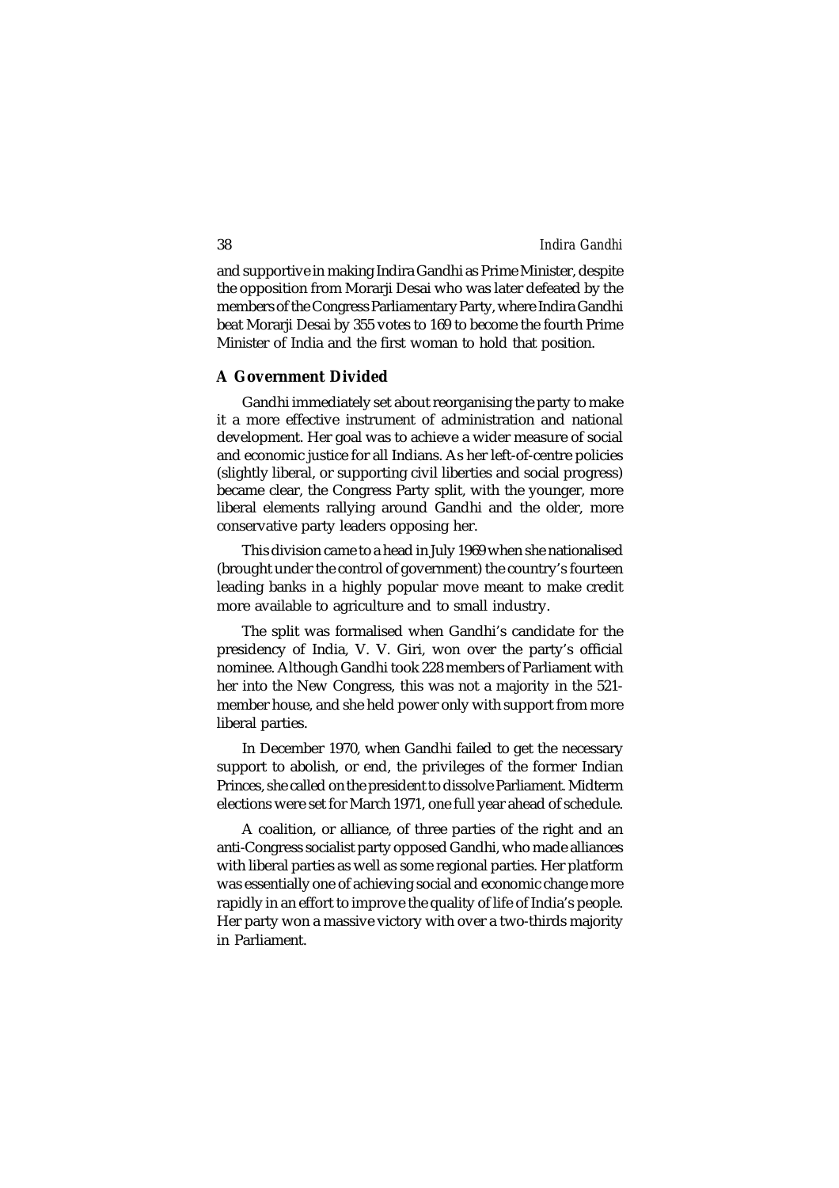and supportive in making Indira Gandhi as Prime Minister, despite the opposition from Morarji Desai who was later defeated by the members of the Congress Parliamentary Party, where Indira Gandhi beat Morarji Desai by 355 votes to 169 to become the fourth Prime Minister of India and the first woman to hold that position.

## A Government Divided

Gandhi immediately set about reorganising the party to make it a more effective instrument of administration and national development. Her goal was to achieve a wider measure of social and economic justice for all Indians. As her left-of-centre policies (slightly liberal, or supporting civil liberties and social progress) became clear, the Congress Party split, with the younger, more liberal elements rallying around Gandhi and the older, more conservative party leaders opposing her.

This division came to a head in July 1969 when she nationalised (brought under the control of government) the country's fourteen leading banks in a highly popular move meant to make credit more available to agriculture and to small industry.

The split was formalised when Gandhi's candidate for the presidency of India, V. V. Giri, won over the party's official nominee. Although Gandhi took 228 members of Parliament with her into the New Congress, this was not a majority in the 521-member house, and she held power only with support from more liberal parties.

In December 1970, when Gandhi failed to get the necessary support to abolish, or end, the privileges of the former Indian Princes, she called on the president to dissolve Parliament. Midterm elections were set for March 1971, one full year ahead of schedule.

A coalition, or alliance, of three parties of the right and an anti-Congress socialist party opposed Gandhi, who made alliances with liberal parties as well as some regional parties. Her platform was essentially one of achieving social and economic change more rapidly in an effort to improve the quality of life of India's people. Her party won a massive victory with over a two-thirds majority in Parliament.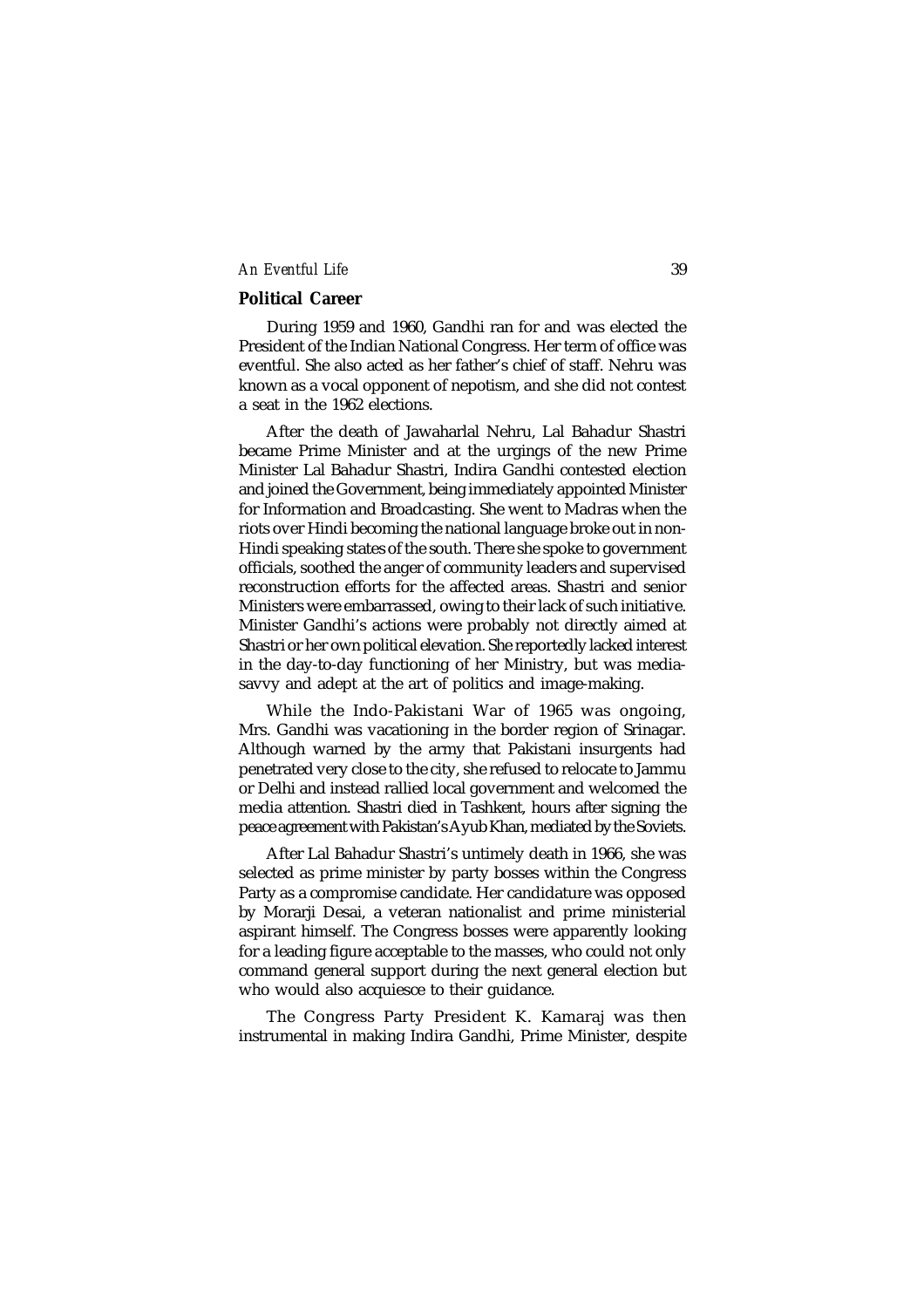## Political Career

During 1959 and 1960, Gandhi ran for and was elected the President of the Indian National Congress. Her term of office was eventful. She also acted as her father's chief of staff. Nehru was known as a vocal opponent of nepotism, and she did not contest a seat in the 1962 elections.

After the death of Jawaharlal Nehru, Lal Bahadur Shastri became Prime Minister and at the urgings of the new Prime Minister Lal Bahadur Shastri, Indira Gandhi contested election and joined the Government, being immediately appointed Minister for Information and Broadcasting. She went to Madras when the riots over Hindi becoming the national language broke out in non-Hindi speaking states of the south. There she spoke to government officials, soothed the anger of community leaders and supervised reconstruction efforts for the affected areas. Shastri and senior Ministers were embarrassed, owing to their lack of such initiative. Minister Gandhi's actions were probably not directly aimed at Shastri or her own political elevation. She reportedly lacked interest in the day-to-day functioning of her Ministry, but was media-savvy and adept at the art of politics and image-making.

While the Indo-Pakistani War of 1965 was ongoing, Mrs. Gandhi was vacationing in the border region of Srinagar. Although warned by the army that Pakistani insurgents had penetrated very close to the city, she refused to relocate to Jammu or Delhi and instead rallied local government and welcomed the media attention. Shastri died in Tashkent, hours after signing the peace agreement with Pakistan's Ayub Khan, mediated by the Soviets.

After Lal Bahadur Shastri's untimely death in 1966, she was selected as prime minister by party bosses within the Congress Party as a compromise candidate. Her candidature was opposed by Morarji Desai, a veteran nationalist and prime ministerial aspirant himself. The Congress bosses were apparently looking for a leading figure acceptable to the masses, who could not only command general support during the next general election but who would also acquiesce to their guidance.

The Congress Party President K. Kamaraj was then instrumental in making Indira Gandhi, Prime Minister, despite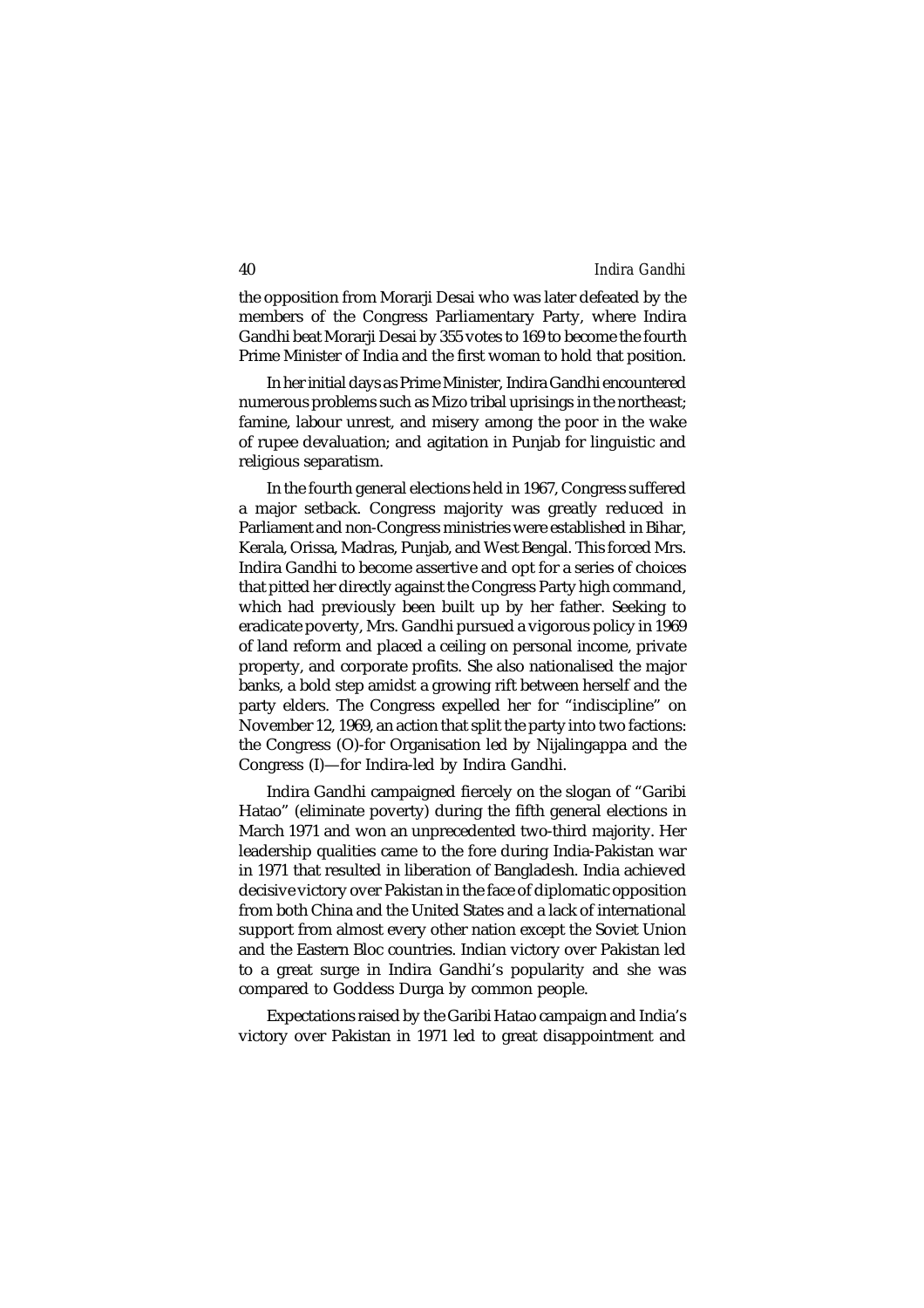the opposition from Morarji Desai who was later defeated by the members of the Congress Parliamentary Party, where Indira Gandhi beat Morarji Desai by 355 votes to 169 to become the fourth Prime Minister of India and the first woman to hold that position.

In her initial days as Prime Minister, Indira Gandhi encountered numerous problems such as Mizo tribal uprisings in the northeast; famine, labour unrest, and misery among the poor in the wake of rupee devaluation; and agitation in Punjab for linguistic and religious separatism.

In the fourth general elections held in 1967, Congress suffered a major setback. Congress majority was greatly reduced in Parliament and non-Congress ministries were established in Bihar, Kerala, Orissa, Madras, Punjab, and West Bengal. This forced Mrs. Indira Gandhi to become assertive and opt for a series of choices that pitted her directly against the Congress Party high command, which had previously been built up by her father. Seeking to eradicate poverty, Mrs. Gandhi pursued a vigorous policy in 1969 of land reform and placed a ceiling on personal income, private property, and corporate profits. She also nationalised the major banks, a bold step amidst a growing rift between herself and the party elders. The Congress expelled her for "indiscipline" on November 12, 1969, an action that split the party into two factions: the Congress (O)-for Organisation led by Nijalingappa and the Congress (I)—for Indira-led by Indira Gandhi.

Indira Gandhi campaigned fiercely on the slogan of "Garibi Hatao" (eliminate poverty) during the fifth general elections in March 1971 and won an unprecedented two-third majority. Her leadership qualities came to the fore during India-Pakistan war in 1971 that resulted in liberation of Bangladesh. India achieved decisive victory over Pakistan in the face of diplomatic opposition from both China and the United States and a lack of international support from almost every other nation except the Soviet Union and the Eastern Bloc countries. Indian victory over Pakistan led to a great surge in Indira Gandhi's popularity and she was compared to Goddess Durga by common people.

Expectations raised by the Garibi Hatao campaign and India's victory over Pakistan in 1971 led to great disappointment and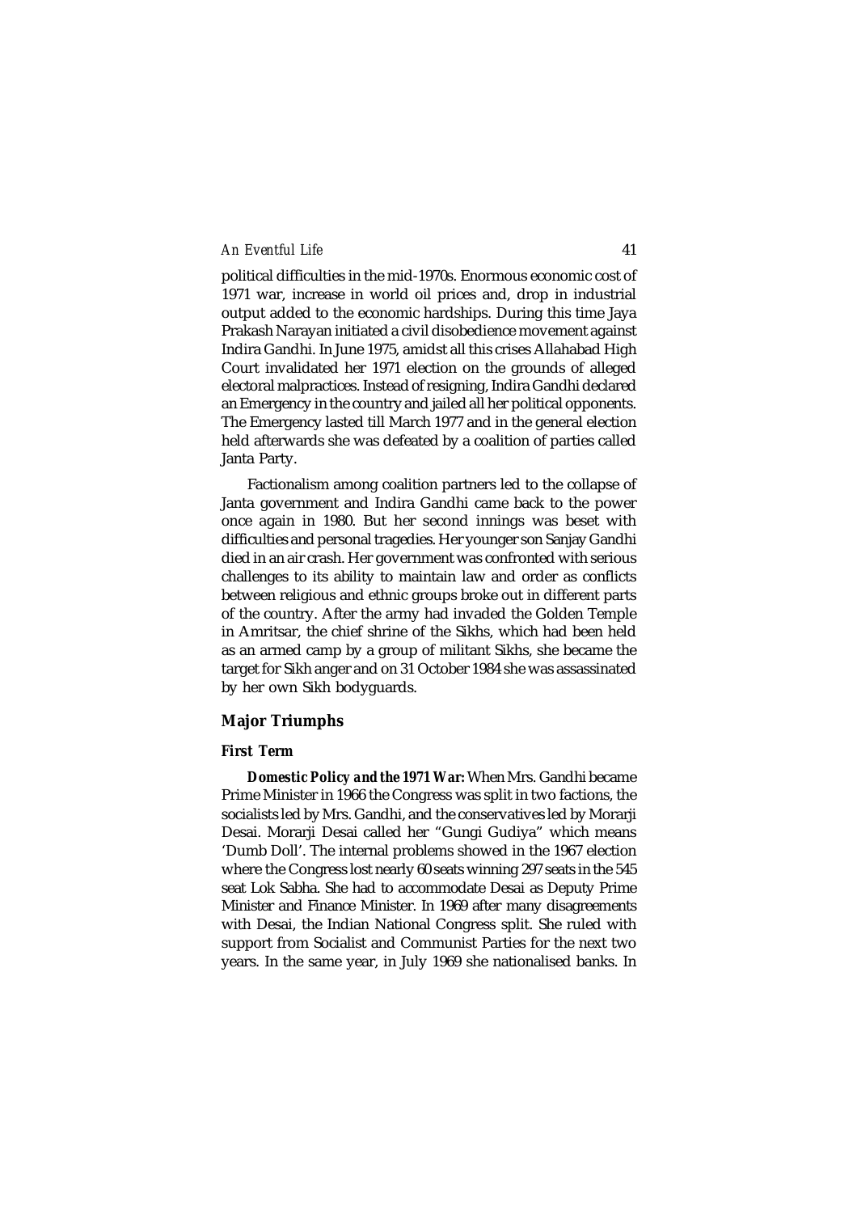political difficulties in the mid-1970s. Enormous economic cost of 1971 war, increase in world oil prices and, drop in industrial output added to the economic hardships. During this time Jaya Prakash Narayan initiated a civil disobedience movement against Indira Gandhi. In June 1975, amidst all this crises Allahabad High Court invalidated her 1971 election on the grounds of alleged electoral malpractices. Instead of resigning, Indira Gandhi declared an Emergency in the country and jailed all her political opponents. The Emergency lasted till March 1977 and in the general election held afterwards she was defeated by a coalition of parties called Janta Party.

Factionalism among coalition partners led to the collapse of Janta government and Indira Gandhi came back to the power once again in 1980. But her second innings was beset with difficulties and personal tragedies. Her younger son Sanjay Gandhi died in an air crash. Her government was confronted with serious challenges to its ability to maintain law and order as conflicts between religious and ethnic groups broke out in different parts of the country. After the army had invaded the Golden Temple in Amritsar, the chief shrine of the Sikhs, which had been held as an armed camp by a group of militant Sikhs, she became the target for Sikh anger and on 31 October 1984 she was assassinated by her own Sikh bodyguards.

## Major Triumphs

### *First Term*

***Domestic Policy and the 1971 War:*** When Mrs. Gandhi became Prime Minister in 1966 the Congress was split in two factions, the socialists led by Mrs. Gandhi, and the conservatives led by Morarji Desai. Morarji Desai called her "Gungi Gudiya" which means 'Dumb Doll'. The internal problems showed in the 1967 election where the Congress lost nearly 60 seats winning 297 seats in the 545 seat Lok Sabha. She had to accommodate Desai as Deputy Prime Minister and Finance Minister. In 1969 after many disagreements with Desai, the Indian National Congress split. She ruled with support from Socialist and Communist Parties for the next two years. In the same year, in July 1969 she nationalised banks. In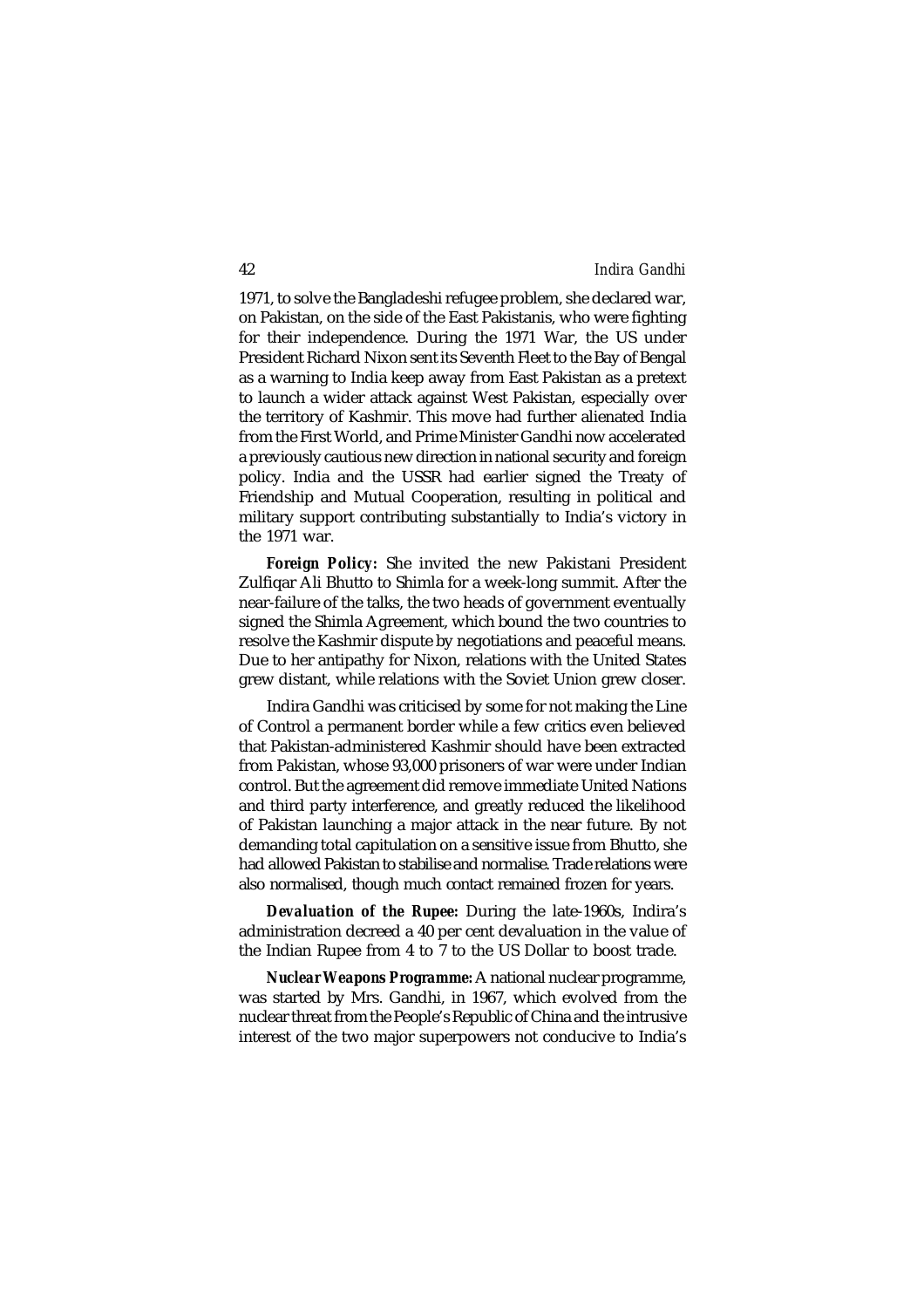1971, to solve the Bangladeshi refugee problem, she declared war, on Pakistan, on the side of the East Pakistanis, who were fighting for their independence. During the 1971 War, the US under President Richard Nixon sent its Seventh Fleet to the Bay of Bengal as a warning to India keep away from East Pakistan as a pretext to launch a wider attack against West Pakistan, especially over the territory of Kashmir. This move had further alienated India from the First World, and Prime Minister Gandhi now accelerated a previously cautious new direction in national security and foreign policy. India and the USSR had earlier signed the Treaty of Friendship and Mutual Cooperation, resulting in political and military support contributing substantially to India's victory in the 1971 war.

***Foreign Policy:*** She invited the new Pakistani President Zulfiqar Ali Bhutto to Shimla for a week-long summit. After the near-failure of the talks, the two heads of government eventually signed the Shimla Agreement, which bound the two countries to resolve the Kashmir dispute by negotiations and peaceful means. Due to her antipathy for Nixon, relations with the United States grew distant, while relations with the Soviet Union grew closer.

Indira Gandhi was criticised by some for not making the Line of Control a permanent border while a few critics even believed that Pakistan-administered Kashmir should have been extracted from Pakistan, whose 93,000 prisoners of war were under Indian control. But the agreement did remove immediate United Nations and third party interference, and greatly reduced the likelihood of Pakistan launching a major attack in the near future. By not demanding total capitulation on a sensitive issue from Bhutto, she had allowed Pakistan to stabilise and normalise. Trade relations were also normalised, though much contact remained frozen for years.

***Devaluation of the Rupee:*** During the late-1960s, Indira's administration decreed a 40 per cent devaluation in the value of the Indian Rupee from 4 to 7 to the US Dollar to boost trade.

***Nuclear Weapons Programme:*** A national nuclear programme, was started by Mrs. Gandhi, in 1967, which evolved from the nuclear threat from the People's Republic of China and the intrusive interest of the two major superpowers not conducive to India's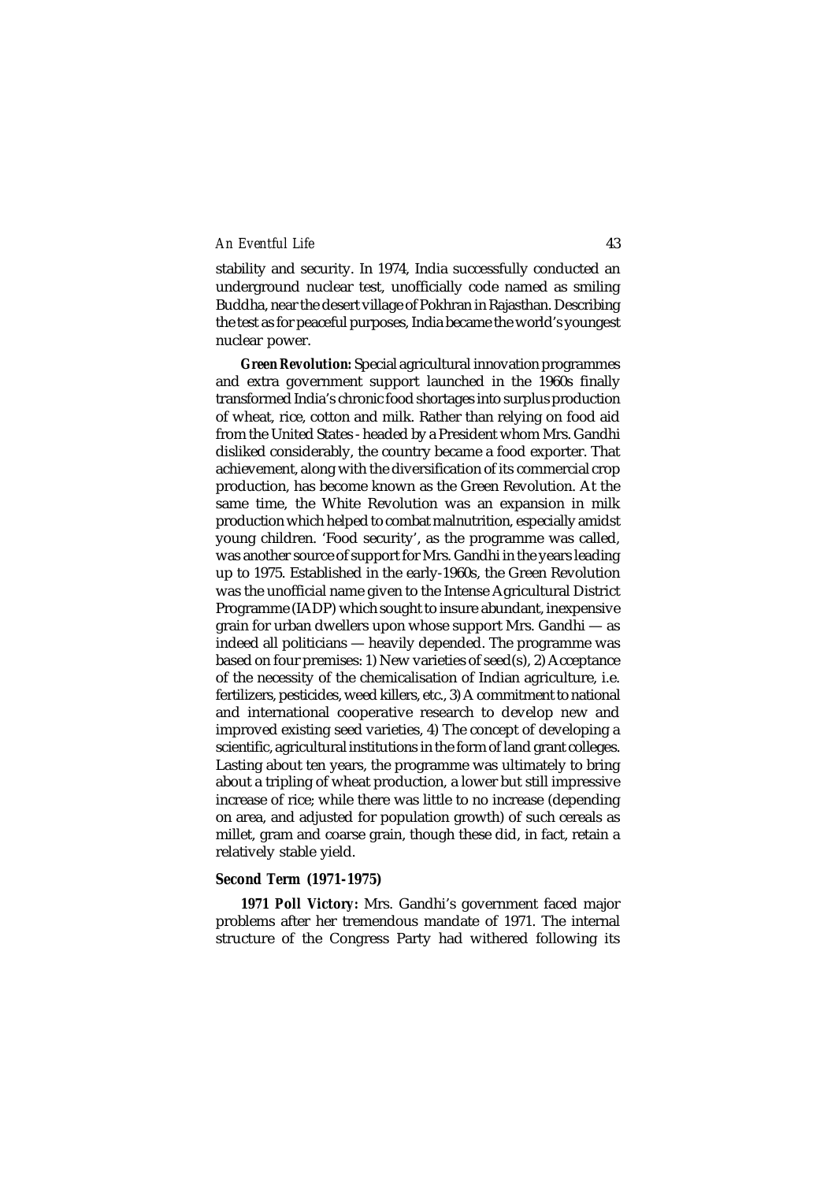stability and security. In 1974, India successfully conducted an underground nuclear test, unofficially code named as smiling Buddha, near the desert village of Pokhran in Rajasthan. Describing the test as for peaceful purposes, India became the world's youngest nuclear power.

**Green Revolution:** Special agricultural innovation programmes and extra government support launched in the 1960s finally transformed India's chronic food shortages into surplus production of wheat, rice, cotton and milk. Rather than relying on food aid from the United States - headed by a President whom Mrs. Gandhi disliked considerably, the country became a food exporter. That achievement, along with the diversification of its commercial crop production, has become known as the Green Revolution. At the same time, the White Revolution was an expansion in milk production which helped to combat malnutrition, especially amidst young children. 'Food security', as the programme was called, was another source of support for Mrs. Gandhi in the years leading up to 1975. Established in the early-1960s, the Green Revolution was the unofficial name given to the Intense Agricultural District Programme (IADP) which sought to insure abundant, inexpensive grain for urban dwellers upon whose support Mrs. Gandhi — as indeed all politicians — heavily depended. The programme was based on four premises: 1) New varieties of seed(s), 2) Acceptance of the necessity of the chemicalisation of Indian agriculture, i.e. fertilizers, pesticides, weed killers, etc., 3) A commitment to national and international cooperative research to develop new and improved existing seed varieties, 4) The concept of developing a scientific, agricultural institutions in the form of land grant colleges. Lasting about ten years, the programme was ultimately to bring about a tripling of wheat production, a lower but still impressive increase of rice; while there was little to no increase (depending on area, and adjusted for population growth) of such cereals as millet, gram and coarse grain, though these did, in fact, retain a relatively stable yield.

### Second Term (1971-1975)

**1971 Poll Victory:** Mrs. Gandhi's government faced major problems after her tremendous mandate of 1971. The internal structure of the Congress Party had withered following its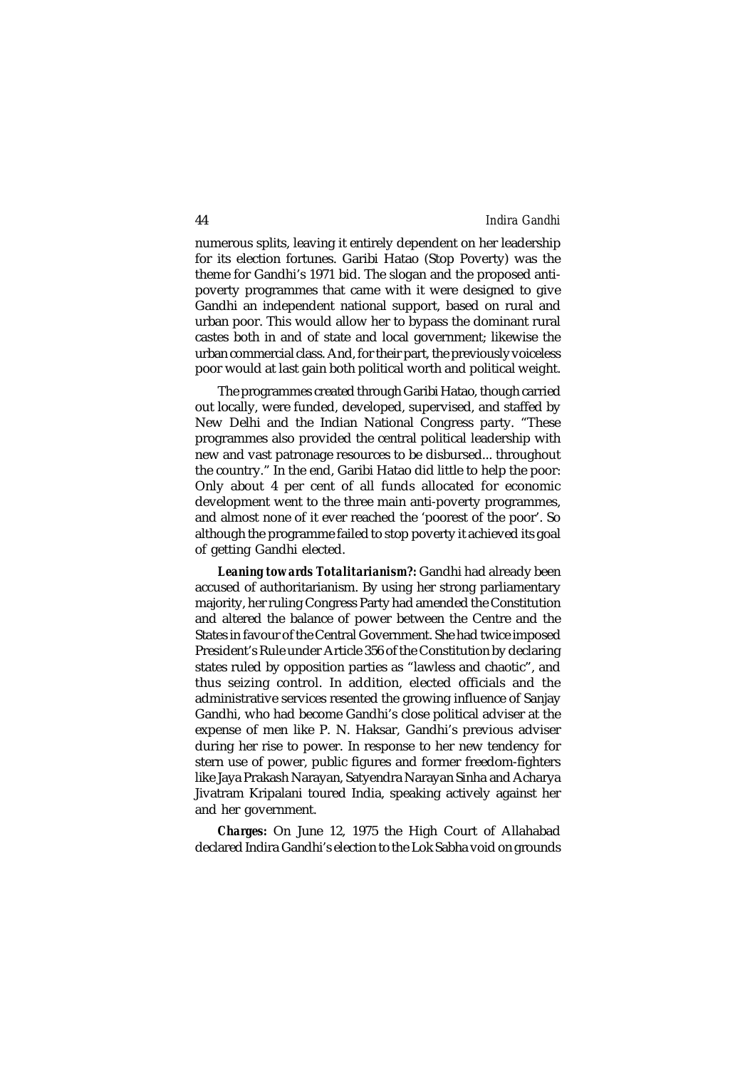numerous splits, leaving it entirely dependent on her leadership for its election fortunes. Garibi Hatao (Stop Poverty) was the theme for Gandhi's 1971 bid. The slogan and the proposed anti-poverty programmes that came with it were designed to give Gandhi an independent national support, based on rural and urban poor. This would allow her to bypass the dominant rural castes both in and of state and local government; likewise the urban commercial class. And, for their part, the previously voiceless poor would at last gain both political worth and political weight.

The programmes created through Garibi Hatao, though carried out locally, were funded, developed, supervised, and staffed by New Delhi and the Indian National Congress party. "These programmes also provided the central political leadership with new and vast patronage resources to be disbursed... throughout the country." In the end, Garibi Hatao did little to help the poor: Only about 4 per cent of all funds allocated for economic development went to the three main anti-poverty programmes, and almost none of it ever reached the 'poorest of the poor'. So although the programme failed to stop poverty it achieved its goal of getting Gandhi elected.

***Leaning towards Totalitarianism?:*** Gandhi had already been accused of authoritarianism. By using her strong parliamentary majority, her ruling Congress Party had amended the Constitution and altered the balance of power between the Centre and the States in favour of the Central Government. She had twice imposed President's Rule under Article 356 of the Constitution by declaring states ruled by opposition parties as "lawless and chaotic", and thus seizing control. In addition, elected officials and the administrative services resented the growing influence of Sanjay Gandhi, who had become Gandhi's close political adviser at the expense of men like P. N. Haksar, Gandhi's previous adviser during her rise to power. In response to her new tendency for stern use of power, public figures and former freedom-fighters like Jaya Prakash Narayan, Satyendra Narayan Sinha and Acharya Jivatram Kripalani toured India, speaking actively against her and her government.

***Charges:*** On June 12, 1975 the High Court of Allahabad declared Indira Gandhi's election to the Lok Sabha void on grounds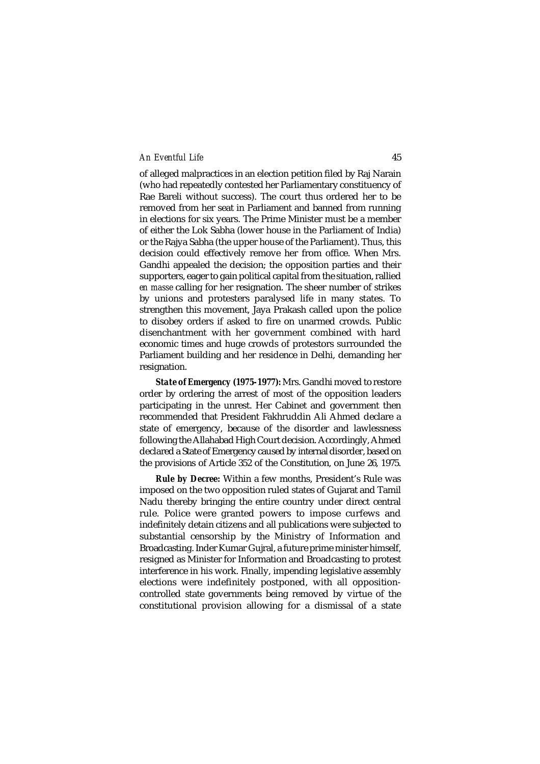of alleged malpractices in an election petition filed by Raj Narain (who had repeatedly contested her Parliamentary constituency of Rae Bareli without success). The court thus ordered her to be removed from her seat in Parliament and banned from running in elections for six years. The Prime Minister must be a member of either the Lok Sabha (lower house in the Parliament of India) or the Rajya Sabha (the upper house of the Parliament). Thus, this decision could effectively remove her from office. When Mrs. Gandhi appealed the decision; the opposition parties and their supporters, eager to gain political capital from the situation, rallied *en masse* calling for her resignation. The sheer number of strikes by unions and protesters paralysed life in many states. To strengthen this movement, Jaya Prakash called upon the police to disobey orders if asked to fire on unarmed crowds. Public disenchantment with her government combined with hard economic times and huge crowds of protestors surrounded the Parliament building and her residence in Delhi, demanding her resignation.

***State of Emergency (1975-1977):*** Mrs. Gandhi moved to restore order by ordering the arrest of most of the opposition leaders participating in the unrest. Her Cabinet and government then recommended that President Fakhruddin Ali Ahmed declare a state of emergency, because of the disorder and lawlessness following the Allahabad High Court decision. Accordingly, Ahmed declared a State of Emergency caused by internal disorder, based on the provisions of Article 352 of the Constitution, on June 26, 1975.

***Rule by Decree:*** Within a few months, President's Rule was imposed on the two opposition ruled states of Gujarat and Tamil Nadu thereby bringing the entire country under direct central rule. Police were granted powers to impose curfews and indefinitely detain citizens and all publications were subjected to substantial censorship by the Ministry of Information and Broadcasting. Inder Kumar Gujral, a future prime minister himself, resigned as Minister for Information and Broadcasting to protest interference in his work. Finally, impending legislative assembly elections were indefinitely postponed, with all opposition-controlled state governments being removed by virtue of the constitutional provision allowing for a dismissal of a state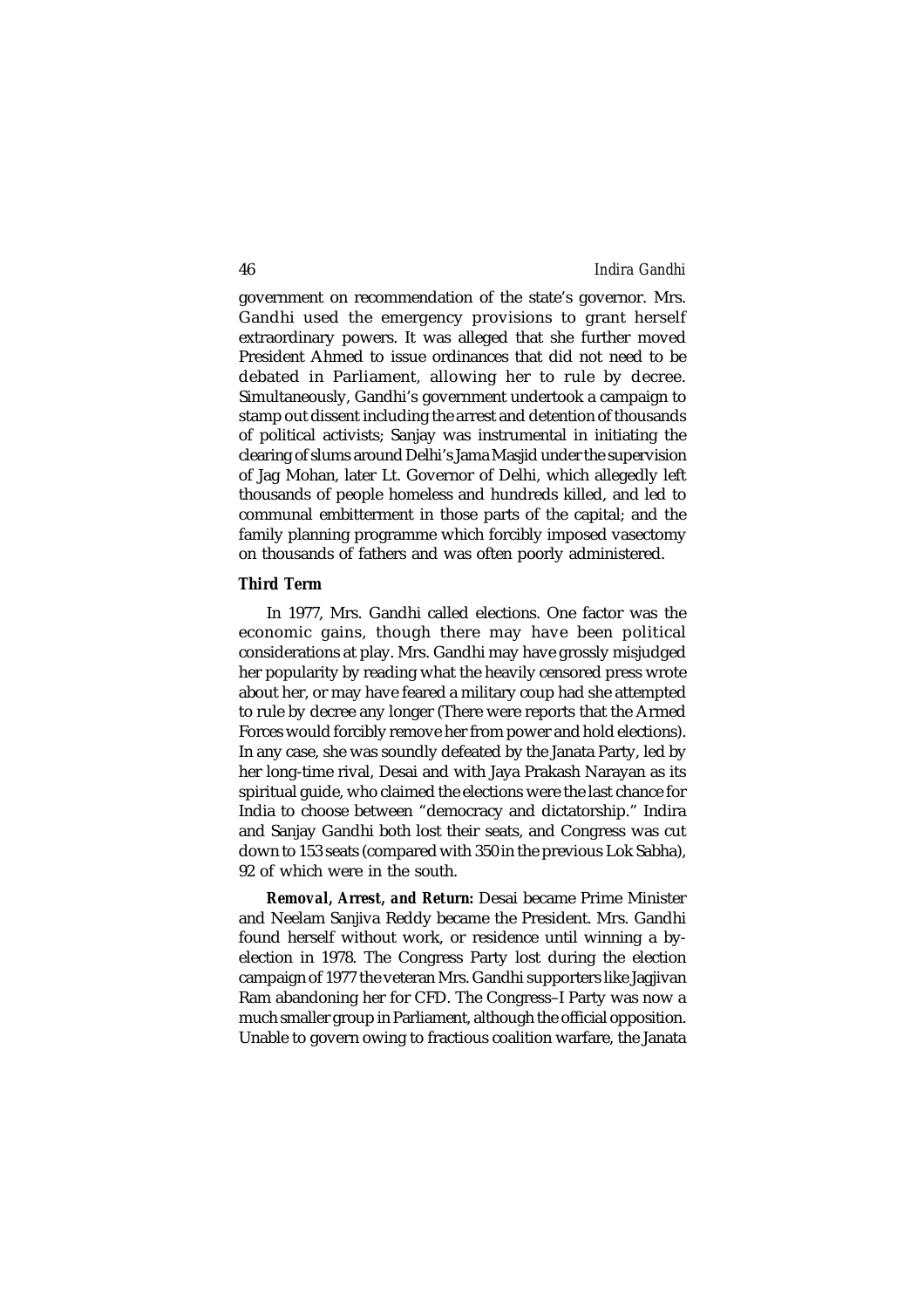government on recommendation of the state's governor. Mrs. Gandhi used the emergency provisions to grant herself extraordinary powers. It was alleged that she further moved President Ahmed to issue ordinances that did not need to be debated in Parliament, allowing her to rule by decree. Simultaneously, Gandhi's government undertook a campaign to stamp out dissent including the arrest and detention of thousands of political activists; Sanjay was instrumental in initiating the clearing of slums around Delhi's Jama Masjid under the supervision of Jag Mohan, later Lt. Governor of Delhi, which allegedly left thousands of people homeless and hundreds killed, and led to communal embitterment in those parts of the capital; and the family planning programme which forcibly imposed vasectomy on thousands of fathers and was often poorly administered.

### Third Term

In 1977, Mrs. Gandhi called elections. One factor was the economic gains, though there may have been political considerations at play. Mrs. Gandhi may have grossly misjudged her popularity by reading what the heavily censored press wrote about her, or may have feared a military coup had she attempted to rule by decree any longer (There were reports that the Armed Forces would forcibly remove her from power and hold elections). In any case, she was soundly defeated by the Janata Party, led by her long-time rival, Desai and with Jaya Prakash Narayan as its spiritual guide, who claimed the elections were the last chance for India to choose between "democracy and dictatorship." Indira and Sanjay Gandhi both lost their seats, and Congress was cut down to 153 seats (compared with 350 in the previous Lok Sabha), 92 of which were in the south.

***Removal, Arrest, and Return:*** Desai became Prime Minister and Neelam Sanjiva Reddy became the President. Mrs. Gandhi found herself without work, or residence until winning a by-election in 1978. The Congress Party lost during the election campaign of 1977 the veteran Mrs. Gandhi supporters like Jagjivan Ram abandoning her for CFD. The Congress–I Party was now a much smaller group in Parliament, although the official opposition. Unable to govern owing to fractious coalition warfare, the Janata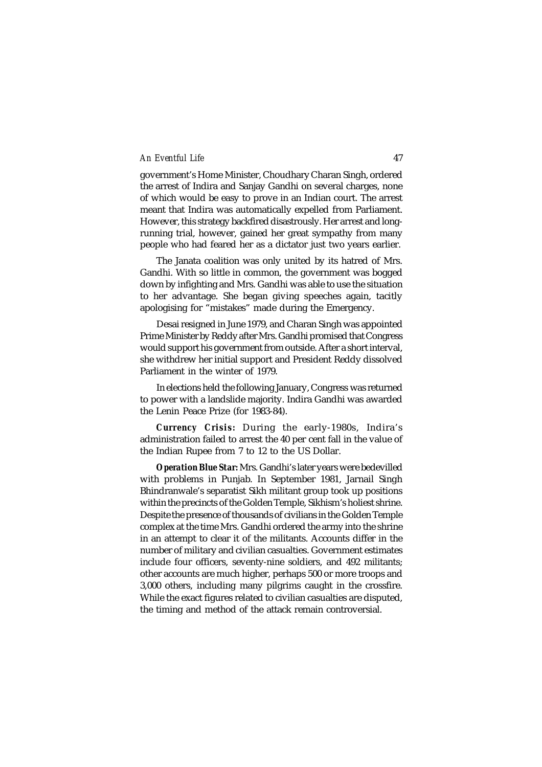government's Home Minister, Choudhary Charan Singh, ordered the arrest of Indira and Sanjay Gandhi on several charges, none of which would be easy to prove in an Indian court. The arrest meant that Indira was automatically expelled from Parliament. However, this strategy backfired disastrously. Her arrest and long-running trial, however, gained her great sympathy from many people who had feared her as a dictator just two years earlier.

The Janata coalition was only united by its hatred of Mrs. Gandhi. With so little in common, the government was bogged down by infighting and Mrs. Gandhi was able to use the situation to her advantage. She began giving speeches again, tacitly apologising for "mistakes" made during the Emergency.

Desai resigned in June 1979, and Charan Singh was appointed Prime Minister by Reddy after Mrs. Gandhi promised that Congress would support his government from outside. After a short interval, she withdrew her initial support and President Reddy dissolved Parliament in the winter of 1979.

In elections held the following January, Congress was returned to power with a landslide majority. Indira Gandhi was awarded the Lenin Peace Prize (for 1983-84).

***Currency Crisis:*** During the early-1980s, Indira's administration failed to arrest the 40 per cent fall in the value of the Indian Rupee from 7 to 12 to the US Dollar.

***Operation Blue Star:*** Mrs. Gandhi's later years were bedevilled with problems in Punjab. In September 1981, Jarnail Singh Bhindranwale's separatist Sikh militant group took up positions within the precincts of the Golden Temple, Sikhism's holiest shrine. Despite the presence of thousands of civilians in the Golden Temple complex at the time Mrs. Gandhi ordered the army into the shrine in an attempt to clear it of the militants. Accounts differ in the number of military and civilian casualties. Government estimates include four officers, seventy-nine soldiers, and 492 militants; other accounts are much higher, perhaps 500 or more troops and 3,000 others, including many pilgrims caught in the crossfire. While the exact figures related to civilian casualties are disputed, the timing and method of the attack remain controversial.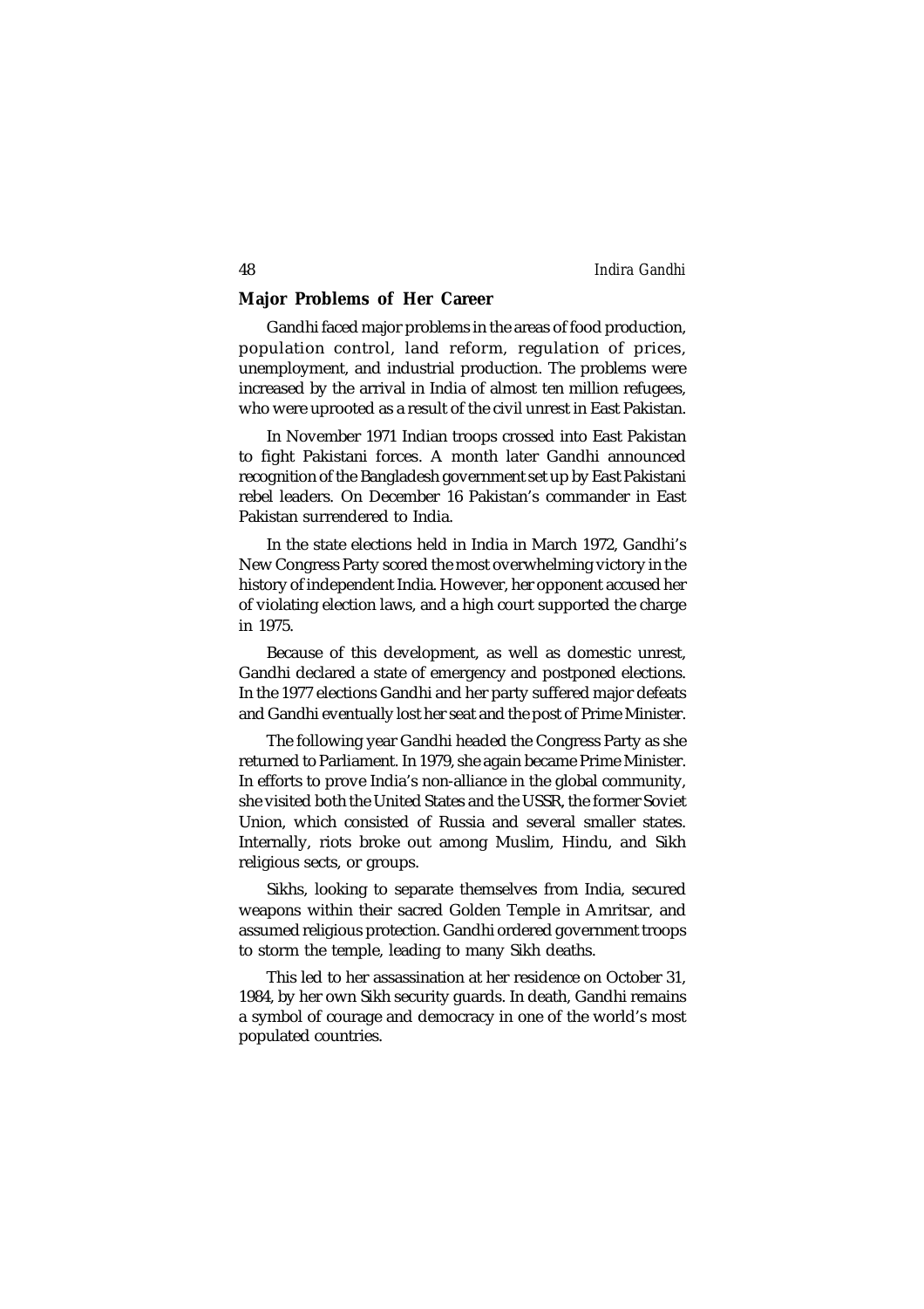## Major Problems of Her Career

Gandhi faced major problems in the areas of food production, population control, land reform, regulation of prices, unemployment, and industrial production. The problems were increased by the arrival in India of almost ten million refugees, who were uprooted as a result of the civil unrest in East Pakistan.

In November 1971 Indian troops crossed into East Pakistan to fight Pakistani forces. A month later Gandhi announced recognition of the Bangladesh government set up by East Pakistani rebel leaders. On December 16 Pakistan's commander in East Pakistan surrendered to India.

In the state elections held in India in March 1972, Gandhi's New Congress Party scored the most overwhelming victory in the history of independent India. However, her opponent accused her of violating election laws, and a high court supported the charge in 1975.

Because of this development, as well as domestic unrest, Gandhi declared a state of emergency and postponed elections. In the 1977 elections Gandhi and her party suffered major defeats and Gandhi eventually lost her seat and the post of Prime Minister.

The following year Gandhi headed the Congress Party as she returned to Parliament. In 1979, she again became Prime Minister. In efforts to prove India's non-alliance in the global community, she visited both the United States and the USSR, the former Soviet Union, which consisted of Russia and several smaller states. Internally, riots broke out among Muslim, Hindu, and Sikh religious sects, or groups.

Sikhs, looking to separate themselves from India, secured weapons within their sacred Golden Temple in Amritsar, and assumed religious protection. Gandhi ordered government troops to storm the temple, leading to many Sikh deaths.

This led to her assassination at her residence on October 31, 1984, by her own Sikh security guards. In death, Gandhi remains a symbol of courage and democracy in one of the world's most populated countries.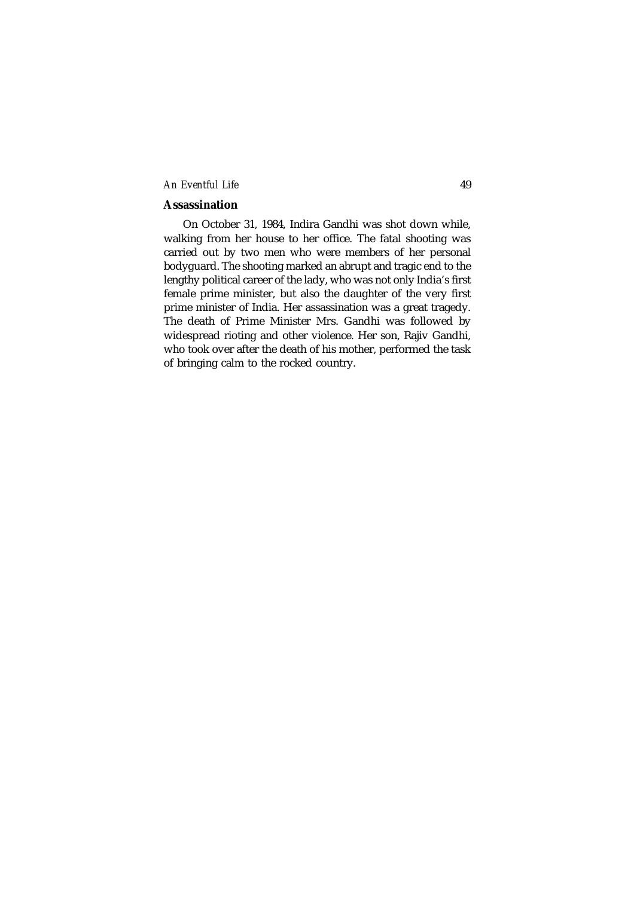## Assassination

On October 31, 1984, Indira Gandhi was shot down while, walking from her house to her office. The fatal shooting was carried out by two men who were members of her personal bodyguard. The shooting marked an abrupt and tragic end to the lengthy political career of the lady, who was not only India's first female prime minister, but also the daughter of the very first prime minister of India. Her assassination was a great tragedy. The death of Prime Minister Mrs. Gandhi was followed by widespread rioting and other violence. Her son, Rajiv Gandhi, who took over after the death of his mother, performed the task of bringing calm to the rocked country.